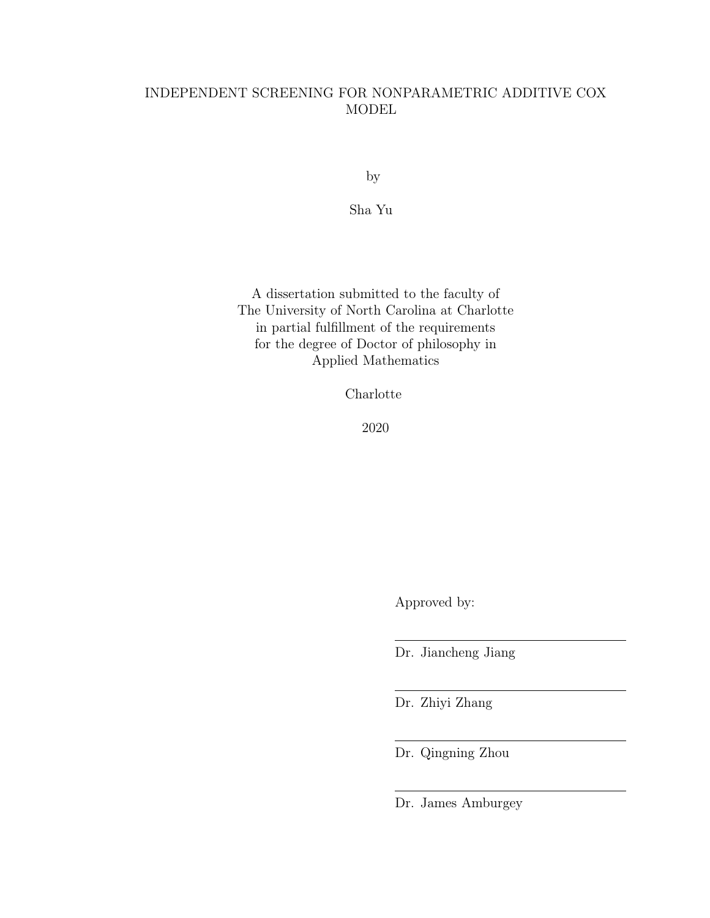# INDEPENDENT SCREENING FOR NONPARAMETRIC ADDITIVE COX MODEL

by

Sha Yu

A dissertation submitted to the faculty of
The University of North Carolina at Charlotte
in partial fulfillment of the requirements
for the degree of Doctor of philosophy in
Applied Mathematics

Charlotte

2020

Approved by:

Dr. Jiancheng Jiang

Dr. Zhiyi Zhang

Dr. Qingning Zhou

Dr. James Amburgey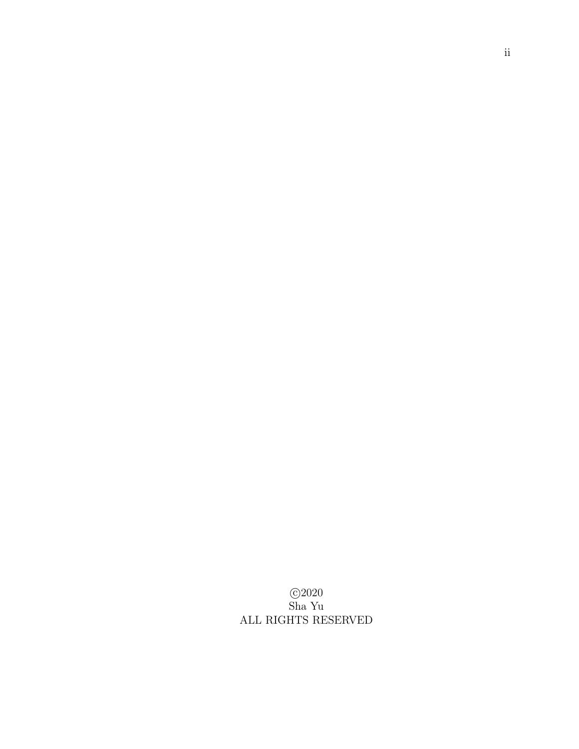©2020

Sha Yu

ALL RIGHTS RESERVED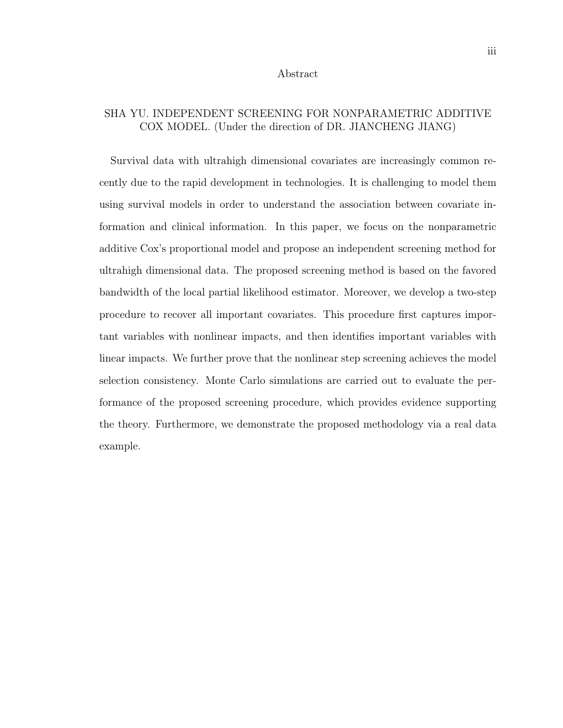# Abstract

SHA YU. INDEPENDENT SCREENING FOR NONPARAMETRIC ADDITIVE COX MODEL. (Under the direction of DR. JIANCHENG JIANG)

Survival data with ultrahigh dimensional covariates are increasingly common recently due to the rapid development in technologies. It is challenging to model them using survival models in order to understand the association between covariate information and clinical information. In this paper, we focus on the nonparametric additive Cox's proportional model and propose an independent screening method for ultrahigh dimensional data. The proposed screening method is based on the favored bandwidth of the local partial likelihood estimator. Moreover, we develop a two-step procedure to recover all important covariates. This procedure first captures important variables with nonlinear impacts, and then identifies important variables with linear impacts. We further prove that the nonlinear step screening achieves the model selection consistency. Monte Carlo simulations are carried out to evaluate the performance of the proposed screening procedure, which provides evidence supporting the theory. Furthermore, we demonstrate the proposed methodology via a real data example.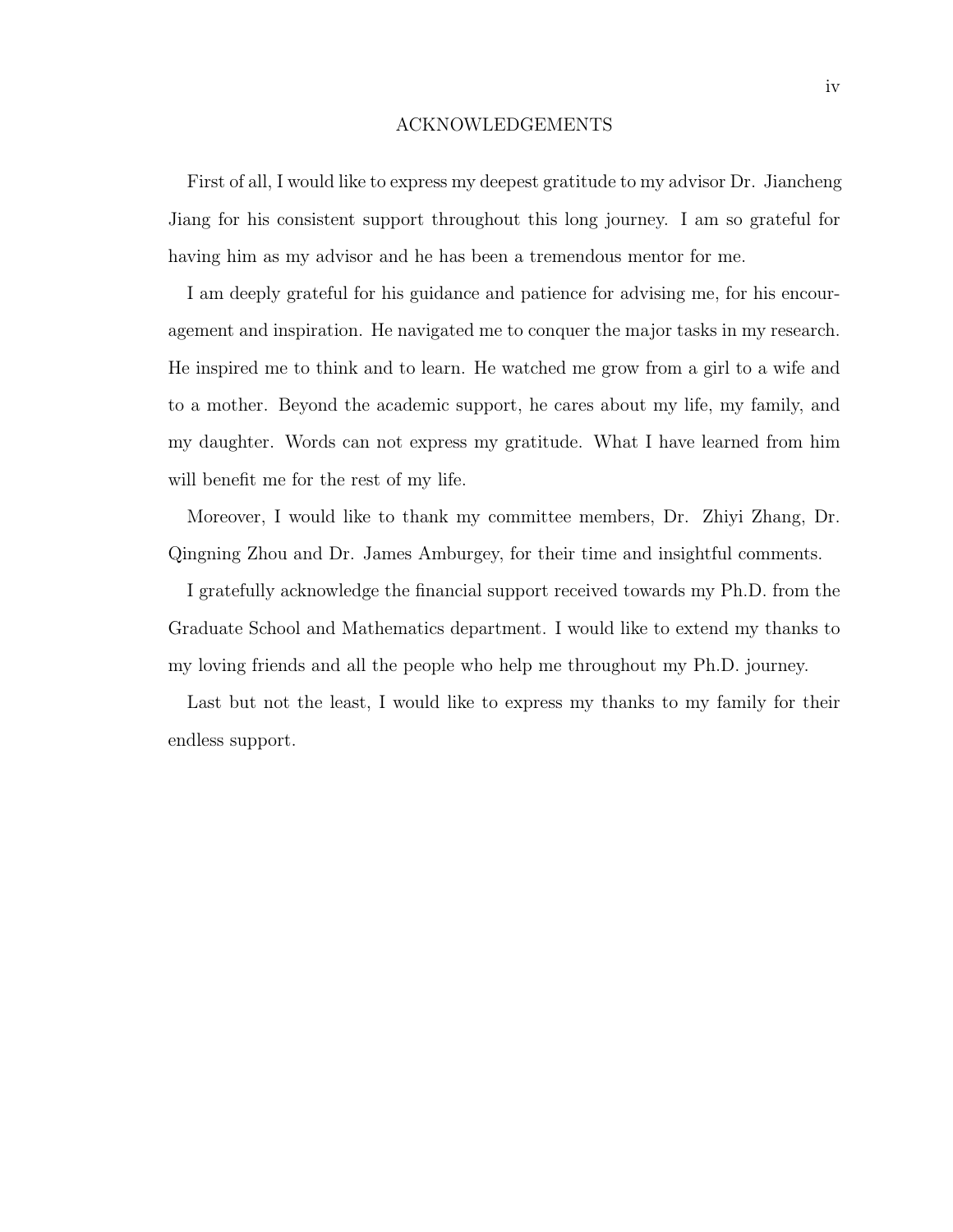## ACKNOWLEDGEMENTS

First of all, I would like to express my deepest gratitude to my advisor Dr. Jiancheng Jiang for his consistent support throughout this long journey. I am so grateful for having him as my advisor and he has been a tremendous mentor for me.

I am deeply grateful for his guidance and patience for advising me, for his encouragement and inspiration. He navigated me to conquer the major tasks in my research. He inspired me to think and to learn. He watched me grow from a girl to a wife and to a mother. Beyond the academic support, he cares about my life, my family, and my daughter. Words can not express my gratitude. What I have learned from him will benefit me for the rest of my life.

Moreover, I would like to thank my committee members, Dr. Zhiyi Zhang, Dr. Qingning Zhou and Dr. James Amburgey, for their time and insightful comments.

I gratefully acknowledge the financial support received towards my Ph.D. from the Graduate School and Mathematics department. I would like to extend my thanks to my loving friends and all the people who help me throughout my Ph.D. journey.

Last but not the least, I would like to express my thanks to my family for their endless support.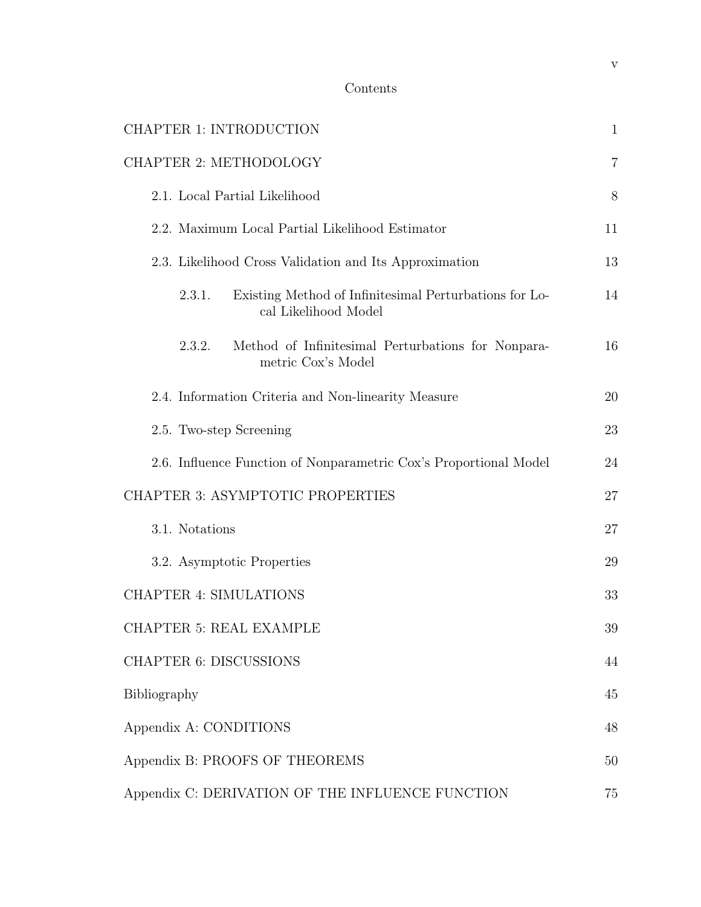# Contents

| | |
|---|---|
| CHAPTER 1: INTRODUCTION | 1 |
| CHAPTER 2: METHODOLOGY | 7 |
| 2.1. Local Partial Likelihood | 8 |
| 2.2. Maximum Local Partial Likelihood Estimator | 11 |
| 2.3. Likelihood Cross Validation and Its Approximation | 13 |
| 2.3.1. Existing Method of Infinitesimal Perturbations for Local Likelihood Model | 14 |
| 2.3.2. Method of Infinitesimal Perturbations for Nonparametric Cox's Model | 16 |
| 2.4. Information Criteria and Non-linearity Measure | 20 |
| 2.5. Two-step Screening | 23 |
| 2.6. Influence Function of Nonparametric Cox's Proportional Model | 24 |
| CHAPTER 3: ASYMPTOTIC PROPERTIES | 27 |
| 3.1. Notations | 27 |
| 3.2. Asymptotic Properties | 29 |
| CHAPTER 4: SIMULATIONS | 33 |
| CHAPTER 5: REAL EXAMPLE | 39 |
| CHAPTER 6: DISCUSSIONS | 44 |
| Bibliography | 45 |
| Appendix A: CONDITIONS | 48 |
| Appendix B: PROOFS OF THEOREMS | 50 |
| Appendix C: DERIVATION OF THE INFLUENCE FUNCTION | 75 |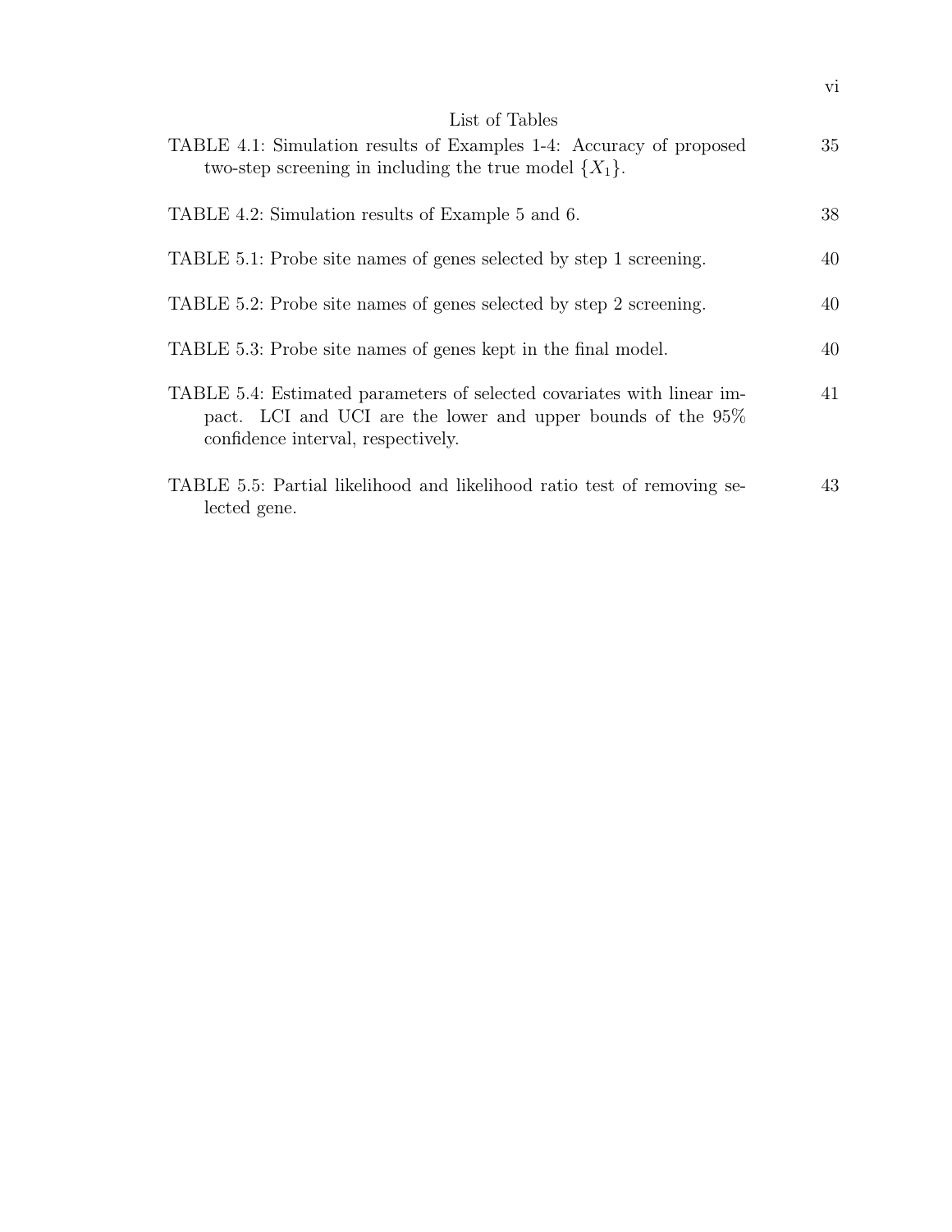# List of Tables

TABLE 4.1: Simulation results of Examples 1-4: Accuracy of proposed two-step screening in including the true model $\{X_1\}$. 35

TABLE 4.2: Simulation results of Example 5 and 6. 38

TABLE 5.1: Probe site names of genes selected by step 1 screening. 40

TABLE 5.2: Probe site names of genes selected by step 2 screening. 40

TABLE 5.3: Probe site names of genes kept in the final model. 40

TABLE 5.4: Estimated parameters of selected covariates with linear impact. LCI and UCI are the lower and upper bounds of the 95% confidence interval, respectively. 41

TABLE 5.5: Partial likelihood and likelihood ratio test of removing selected gene. 43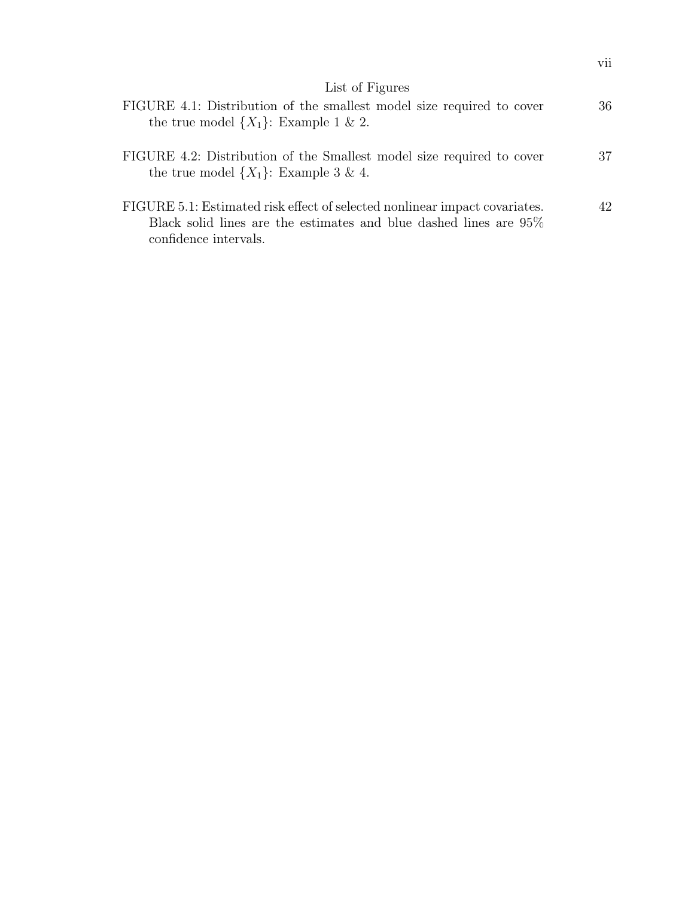# List of Figures

FIGURE 4.1: Distribution of the smallest model size required to cover the true model $\{X_1\}$: Example 1 & 2. 36

FIGURE 4.2: Distribution of the Smallest model size required to cover the true model $\{X_1\}$: Example 3 & 4. 37

FIGURE 5.1: Estimated risk effect of selected nonlinear impact covariates. Black solid lines are the estimates and blue dashed lines are 95% confidence intervals. 42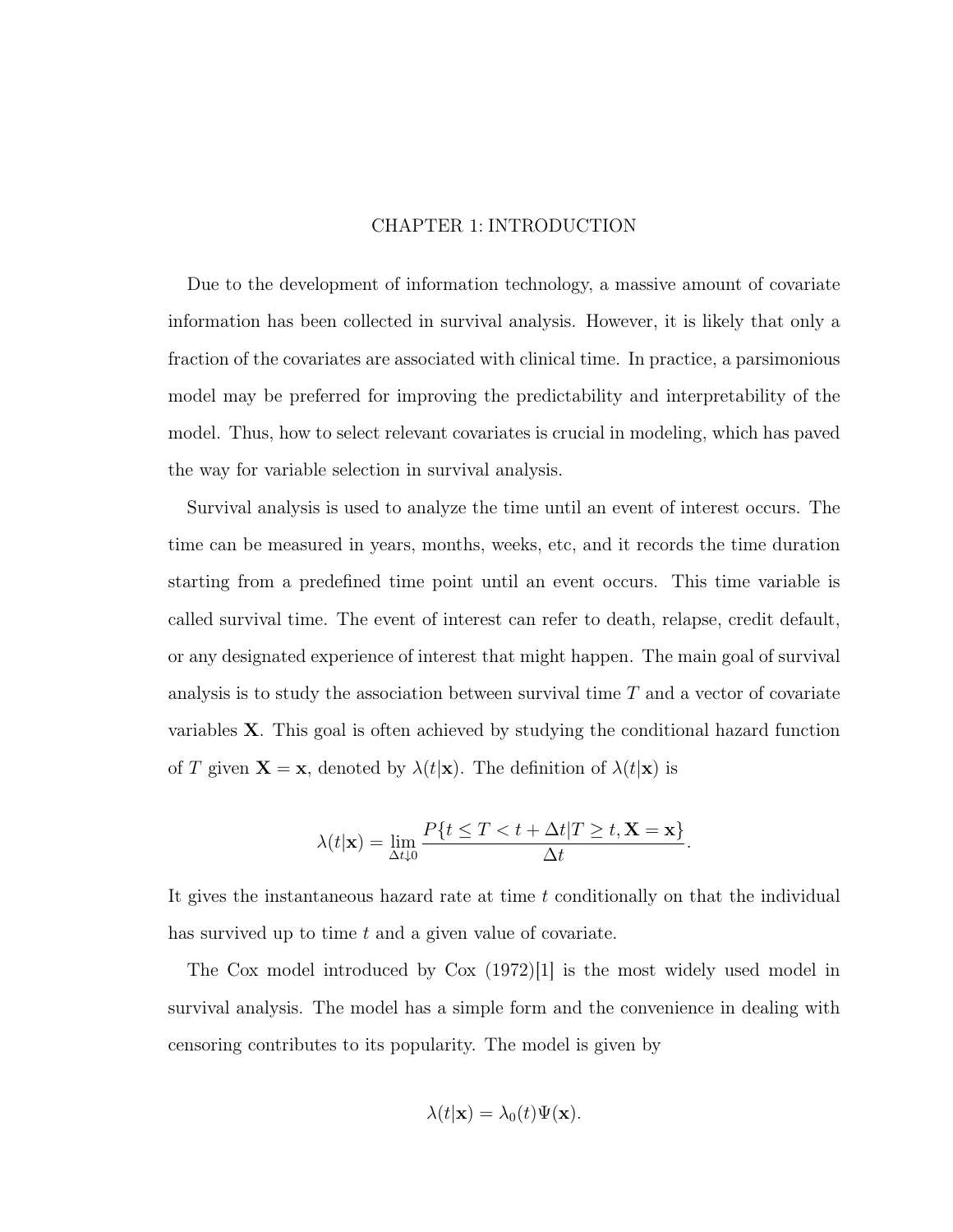# CHAPTER 1: INTRODUCTION

Due to the development of information technology, a massive amount of covariate information has been collected in survival analysis. However, it is likely that only a fraction of the covariates are associated with clinical time. In practice, a parsimonious model may be preferred for improving the predictability and interpretability of the model. Thus, how to select relevant covariates is crucial in modeling, which has paved the way for variable selection in survival analysis.

Survival analysis is used to analyze the time until an event of interest occurs. The time can be measured in years, months, weeks, etc, and it records the time duration starting from a predefined time point until an event occurs. This time variable is called survival time. The event of interest can refer to death, relapse, credit default, or any designated experience of interest that might happen. The main goal of survival analysis is to study the association between survival time $T$ and a vector of covariate variables $\mathbf{X}$. This goal is often achieved by studying the conditional hazard function of $T$ given $\mathbf{X} = \mathbf{x}$, denoted by $\lambda(t|\mathbf{x})$. The definition of $\lambda(t|\mathbf{x})$ is

$$\lambda(t|\mathbf{x}) = \lim_{\Delta t \downarrow 0} \frac{P\{t \leq T < t + \Delta t | T \geq t, \mathbf{X} = \mathbf{x}\}}{\Delta t}.$$

It gives the instantaneous hazard rate at time $t$ conditionally on that the individual has survived up to time $t$ and a given value of covariate.

The Cox model introduced by Cox (1972)[1] is the most widely used model in survival analysis. The model has a simple form and the convenience in dealing with censoring contributes to its popularity. The model is given by

$$\lambda(t|\mathbf{x}) = \lambda_0(t)\Psi(\mathbf{x}).$$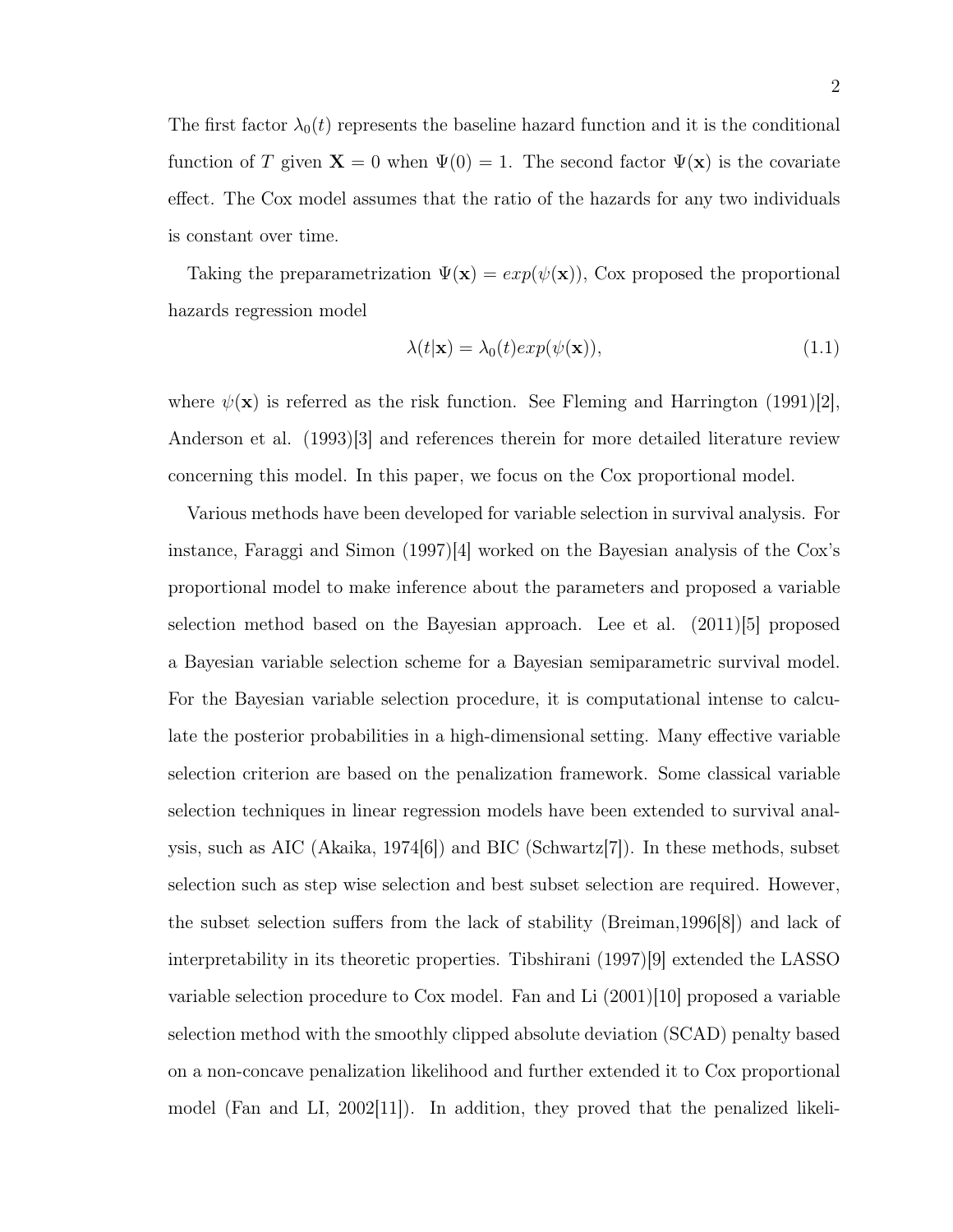The first factor $\lambda_0(t)$ represents the baseline hazard function and it is the conditional function of $T$ given $\mathbf{X} = 0$ when $\Psi(0) = 1$. The second factor $\Psi(\mathbf{x})$ is the covariate effect. The Cox model assumes that the ratio of the hazards for any two individuals is constant over time.

Taking the preparametrization $\Psi(\mathbf{x}) = exp(\psi(\mathbf{x}))$, Cox proposed the proportional hazards regression model

$$\lambda(t|\mathbf{x}) = \lambda_0(t)exp(\psi(\mathbf{x})), \tag{1.1}$$

where $\psi(\mathbf{x})$ is referred as the risk function. See Fleming and Harrington (1991)[2], Anderson et al. (1993)[3] and references therein for more detailed literature review concerning this model. In this paper, we focus on the Cox proportional model.

Various methods have been developed for variable selection in survival analysis. For instance, Faraggi and Simon (1997)[4] worked on the Bayesian analysis of the Cox's proportional model to make inference about the parameters and proposed a variable selection method based on the Bayesian approach. Lee et al. (2011)[5] proposed a Bayesian variable selection scheme for a Bayesian semiparametric survival model. For the Bayesian variable selection procedure, it is computational intense to calculate the posterior probabilities in a high-dimensional setting. Many effective variable selection criterion are based on the penalization framework. Some classical variable selection techniques in linear regression models have been extended to survival analysis, such as AIC (Akaika, 1974[6]) and BIC (Schwartz[7]). In these methods, subset selection such as step wise selection and best subset selection are required. However, the subset selection suffers from the lack of stability (Breiman,1996[8]) and lack of interpretability in its theoretic properties. Tibshirani (1997)[9] extended the LASSO variable selection procedure to Cox model. Fan and Li (2001)[10] proposed a variable selection method with the smoothly clipped absolute deviation (SCAD) penalty based on a non-concave penalization likelihood and further extended it to Cox proportional model (Fan and LI, 2002[11]). In addition, they proved that the penalized likeli-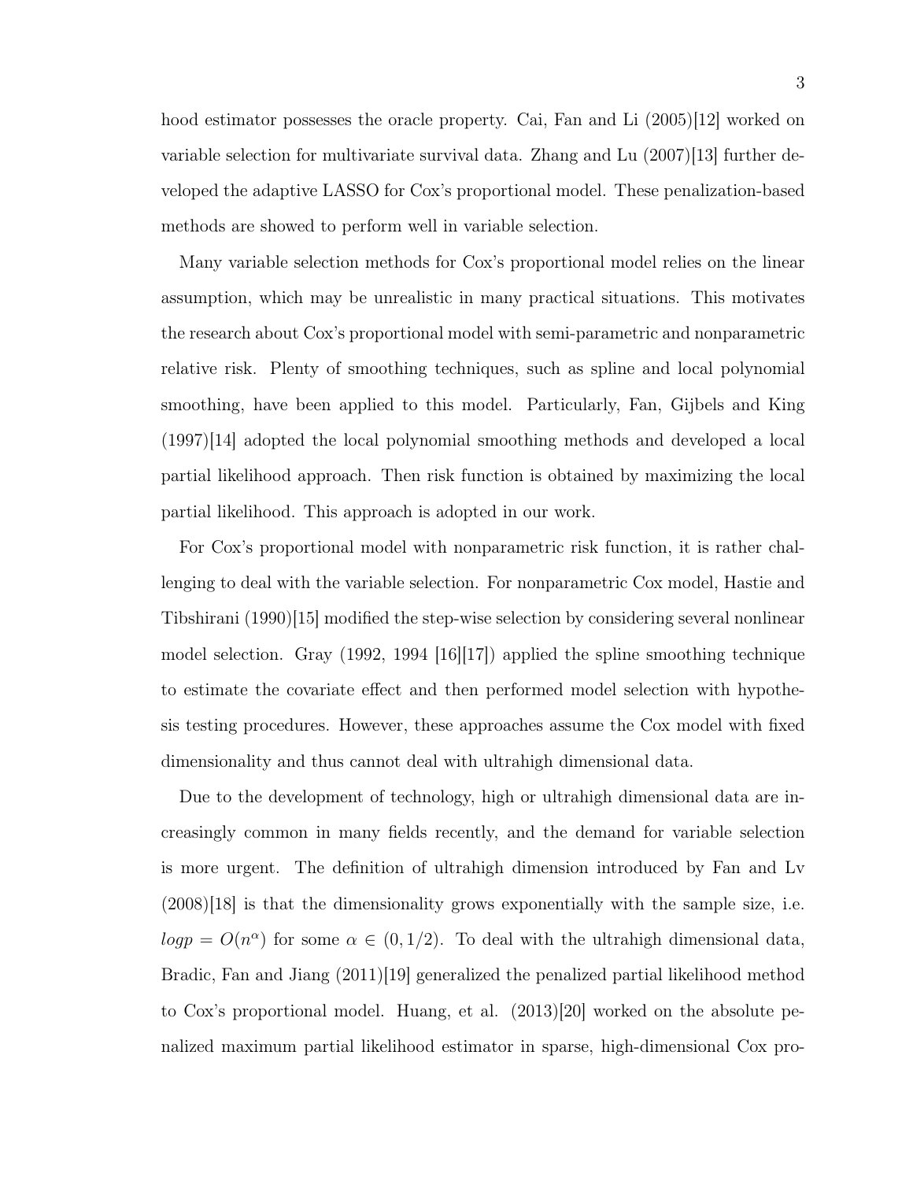hood estimator possesses the oracle property. Cai, Fan and Li (2005)[12] worked on variable selection for multivariate survival data. Zhang and Lu (2007)[13] further developed the adaptive LASSO for Cox's proportional model. These penalization-based methods are showed to perform well in variable selection.

Many variable selection methods for Cox's proportional model relies on the linear assumption, which may be unrealistic in many practical situations. This motivates the research about Cox's proportional model with semi-parametric and nonparametric relative risk. Plenty of smoothing techniques, such as spline and local polynomial smoothing, have been applied to this model. Particularly, Fan, Gijbels and King (1997)[14] adopted the local polynomial smoothing methods and developed a local partial likelihood approach. Then risk function is obtained by maximizing the local partial likelihood. This approach is adopted in our work.

For Cox's proportional model with nonparametric risk function, it is rather challenging to deal with the variable selection. For nonparametric Cox model, Hastie and Tibshirani (1990)[15] modified the step-wise selection by considering several nonlinear model selection. Gray (1992, 1994 [16][17]) applied the spline smoothing technique to estimate the covariate effect and then performed model selection with hypothesis testing procedures. However, these approaches assume the Cox model with fixed dimensionality and thus cannot deal with ultrahigh dimensional data.

Due to the development of technology, high or ultrahigh dimensional data are increasingly common in many fields recently, and the demand for variable selection is more urgent. The definition of ultrahigh dimension introduced by Fan and Lv (2008)[18] is that the dimensionality grows exponentially with the sample size, i.e. $logp = O(n^{\alpha})$ for some $\alpha \in (0, 1/2)$. To deal with the ultrahigh dimensional data, Bradic, Fan and Jiang (2011)[19] generalized the penalized partial likelihood method to Cox's proportional model. Huang, et al. (2013)[20] worked on the absolute penalized maximum partial likelihood estimator in sparse, high-dimensional Cox pro-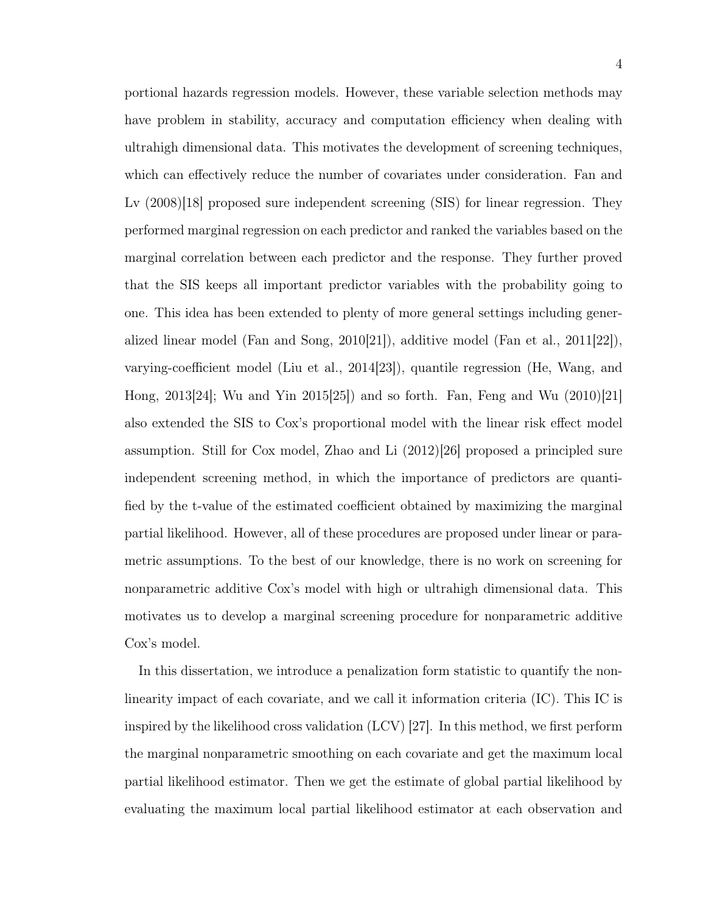portional hazards regression models. However, these variable selection methods may have problem in stability, accuracy and computation efficiency when dealing with ultrahigh dimensional data. This motivates the development of screening techniques, which can effectively reduce the number of covariates under consideration. Fan and Lv (2008)[18] proposed sure independent screening (SIS) for linear regression. They performed marginal regression on each predictor and ranked the variables based on the marginal correlation between each predictor and the response. They further proved that the SIS keeps all important predictor variables with the probability going to one. This idea has been extended to plenty of more general settings including generalized linear model (Fan and Song, 2010[21]), additive model (Fan et al., 2011[22]), varying-coefficient model (Liu et al., 2014[23]), quantile regression (He, Wang, and Hong, 2013[24]; Wu and Yin 2015[25]) and so forth. Fan, Feng and Wu (2010)[21] also extended the SIS to Cox's proportional model with the linear risk effect model assumption. Still for Cox model, Zhao and Li (2012)[26] proposed a principled sure independent screening method, in which the importance of predictors are quantified by the t-value of the estimated coefficient obtained by maximizing the marginal partial likelihood. However, all of these procedures are proposed under linear or parametric assumptions. To the best of our knowledge, there is no work on screening for nonparametric additive Cox's model with high or ultrahigh dimensional data. This motivates us to develop a marginal screening procedure for nonparametric additive Cox's model.

In this dissertation, we introduce a penalization form statistic to quantify the nonlinearity impact of each covariate, and we call it information criteria (IC). This IC is inspired by the likelihood cross validation (LCV) [27]. In this method, we first perform the marginal nonparametric smoothing on each covariate and get the maximum local partial likelihood estimator. Then we get the estimate of global partial likelihood by evaluating the maximum local partial likelihood estimator at each observation and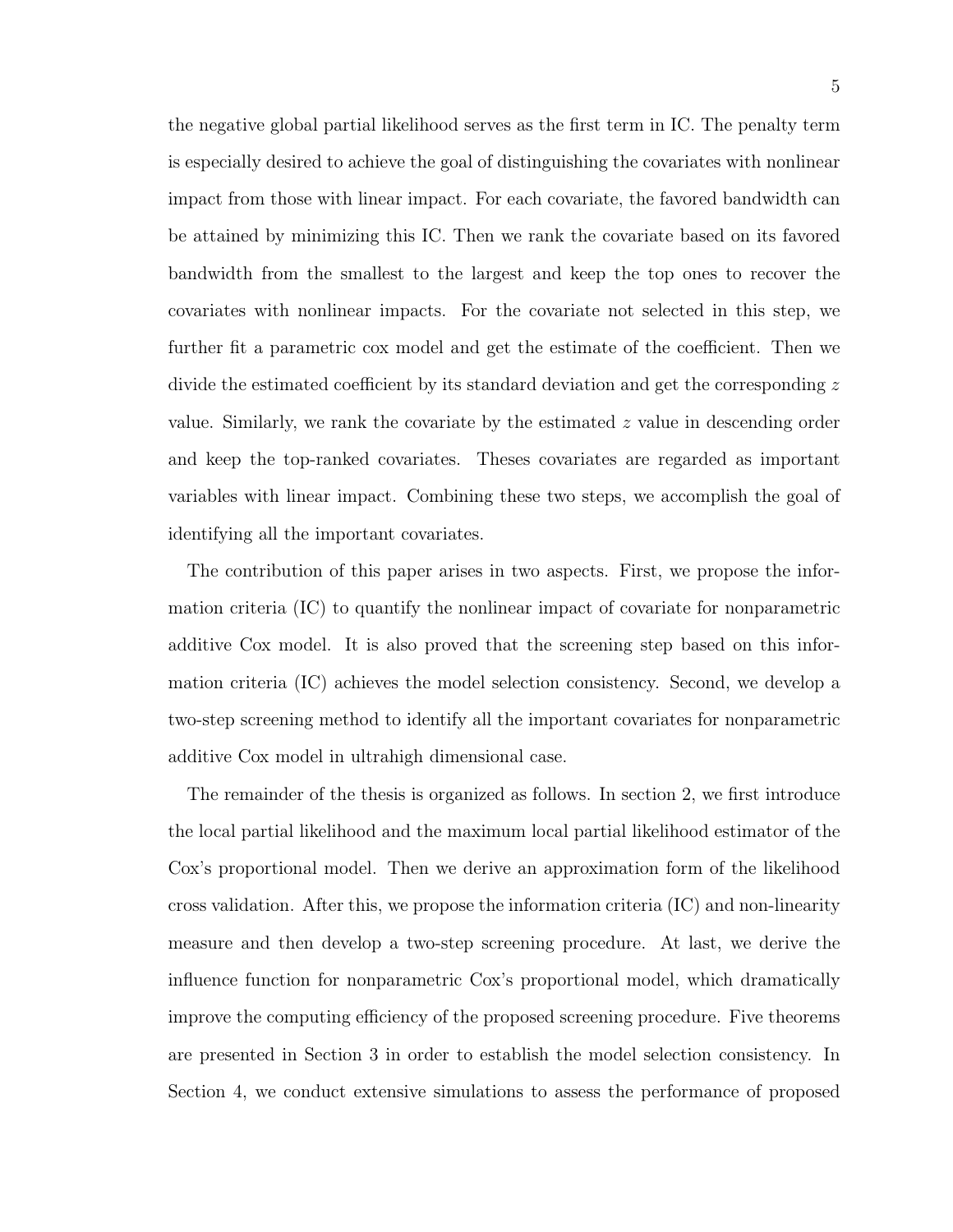the negative global partial likelihood serves as the first term in IC. The penalty term is especially desired to achieve the goal of distinguishing the covariates with nonlinear impact from those with linear impact. For each covariate, the favored bandwidth can be attained by minimizing this IC. Then we rank the covariate based on its favored bandwidth from the smallest to the largest and keep the top ones to recover the covariates with nonlinear impacts. For the covariate not selected in this step, we further fit a parametric cox model and get the estimate of the coefficient. Then we divide the estimated coefficient by its standard deviation and get the corresponding $z$ value. Similarly, we rank the covariate by the estimated $z$ value in descending order and keep the top-ranked covariates. Theses covariates are regarded as important variables with linear impact. Combining these two steps, we accomplish the goal of identifying all the important covariates.

The contribution of this paper arises in two aspects. First, we propose the information criteria (IC) to quantify the nonlinear impact of covariate for nonparametric additive Cox model. It is also proved that the screening step based on this information criteria (IC) achieves the model selection consistency. Second, we develop a two-step screening method to identify all the important covariates for nonparametric additive Cox model in ultrahigh dimensional case.

The remainder of the thesis is organized as follows. In section 2, we first introduce the local partial likelihood and the maximum local partial likelihood estimator of the Cox's proportional model. Then we derive an approximation form of the likelihood cross validation. After this, we propose the information criteria (IC) and non-linearity measure and then develop a two-step screening procedure. At last, we derive the influence function for nonparametric Cox's proportional model, which dramatically improve the computing efficiency of the proposed screening procedure. Five theorems are presented in Section 3 in order to establish the model selection consistency. In Section 4, we conduct extensive simulations to assess the performance of proposed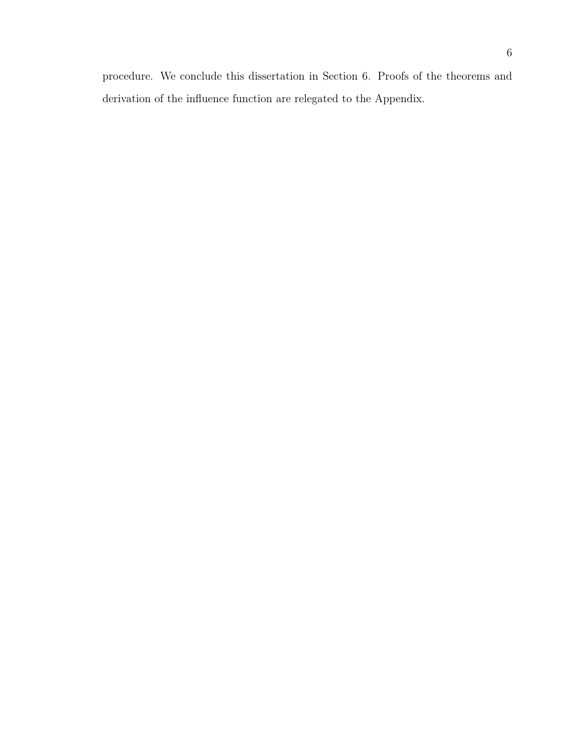procedure. We conclude this dissertation in Section 6. Proofs of the theorems and derivation of the influence function are relegated to the Appendix.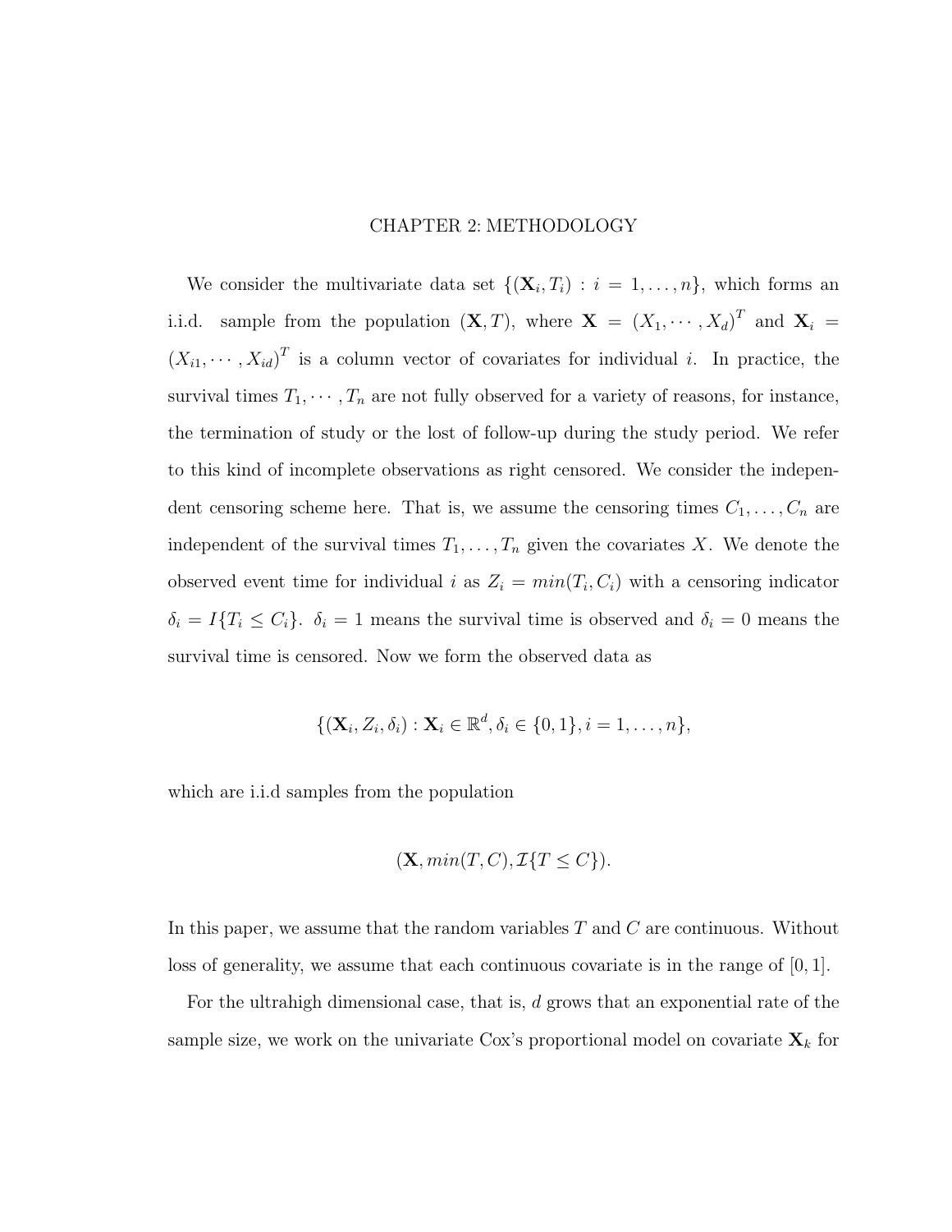# CHAPTER 2: METHODOLOGY

We consider the multivariate data set $\{(\mathbf{X}_i, T_i) : i = 1, \ldots, n\}$, which forms an i.i.d. sample from the population $(\mathbf{X}, T)$, where $\mathbf{X} = (X_1, \cdots, X_d)^T$ and $\mathbf{X}_i = (X_{i1}, \cdots, X_{id})^T$ is a column vector of covariates for individual $i$. In practice, the survival times $T_1, \cdots, T_n$ are not fully observed for a variety of reasons, for instance, the termination of study or the lost of follow-up during the study period. We refer to this kind of incomplete observations as right censored. We consider the independent censoring scheme here. That is, we assume the censoring times $C_1, \ldots, C_n$ are independent of the survival times $T_1, \ldots, T_n$ given the covariates $X$. We denote the observed event time for individual $i$ as $Z_i = min(T_i, C_i)$ with a censoring indicator $\delta_i = I\{T_i \leq C_i\}$. $\delta_i = 1$ means the survival time is observed and $\delta_i = 0$ means the survival time is censored. Now we form the observed data as

$$\{(\mathbf{X}_i, Z_i, \delta_i) : \mathbf{X}_i \in \mathbb{R}^d, \delta_i \in \{0, 1\}, i = 1, \ldots, n\},$$

which are i.i.d samples from the population

$$(\mathbf{X}, min(T, C), \mathcal{I}\{T \leq C\}).$$

In this paper, we assume that the random variables $T$ and $C$ are continuous. Without loss of generality, we assume that each continuous covariate is in the range of $[0, 1]$.

For the ultrahigh dimensional case, that is, $d$ grows that an exponential rate of the sample size, we work on the univariate Cox's proportional model on covariate $\mathbf{X}_k$ for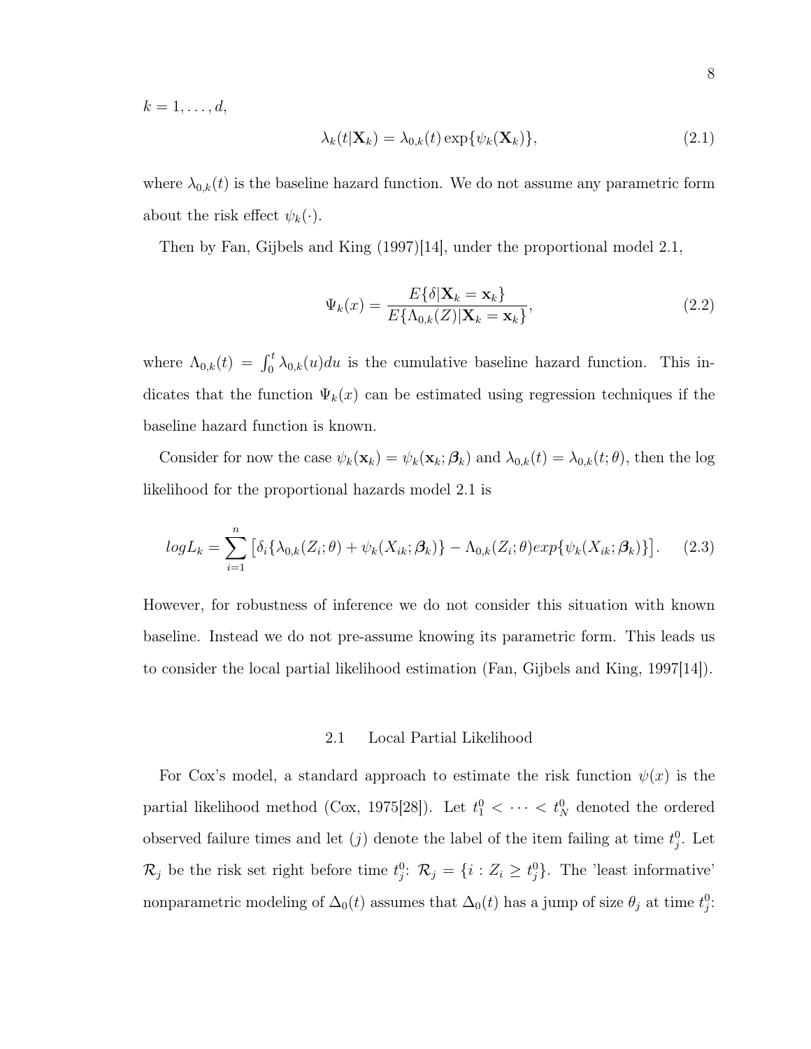$k = 1, \ldots, d$,

$$\lambda_k(t|\mathbf{X}_k) = \lambda_{0,k}(t) \exp\{\psi_k(\mathbf{X}_k)\}, \tag{2.1}$$

where $\lambda_{0,k}(t)$ is the baseline hazard function. We do not assume any parametric form about the risk effect $\psi_k(\cdot)$.

Then by Fan, Gijbels and King (1997)[14], under the proportional model 2.1,

$$\Psi_k(x) = \frac{E\{\delta|\mathbf{X}_k = \mathbf{x}_k\}}{E\{\Lambda_{0,k}(Z)|\mathbf{X}_k = \mathbf{x}_k\}}, \tag{2.2}$$

where $\Lambda_{0,k}(t) = \int_0^t \lambda_{0,k}(u)du$ is the cumulative baseline hazard function. This indicates that the function $\Psi_k(x)$ can be estimated using regression techniques if the baseline hazard function is known.

Consider for now the case $\psi_k(\mathbf{x}_k) = \psi_k(\mathbf{x}_k; \boldsymbol{\beta}_k)$ and $\lambda_{0,k}(t) = \lambda_{0,k}(t; \theta)$, then the log likelihood for the proportional hazards model 2.1 is

$$logL_k = \sum_{i=1}^{n} \left[\delta_i\{\lambda_{0,k}(Z_i; \theta) + \psi_k(X_{ik}; \boldsymbol{\beta}_k)\} - \Lambda_{0,k}(Z_i; \theta) exp\{\psi_k(X_{ik}; \boldsymbol{\beta}_k)\}\right]. \tag{2.3}$$

However, for robustness of inference we do not consider this situation with known baseline. Instead we do not pre-assume knowing its parametric form. This leads us to consider the local partial likelihood estimation (Fan, Gijbels and King, 1997[14]).

## 2.1 Local Partial Likelihood

For Cox's model, a standard approach to estimate the risk function $\psi(x)$ is the partial likelihood method (Cox, 1975[28]). Let $t_1^0 < \cdots < t_N^0$ denoted the ordered observed failure times and let $(j)$ denote the label of the item failing at time $t_j^0$. Let $\mathcal{R}_j$ be the risk set right before time $t_j^0$: $\mathcal{R}_j = \{i : Z_i \geq t_j^0\}$. The 'least informative' nonparametric modeling of $\Delta_0(t)$ assumes that $\Delta_0(t)$ has a jump of size $\theta_j$ at time $t_j^0$: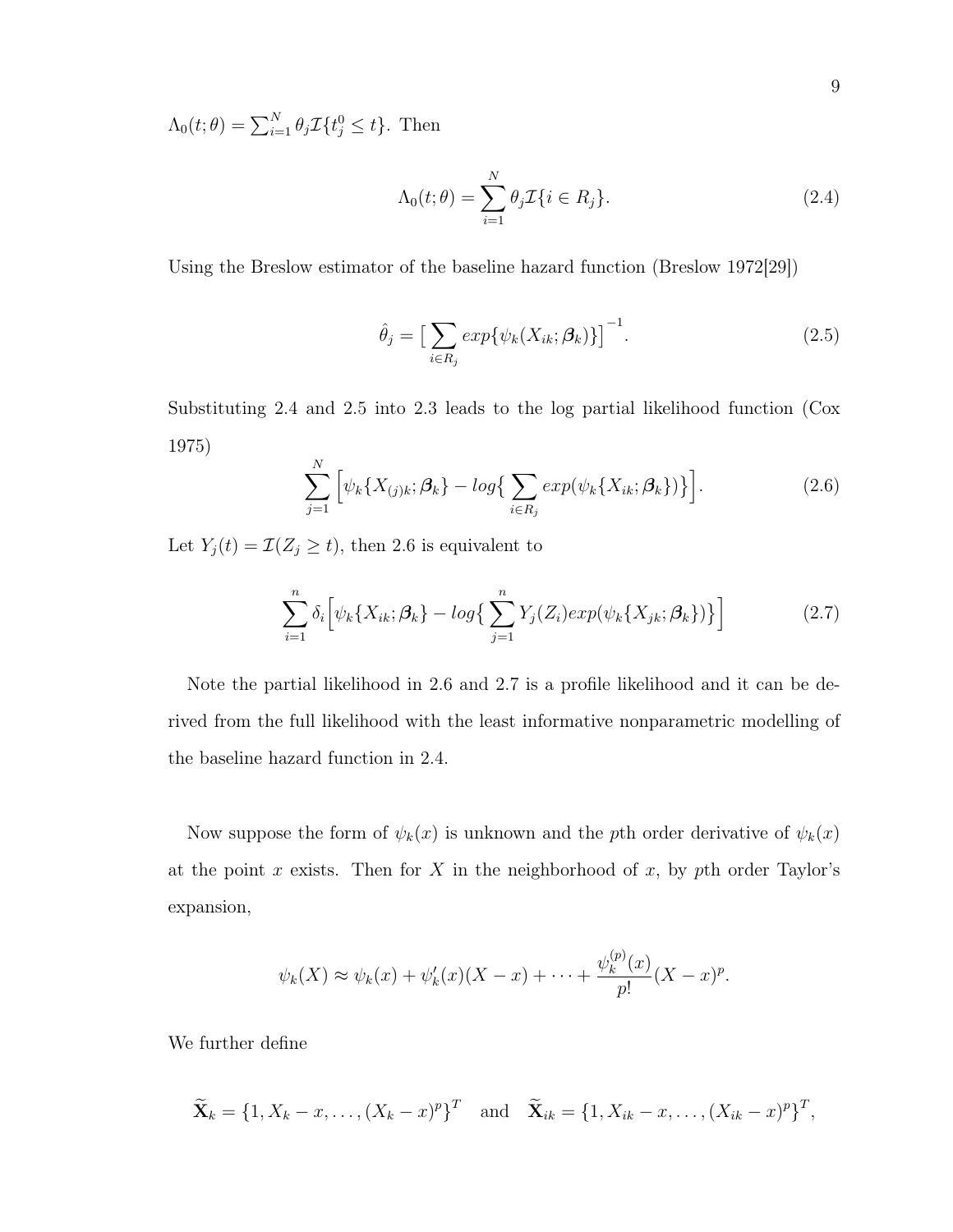$\Lambda_0(t;\theta) = \sum_{i=1}^{N} \theta_j \mathcal{I}\{t_j^0 \leq t\}$. Then

$$\Lambda_0(t;\theta) = \sum_{i=1}^{N} \theta_j \mathcal{I}\{i \in R_j\}. \tag{2.4}$$

Using the Breslow estimator of the baseline hazard function (Breslow 1972[29])

$$\hat{\theta}_j = \big[\sum_{i \in R_j} exp\{\psi_k(X_{ik};\boldsymbol{\beta}_k)\}\big]^{-1}. \tag{2.5}$$

Substituting 2.4 and 2.5 into 2.3 leads to the log partial likelihood function (Cox 1975)

$$\sum_{j=1}^{N} \Big[\psi_k\{X_{(j)k};\boldsymbol{\beta}_k\} - log\big\{\sum_{i \in R_j} exp(\psi_k\{X_{ik};\boldsymbol{\beta}_k\})\big\}\Big]. \tag{2.6}$$

Let $Y_j(t) = \mathcal{I}(Z_j \geq t)$, then 2.6 is equivalent to

$$\sum_{i=1}^{n} \delta_i \Big[\psi_k\{X_{ik};\boldsymbol{\beta}_k\} - log\big\{\sum_{j=1}^{n} Y_j(Z_i) exp(\psi_k\{X_{jk};\boldsymbol{\beta}_k\})\big\}\Big] \tag{2.7}$$

Note the partial likelihood in 2.6 and 2.7 is a profile likelihood and it can be derived from the full likelihood with the least informative nonparametric modelling of the baseline hazard function in 2.4.

Now suppose the form of $\psi_k(x)$ is unknown and the $p$th order derivative of $\psi_k(x)$ at the point $x$ exists. Then for $X$ in the neighborhood of $x$, by $p$th order Taylor's expansion,

$$\psi_k(X) \approx \psi_k(x) + \psi_k'(x)(X-x) + \cdots + \frac{\psi_k^{(p)}(x)}{p!}(X-x)^p.$$

We further define

$$\widetilde{\mathbf{X}}_k = \{1, X_k - x, \ldots, (X_k - x)^p\}^T \quad \text{and} \quad \widetilde{\mathbf{X}}_{ik} = \{1, X_{ik} - x, \ldots, (X_{ik} - x)^p\}^T,$$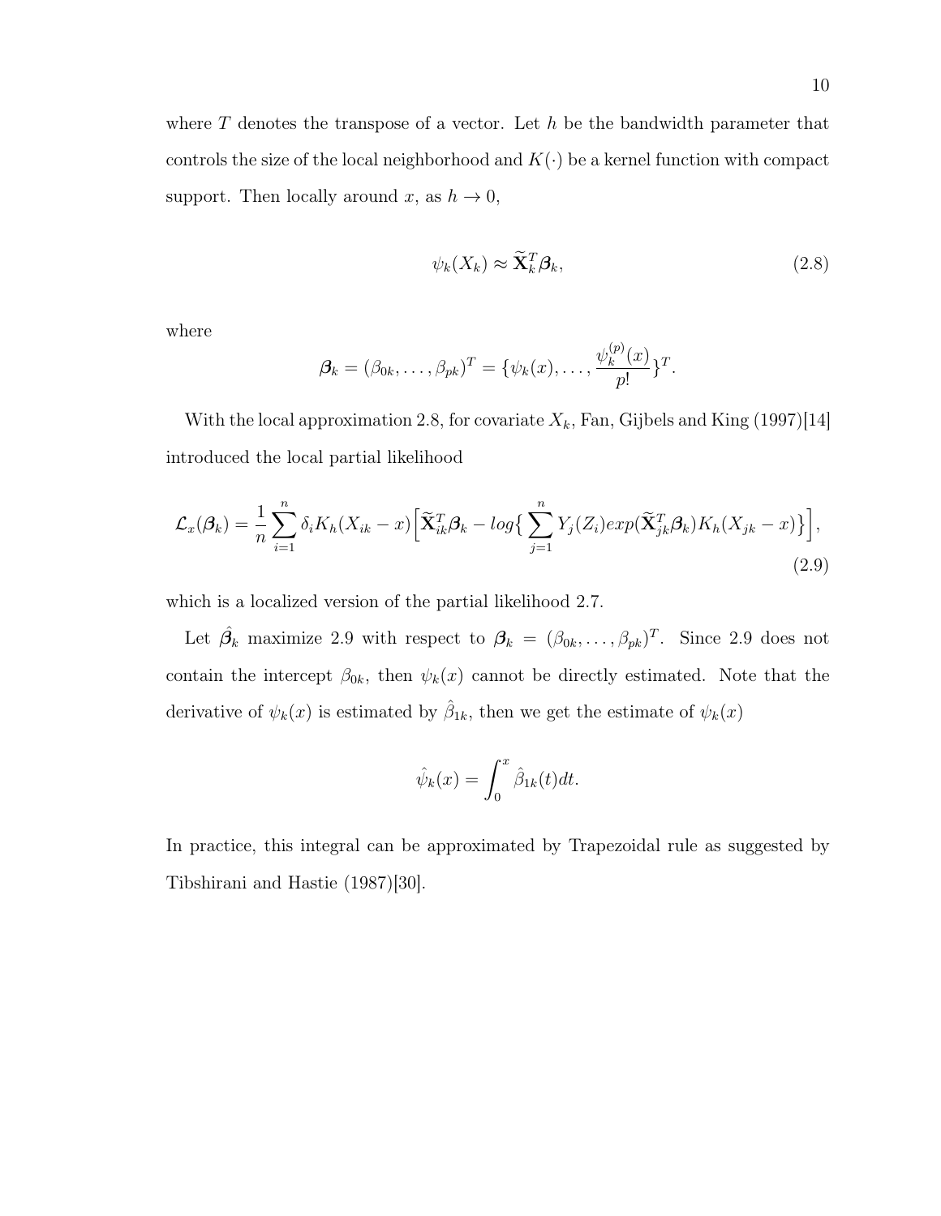where $T$ denotes the transpose of a vector. Let $h$ be the bandwidth parameter that controls the size of the local neighborhood and $K(\cdot)$ be a kernel function with compact support. Then locally around $x$, as $h \to 0$,

$$\psi_k(X_k) \approx \widetilde{\mathbf{X}}_k^T \boldsymbol{\beta}_k, \tag{2.8}$$

where

$$\boldsymbol{\beta}_k = (\beta_{0k}, \ldots, \beta_{pk})^T = \{\psi_k(x), \ldots, \frac{\psi_k^{(p)}(x)}{p!}\}^T.$$

With the local approximation 2.8, for covariate $X_k$, Fan, Gijbels and King (1997)[14] introduced the local partial likelihood

$$\mathcal{L}_x(\boldsymbol{\beta}_k) = \frac{1}{n}\sum_{i=1}^{n} \delta_i K_h(X_{ik} - x)\Big[\widetilde{\mathbf{X}}_{ik}^T \boldsymbol{\beta}_k - log\big\{\sum_{j=1}^{n} Y_j(Z_i) exp(\widetilde{\mathbf{X}}_{jk}^T \boldsymbol{\beta}_k) K_h(X_{jk} - x)\big\}\Big], \tag{2.9}$$

which is a localized version of the partial likelihood 2.7.

Let $\hat{\boldsymbol{\beta}}_k$ maximize 2.9 with respect to $\boldsymbol{\beta}_k = (\beta_{0k}, \ldots, \beta_{pk})^T$. Since 2.9 does not contain the intercept $\beta_{0k}$, then $\psi_k(x)$ cannot be directly estimated. Note that the derivative of $\psi_k(x)$ is estimated by $\hat{\beta}_{1k}$, then we get the estimate of $\psi_k(x)$

$$\hat{\psi}_k(x) = \int_0^x \hat{\beta}_{1k}(t)dt.$$

In practice, this integral can be approximated by Trapezoidal rule as suggested by Tibshirani and Hastie (1987)[30].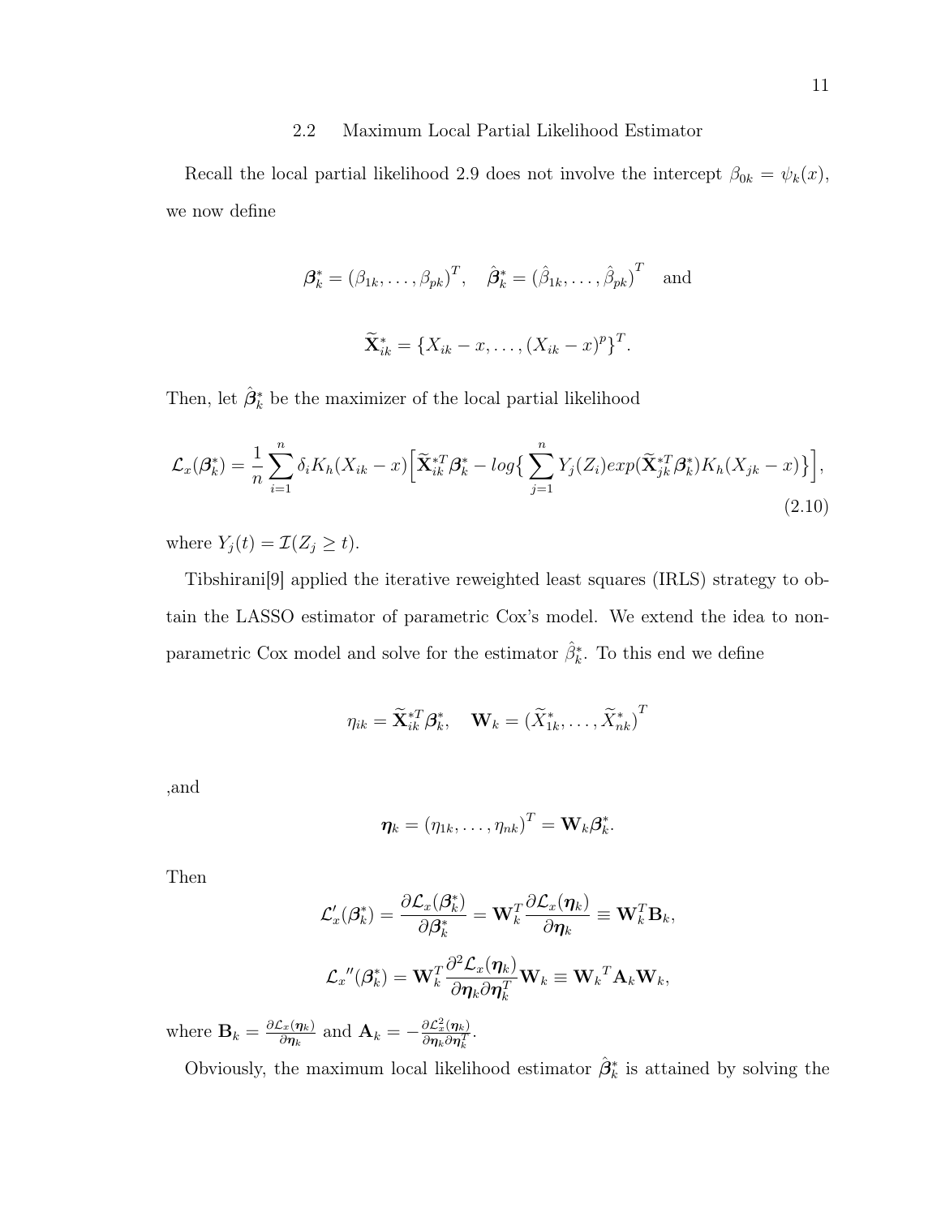## 2.2 Maximum Local Partial Likelihood Estimator

Recall the local partial likelihood 2.9 does not involve the intercept $\beta_{0k} = \psi_k(x)$, we now define

$$\boldsymbol{\beta}_k^* = (\beta_{1k}, \ldots, \beta_{pk})^T, \quad \hat{\boldsymbol{\beta}}_k^* = (\hat{\beta}_{1k}, \ldots, \hat{\beta}_{pk})^T \quad \text{and}$$

$$\widetilde{\mathbf{X}}_{ik}^* = \{X_{ik} - x, \ldots, (X_{ik} - x)^p\}^T.$$

Then, let $\hat{\boldsymbol{\beta}}_k^*$ be the maximizer of the local partial likelihood

$$\mathcal{L}_x(\boldsymbol{\beta}_k^*) = \frac{1}{n}\sum_{i=1}^{n} \delta_i K_h(X_{ik} - x)\Big[\widetilde{\mathbf{X}}_{ik}^{*T}\boldsymbol{\beta}_k^* - log\big\{\sum_{j=1}^{n} Y_j(Z_i) exp(\widetilde{\mathbf{X}}_{jk}^{*T}\boldsymbol{\beta}_k^*) K_h(X_{jk} - x)\big\}\Big], \tag{2.10}$$

where $Y_j(t) = \mathcal{I}(Z_j \geq t)$.

Tibshirani[9] applied the iterative reweighted least squares (IRLS) strategy to obtain the LASSO estimator of parametric Cox's model. We extend the idea to nonparametric Cox model and solve for the estimator $\hat{\beta}_k^*$. To this end we define

$$\eta_{ik} = \widetilde{\mathbf{X}}_{ik}^{*T}\boldsymbol{\beta}_k^*, \quad \mathbf{W}_k = (\widetilde{X}_{1k}^*, \ldots, \widetilde{X}_{nk}^*)^T$$

,and

$$\boldsymbol{\eta}_k = (\eta_{1k}, \ldots, \eta_{nk})^T = \mathbf{W}_k \boldsymbol{\beta}_k^*.$$

Then

$$\mathcal{L}_x'(\boldsymbol{\beta}_k^*) = \frac{\partial \mathcal{L}_x(\boldsymbol{\beta}_k^*)}{\partial \boldsymbol{\beta}_k^*} = \mathbf{W}_k^T \frac{\partial \mathcal{L}_x(\boldsymbol{\eta}_k)}{\partial \boldsymbol{\eta}_k} \equiv \mathbf{W}_k^T \mathbf{B}_k,$$

$$\mathcal{L}_x{}''(\boldsymbol{\beta}_k^*) = \mathbf{W}_k^T \frac{\partial^2 \mathcal{L}_x(\boldsymbol{\eta}_k)}{\partial \boldsymbol{\eta}_k \partial \boldsymbol{\eta}_k^T} \mathbf{W}_k \equiv \mathbf{W}_k{}^T \mathbf{A}_k \mathbf{W}_k,$$

where $\mathbf{B}_k = \frac{\partial \mathcal{L}_x(\boldsymbol{\eta}_k)}{\partial \boldsymbol{\eta}_k}$ and $\mathbf{A}_k = -\frac{\partial \mathcal{L}_x^2(\boldsymbol{\eta}_k)}{\partial \boldsymbol{\eta}_k \partial \boldsymbol{\eta}_k^T}$.

Obviously, the maximum local likelihood estimator $\hat{\boldsymbol{\beta}}_k^*$ is attained by solving the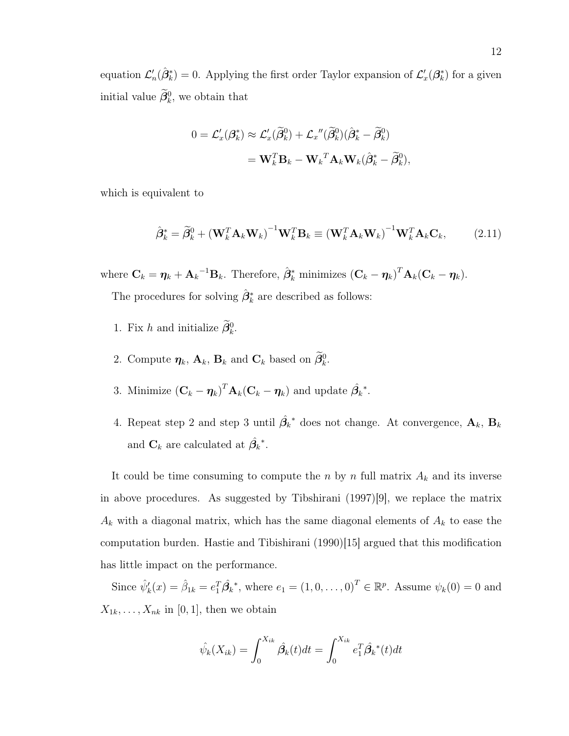equation $\mathcal{L}_n'(\hat{\boldsymbol{\beta}}_k^*) = 0$. Applying the first order Taylor expansion of $\mathcal{L}_x'(\boldsymbol{\beta}_k^*)$ for a given initial value $\widetilde{\boldsymbol{\beta}}_k^0$, we obtain that

$$
\begin{aligned}
0 = \mathcal{L}_x'(\boldsymbol{\beta}_k^*) &\approx \mathcal{L}_x'(\widetilde{\boldsymbol{\beta}}_k^0) + \mathcal{L}_x{}''(\widetilde{\boldsymbol{\beta}}_k^0)(\hat{\boldsymbol{\beta}}_k^* - \widetilde{\boldsymbol{\beta}}_k^0) \\
&= \mathbf{W}_k^T\mathbf{B}_k - \mathbf{W}_k{}^T\mathbf{A}_k\mathbf{W}_k(\hat{\boldsymbol{\beta}}_k^* - \widetilde{\boldsymbol{\beta}}_k^0),
\end{aligned}
$$

which is equivalent to

$$
\hat{\boldsymbol{\beta}}_k^* = \widetilde{\boldsymbol{\beta}}_k^0 + \left(\mathbf{W}_k^T\mathbf{A}_k\mathbf{W}_k\right)^{-1}\mathbf{W}_k^T\mathbf{B}_k \equiv \left(\mathbf{W}_k^T\mathbf{A}_k\mathbf{W}_k\right)^{-1}\mathbf{W}_k^T\mathbf{A}_k\mathbf{C}_k, \tag{2.11}
$$

where $\mathbf{C}_k = \boldsymbol{\eta}_k + \mathbf{A}_k{}^{-1}\mathbf{B}_k$. Therefore, $\hat{\boldsymbol{\beta}}_k^*$ minimizes $(\mathbf{C}_k - \boldsymbol{\eta}_k)^T\mathbf{A}_k(\mathbf{C}_k - \boldsymbol{\eta}_k)$.

The procedures for solving $\hat{\boldsymbol{\beta}}_k^*$ are described as follows:

1. Fix $h$ and initialize $\widetilde{\boldsymbol{\beta}}_k^0$.
2. Compute $\boldsymbol{\eta}_k$, $\mathbf{A}_k$, $\mathbf{B}_k$ and $\mathbf{C}_k$ based on $\widetilde{\boldsymbol{\beta}}_k^0$.
3. Minimize $(\mathbf{C}_k - \boldsymbol{\eta}_k)^T\mathbf{A}_k(\mathbf{C}_k - \boldsymbol{\eta}_k)$ and update $\hat{\boldsymbol{\beta}}_k{}^*$.
4. Repeat step 2 and step 3 until $\hat{\boldsymbol{\beta}}_k{}^*$ does not change. At convergence, $\mathbf{A}_k$, $\mathbf{B}_k$ and $\mathbf{C}_k$ are calculated at $\hat{\boldsymbol{\beta}}_k{}^*$.

It could be time consuming to compute the $n$ by $n$ full matrix $A_k$ and its inverse in above procedures. As suggested by Tibshirani (1997)[9], we replace the matrix $A_k$ with a diagonal matrix, which has the same diagonal elements of $A_k$ to ease the computation burden. Hastie and Tibishirani (1990)[15] argued that this modification has little impact on the performance.

Since $\hat{\psi}_k'(x) = \hat{\beta}_{1k} = e_1^T\hat{\boldsymbol{\beta}}_k{}^*$, where $e_1 = (1, 0, \ldots, 0)^T \in \mathbb{R}^p$. Assume $\psi_k(0) = 0$ and $X_{1k}, \ldots, X_{nk}$ in $[0, 1]$, then we obtain

$$
\hat{\psi}_k(X_{ik}) = \int_0^{X_{ik}} \hat{\boldsymbol{\beta}}_k(t)dt = \int_0^{X_{ik}} e_1^T\hat{\boldsymbol{\beta}}_k{}^*(t)dt
$$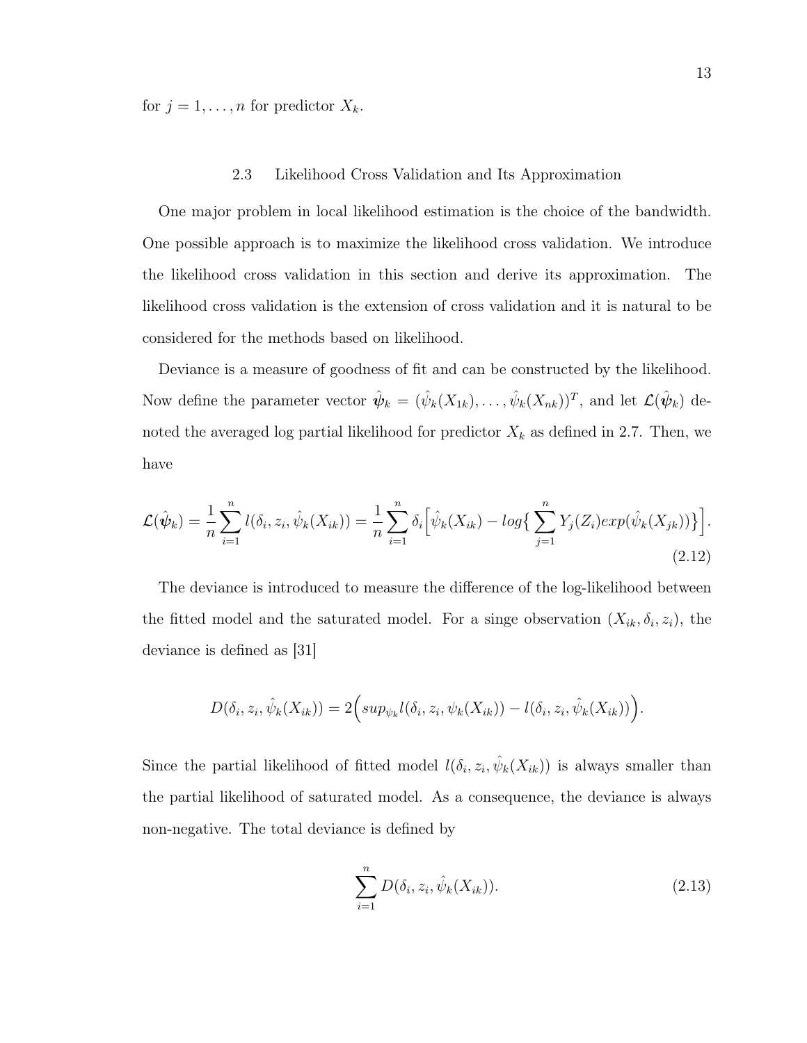for $j = 1, \ldots, n$ for predictor $X_k$.

### 2.3 Likelihood Cross Validation and Its Approximation

One major problem in local likelihood estimation is the choice of the bandwidth. One possible approach is to maximize the likelihood cross validation. We introduce the likelihood cross validation in this section and derive its approximation. The likelihood cross validation is the extension of cross validation and it is natural to be considered for the methods based on likelihood.

Deviance is a measure of goodness of fit and can be constructed by the likelihood. Now define the parameter vector $\hat{\boldsymbol{\psi}}_k = (\hat{\psi}_k(X_{1k}), \ldots, \hat{\psi}_k(X_{nk}))^T$, and let $\mathcal{L}(\hat{\boldsymbol{\psi}}_k)$ denoted the averaged log partial likelihood for predictor $X_k$ as defined in 2.7. Then, we have

$$\mathcal{L}(\hat{\boldsymbol{\psi}}_k) = \frac{1}{n}\sum_{i=1}^{n} l(\delta_i, z_i, \hat{\psi}_k(X_{ik})) = \frac{1}{n}\sum_{i=1}^{n} \delta_i \Big[\hat{\psi}_k(X_{ik}) - log\{\sum_{j=1}^{n} Y_j(Z_i) exp(\hat{\psi}_k(X_{jk}))\}\Big]. \tag{2.12}$$

The deviance is introduced to measure the difference of the log-likelihood between the fitted model and the saturated model. For a singe observation $(X_{ik}, \delta_i, z_i)$, the deviance is defined as [31]

$$D(\delta_i, z_i, \hat{\psi}_k(X_{ik})) = 2\Big(sup_{\psi_k} l(\delta_i, z_i, \psi_k(X_{ik})) - l(\delta_i, z_i, \hat{\psi}_k(X_{ik}))\Big).$$

Since the partial likelihood of fitted model $l(\delta_i, z_i, \hat{\psi}_k(X_{ik}))$ is always smaller than the partial likelihood of saturated model. As a consequence, the deviance is always non-negative. The total deviance is defined by

$$\sum_{i=1}^{n} D(\delta_i, z_i, \hat{\psi}_k(X_{ik})). \tag{2.13}$$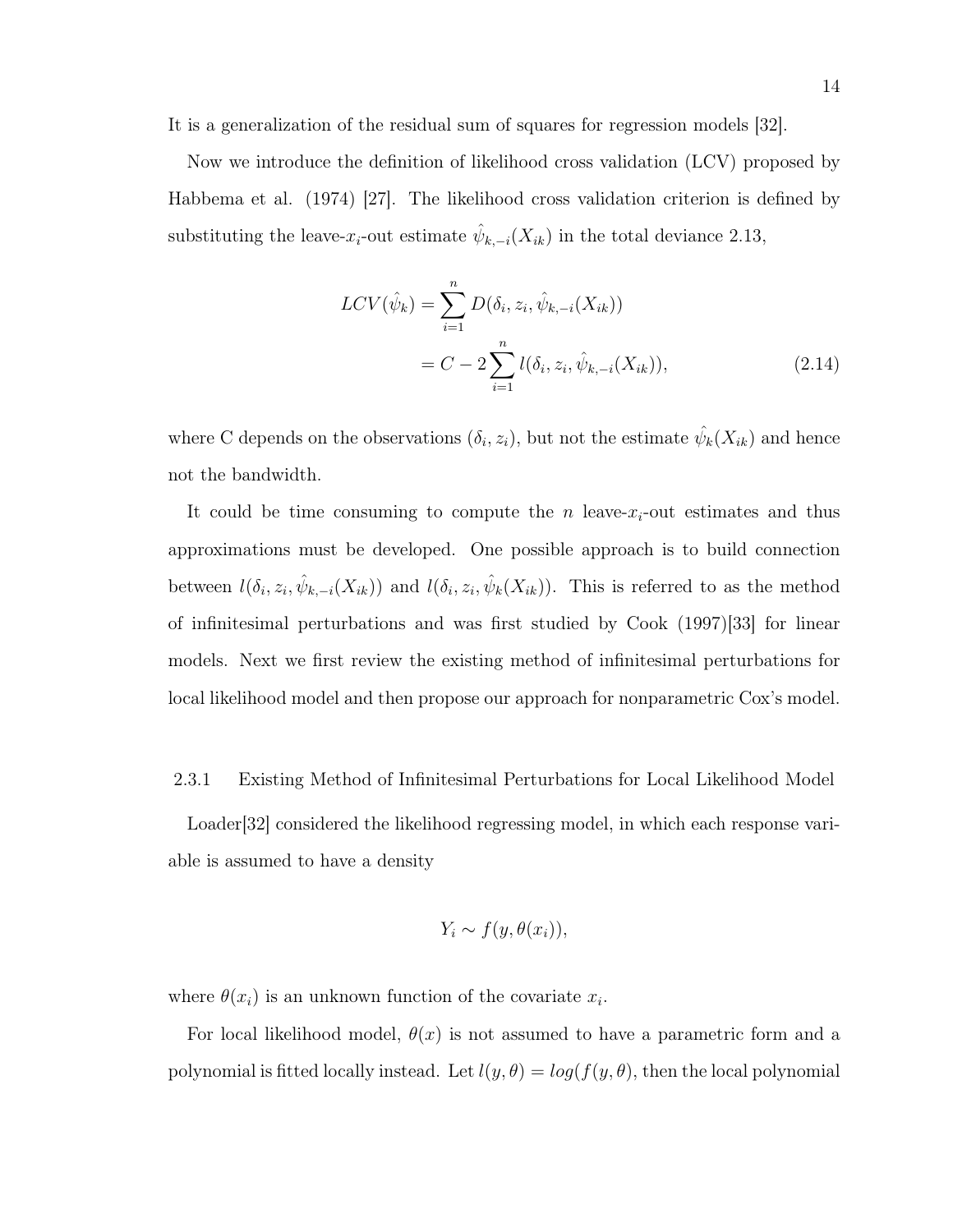It is a generalization of the residual sum of squares for regression models [32].

Now we introduce the definition of likelihood cross validation (LCV) proposed by Habbema et al. (1974) [27]. The likelihood cross validation criterion is defined by substituting the leave-$x_i$-out estimate $\hat{\psi}_{k,-i}(X_{ik})$ in the total deviance 2.13,

$$
\begin{aligned}
LCV(\hat{\psi}_k) &= \sum_{i=1}^{n} D(\delta_i, z_i, \hat{\psi}_{k,-i}(X_{ik})) \\
&= C - 2\sum_{i=1}^{n} l(\delta_i, z_i, \hat{\psi}_{k,-i}(X_{ik})),
\end{aligned}
\tag{2.14}
$$

where C depends on the observations $(\delta_i, z_i)$, but not the estimate $\hat{\psi}_k(X_{ik})$ and hence not the bandwidth.

It could be time consuming to compute the $n$ leave-$x_i$-out estimates and thus approximations must be developed. One possible approach is to build connection between $l(\delta_i, z_i, \hat{\psi}_{k,-i}(X_{ik}))$ and $l(\delta_i, z_i, \hat{\psi}_k(X_{ik}))$. This is referred to as the method of infinitesimal perturbations and was first studied by Cook (1997)[33] for linear models. Next we first review the existing method of infinitesimal perturbations for local likelihood model and then propose our approach for nonparametric Cox's model.

### 2.3.1 Existing Method of Infinitesimal Perturbations for Local Likelihood Model

Loader[32] considered the likelihood regressing model, in which each response variable is assumed to have a density

$$
Y_i \sim f(y, \theta(x_i)),
$$

where $\theta(x_i)$ is an unknown function of the covariate $x_i$.

For local likelihood model, $\theta(x)$ is not assumed to have a parametric form and a polynomial is fitted locally instead. Let $l(y, \theta) = log(f(y, \theta)$, then the local polynomial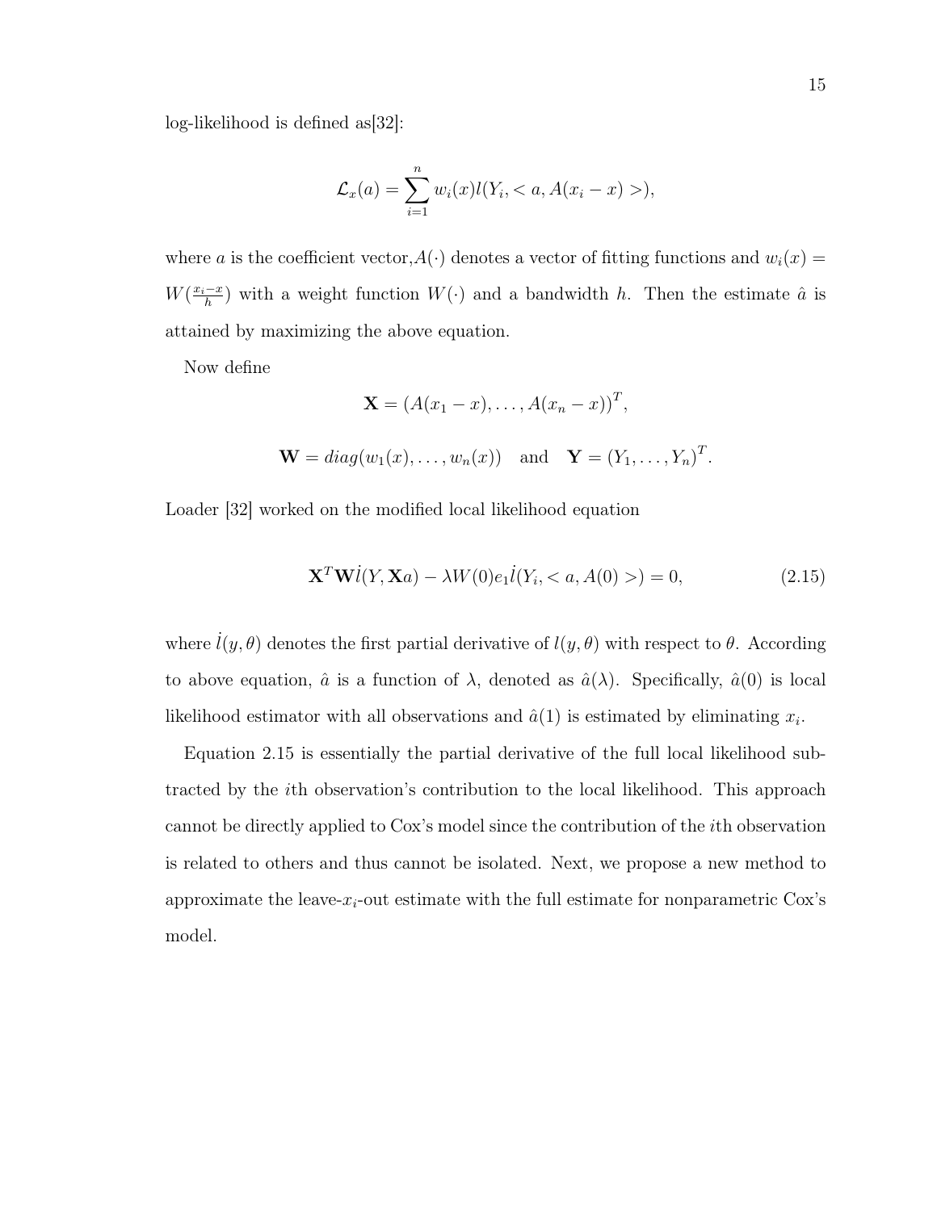log-likelihood is defined as[32]:

$$\mathcal{L}_x(a) = \sum_{i=1}^{n} w_i(x) l(Y_i, < a, A(x_i - x) >),$$

where $a$ is the coefficient vector,$A(\cdot)$ denotes a vector of fitting functions and $w_i(x) = W(\frac{x_i - x}{h})$ with a weight function $W(\cdot)$ and a bandwidth $h$. Then the estimate $\hat{a}$ is attained by maximizing the above equation.

Now define

$$\mathbf{X} = (A(x_1 - x), \ldots, A(x_n - x))^T,$$

$$\mathbf{W} = diag(w_1(x), \ldots, w_n(x)) \quad \text{and} \quad \mathbf{Y} = (Y_1, \ldots, Y_n)^T.$$

Loader [32] worked on the modified local likelihood equation

$$\mathbf{X}^T \mathbf{W} \dot{l}(Y, \mathbf{X}a) - \lambda W(0) e_1 \dot{l}(Y_i, < a, A(0) >) = 0, \tag{2.15}$$

where $\dot{l}(y, \theta)$ denotes the first partial derivative of $l(y, \theta)$ with respect to $\theta$. According to above equation, $\hat{a}$ is a function of $\lambda$, denoted as $\hat{a}(\lambda)$. Specifically, $\hat{a}(0)$ is local likelihood estimator with all observations and $\hat{a}(1)$ is estimated by eliminating $x_i$.

Equation 2.15 is essentially the partial derivative of the full local likelihood subtracted by the $i$th observation's contribution to the local likelihood. This approach cannot be directly applied to Cox's model since the contribution of the $i$th observation is related to others and thus cannot be isolated. Next, we propose a new method to approximate the leave-$x_i$-out estimate with the full estimate for nonparametric Cox's model.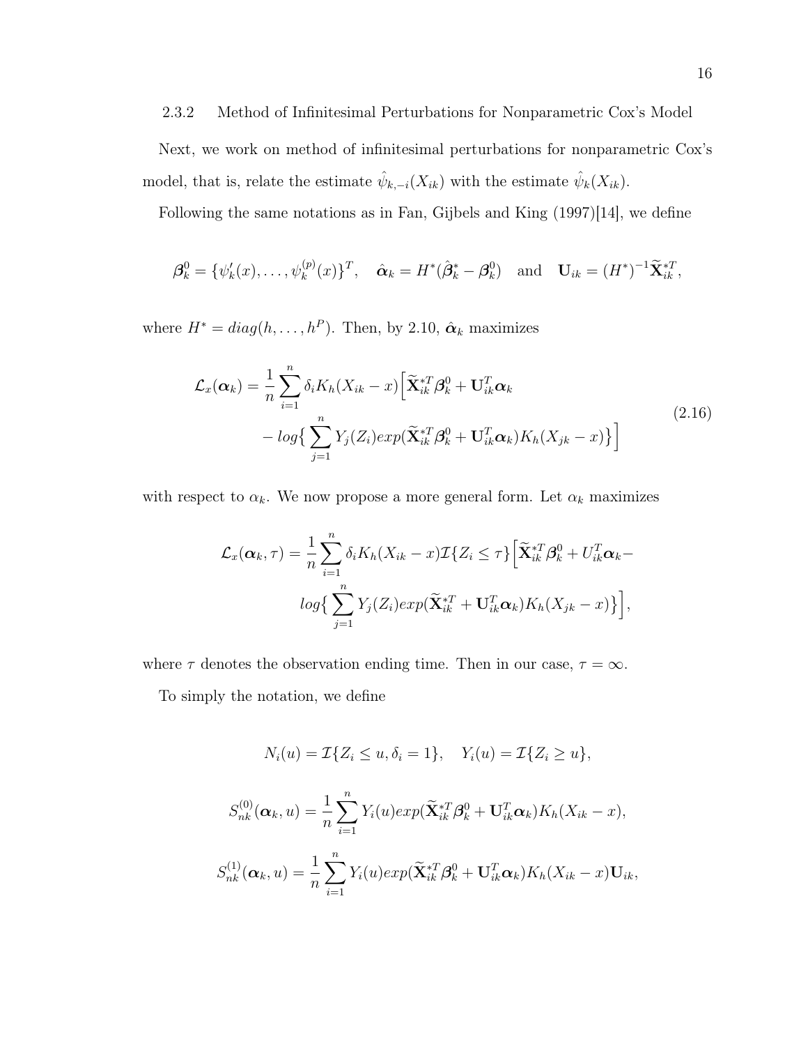### 2.3.2 Method of Infinitesimal Perturbations for Nonparametric Cox's Model

Next, we work on method of infinitesimal perturbations for nonparametric Cox's model, that is, relate the estimate $\hat{\psi}_{k,-i}(X_{ik})$ with the estimate $\hat{\psi}_k(X_{ik})$.

Following the same notations as in Fan, Gijbels and King (1997)[14], we define

$$\boldsymbol{\beta}_k^0 = \{\psi_k'(x), \ldots, \psi_k^{(p)}(x)\}^T, \quad \hat{\boldsymbol{\alpha}}_k = H^*(\hat{\boldsymbol{\beta}}_k^* - \boldsymbol{\beta}_k^0) \quad \text{and} \quad \mathbf{U}_{ik} = (H^*)^{-1}\widetilde{\mathbf{X}}_{ik}^{*T},$$

where $H^* = diag(h, \ldots, h^P)$. Then, by 2.10, $\hat{\boldsymbol{\alpha}}_k$ maximizes

$$\begin{aligned}
\mathcal{L}_x(\boldsymbol{\alpha}_k) = \frac{1}{n}\sum_{i=1}^{n} \delta_i K_h(X_{ik} - x)\Big[&\widetilde{\mathbf{X}}_{ik}^{*T}\boldsymbol{\beta}_k^0 + \mathbf{U}_{ik}^T\boldsymbol{\alpha}_k \\
&- log\big\{\sum_{j=1}^{n} Y_j(Z_i) exp(\widetilde{\mathbf{X}}_{ik}^{*T}\boldsymbol{\beta}_k^0 + \mathbf{U}_{ik}^T\boldsymbol{\alpha}_k) K_h(X_{jk} - x)\big\}\Big]
\end{aligned} \tag{2.16}$$

with respect to $\alpha_k$. We now propose a more general form. Let $\alpha_k$ maximizes

$$\begin{aligned}
\mathcal{L}_x(\boldsymbol{\alpha}_k, \tau) = \frac{1}{n}\sum_{i=1}^{n} \delta_i K_h(X_{ik} - x)\mathcal{I}\{Z_i \leq \tau\}\Big[&\widetilde{\mathbf{X}}_{ik}^{*T}\boldsymbol{\beta}_k^0 + U_{ik}^T\boldsymbol{\alpha}_k - \\
&log\big\{\sum_{j=1}^{n} Y_j(Z_i) exp(\widetilde{\mathbf{X}}_{ik}^{*T} + \mathbf{U}_{ik}^T\boldsymbol{\alpha}_k) K_h(X_{jk} - x)\big\}\Big],
\end{aligned}$$

where $\tau$ denotes the observation ending time. Then in our case, $\tau = \infty$.

To simply the notation, we define

$$N_i(u) = \mathcal{I}\{Z_i \leq u, \delta_i = 1\}, \quad Y_i(u) = \mathcal{I}\{Z_i \geq u\},$$

$$S_{nk}^{(0)}(\boldsymbol{\alpha}_k, u) = \frac{1}{n}\sum_{i=1}^{n} Y_i(u) exp(\widetilde{\mathbf{X}}_{ik}^{*T}\boldsymbol{\beta}_k^0 + \mathbf{U}_{ik}^T\boldsymbol{\alpha}_k) K_h(X_{ik} - x),$$

$$S_{nk}^{(1)}(\boldsymbol{\alpha}_k, u) = \frac{1}{n}\sum_{i=1}^{n} Y_i(u) exp(\widetilde{\mathbf{X}}_{ik}^{*T}\boldsymbol{\beta}_k^0 + \mathbf{U}_{ik}^T\boldsymbol{\alpha}_k) K_h(X_{ik} - x)\mathbf{U}_{ik},$$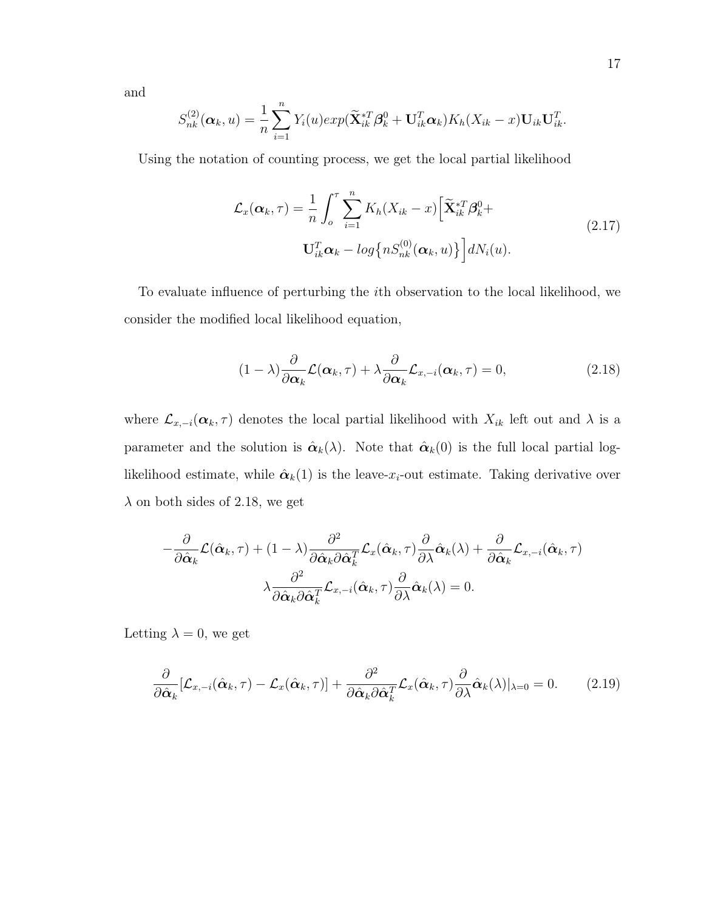and

$$S_{nk}^{(2)}(\boldsymbol{\alpha}_k, u) = \frac{1}{n}\sum_{i=1}^{n} Y_i(u) exp(\widetilde{\mathbf{X}}_{ik}^{*T}\boldsymbol{\beta}_k^0 + \mathbf{U}_{ik}^T\boldsymbol{\alpha}_k)K_h(X_{ik}-x)\mathbf{U}_{ik}\mathbf{U}_{ik}^T.$$

Using the notation of counting process, we get the local partial likelihood

$$\begin{aligned}\mathcal{L}_x(\boldsymbol{\alpha}_k, \tau) = \frac{1}{n}\int_o^{\tau}\sum_{i=1}^{n} K_h(X_{ik}-x)\Big[\widetilde{\mathbf{X}}_{ik}^{*T}\boldsymbol{\beta}_k^0 + \\ \mathbf{U}_{ik}^T\boldsymbol{\alpha}_k - log\big\{nS_{nk}^{(0)}(\boldsymbol{\alpha}_k, u)\big\}\Big]dN_i(u).\end{aligned} \tag{2.17}$$

To evaluate influence of perturbing the $i$th observation to the local likelihood, we consider the modified local likelihood equation,

$$(1-\lambda)\frac{\partial}{\partial\boldsymbol{\alpha}_k}\mathcal{L}(\boldsymbol{\alpha}_k, \tau) + \lambda\frac{\partial}{\partial\boldsymbol{\alpha}_k}\mathcal{L}_{x,-i}(\boldsymbol{\alpha}_k, \tau) = 0, \tag{2.18}$$

where $\mathcal{L}_{x,-i}(\boldsymbol{\alpha}_k, \tau)$ denotes the local partial likelihood with $X_{ik}$ left out and $\lambda$ is a parameter and the solution is $\hat{\boldsymbol{\alpha}}_k(\lambda)$. Note that $\hat{\boldsymbol{\alpha}}_k(0)$ is the full local partial log-likelihood estimate, while $\hat{\boldsymbol{\alpha}}_k(1)$ is the leave-$x_i$-out estimate. Taking derivative over $\lambda$ on both sides of 2.18, we get

$$\begin{aligned}-\frac{\partial}{\partial\hat{\boldsymbol{\alpha}}_k}\mathcal{L}(\hat{\boldsymbol{\alpha}}_k, \tau) + (1-\lambda)\frac{\partial^2}{\partial\hat{\boldsymbol{\alpha}}_k\partial\hat{\boldsymbol{\alpha}}_k^T}\mathcal{L}_x(\hat{\boldsymbol{\alpha}}_k, \tau)\frac{\partial}{\partial\lambda}\hat{\boldsymbol{\alpha}}_k(\lambda) + \frac{\partial}{\partial\hat{\boldsymbol{\alpha}}_k}\mathcal{L}_{x,-i}(\hat{\boldsymbol{\alpha}}_k, \tau) \\ \lambda\frac{\partial^2}{\partial\hat{\boldsymbol{\alpha}}_k\partial\hat{\boldsymbol{\alpha}}_k^T}\mathcal{L}_{x,-i}(\hat{\boldsymbol{\alpha}}_k, \tau)\frac{\partial}{\partial\lambda}\hat{\boldsymbol{\alpha}}_k(\lambda) = 0.\end{aligned}$$

Letting $\lambda = 0$, we get

$$\frac{\partial}{\partial\hat{\boldsymbol{\alpha}}_k}[\mathcal{L}_{x,-i}(\hat{\boldsymbol{\alpha}}_k, \tau) - \mathcal{L}_x(\hat{\boldsymbol{\alpha}}_k, \tau)] + \frac{\partial^2}{\partial\hat{\boldsymbol{\alpha}}_k\partial\hat{\boldsymbol{\alpha}}_k^T}\mathcal{L}_x(\hat{\boldsymbol{\alpha}}_k, \tau)\frac{\partial}{\partial\lambda}\hat{\boldsymbol{\alpha}}_k(\lambda)|_{\lambda=0} = 0. \tag{2.19}$$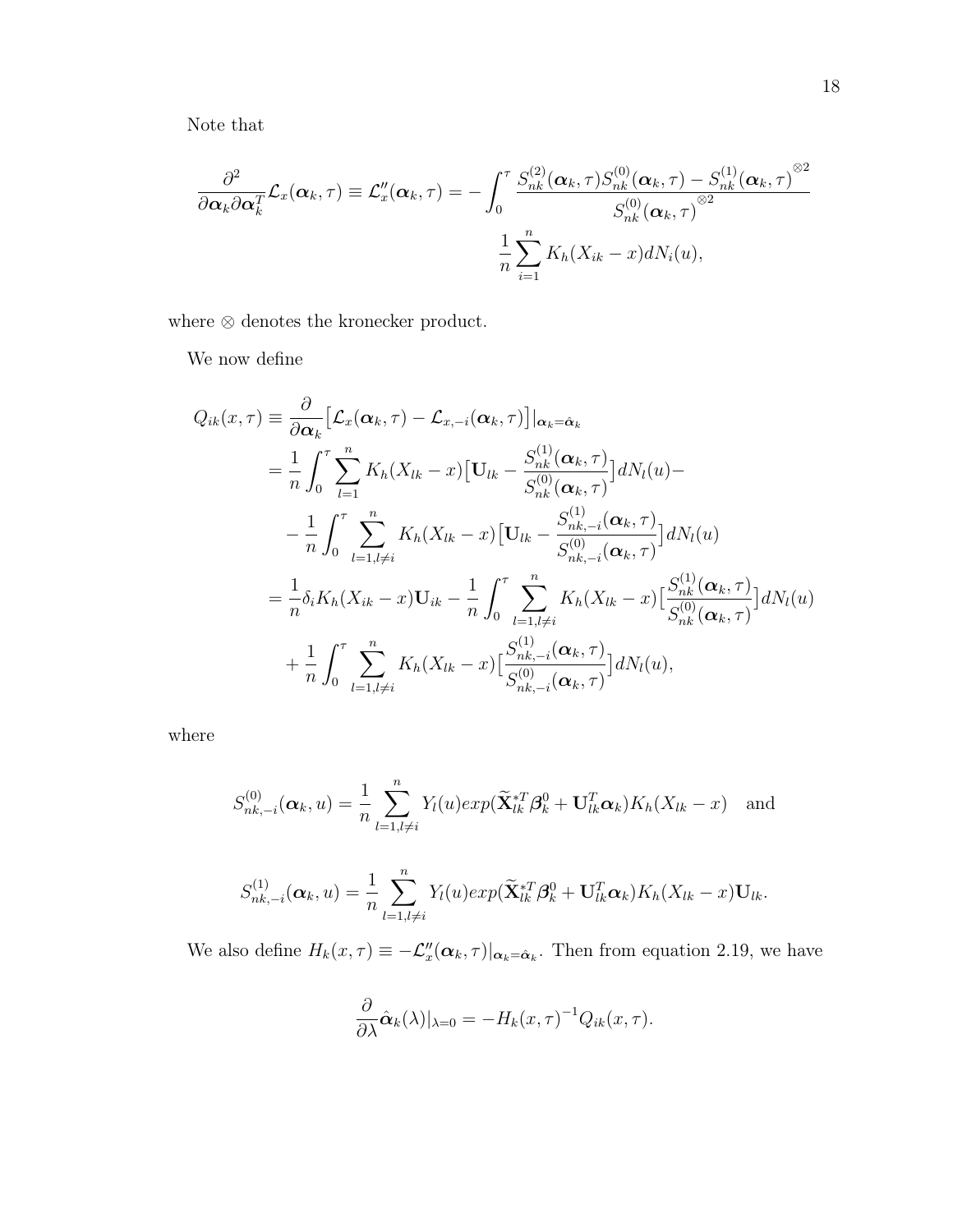Note that

$$\frac{\partial^2}{\partial \boldsymbol{\alpha}_k \partial \boldsymbol{\alpha}_k^T} \mathcal{L}_x(\boldsymbol{\alpha}_k, \tau) \equiv \mathcal{L}''_x(\boldsymbol{\alpha}_k, \tau) = -\int_0^\tau \frac{S_{nk}^{(2)}(\boldsymbol{\alpha}_k, \tau) S_{nk}^{(0)}(\boldsymbol{\alpha}_k, \tau) - S_{nk}^{(1)}(\boldsymbol{\alpha}_k, \tau)^{\otimes 2}}{S_{nk}^{(0)}(\boldsymbol{\alpha}_k, \tau)^{\otimes 2}} \frac{1}{n} \sum_{i=1}^n K_h(X_{ik} - x) dN_i(u),$$

where $\otimes$ denotes the kronecker product.

We now define

$$\begin{aligned}
Q_{ik}(x, \tau) &\equiv \frac{\partial}{\partial \boldsymbol{\alpha}_k} \big[\mathcal{L}_x(\boldsymbol{\alpha}_k, \tau) - \mathcal{L}_{x,-i}(\boldsymbol{\alpha}_k, \tau)\big]|_{\boldsymbol{\alpha}_k = \hat{\boldsymbol{\alpha}}_k} \\
&= \frac{1}{n} \int_0^\tau \sum_{l=1}^n K_h(X_{lk} - x) \big[\mathbf{U}_{lk} - \frac{S_{nk}^{(1)}(\boldsymbol{\alpha}_k, \tau)}{S_{nk}^{(0)}(\boldsymbol{\alpha}_k, \tau)}\big] dN_l(u) - \\
&\quad - \frac{1}{n} \int_0^\tau \sum_{l=1, l \neq i}^n K_h(X_{lk} - x) \big[\mathbf{U}_{lk} - \frac{S_{nk,-i}^{(1)}(\boldsymbol{\alpha}_k, \tau)}{S_{nk,-i}^{(0)}(\boldsymbol{\alpha}_k, \tau)}\big] dN_l(u) \\
&= \frac{1}{n} \delta_i K_h(X_{ik} - x) \mathbf{U}_{ik} - \frac{1}{n} \int_0^\tau \sum_{l=1, l \neq i}^n K_h(X_{lk} - x) \big[\frac{S_{nk}^{(1)}(\boldsymbol{\alpha}_k, \tau)}{S_{nk}^{(0)}(\boldsymbol{\alpha}_k, \tau)}\big] dN_l(u) \\
&\quad + \frac{1}{n} \int_0^\tau \sum_{l=1, l \neq i}^n K_h(X_{lk} - x) \big[\frac{S_{nk,-i}^{(1)}(\boldsymbol{\alpha}_k, \tau)}{S_{nk,-i}^{(0)}(\boldsymbol{\alpha}_k, \tau)}\big] dN_l(u),
\end{aligned}$$

where

$$S_{nk,-i}^{(0)}(\boldsymbol{\alpha}_k, u) = \frac{1}{n} \sum_{l=1, l \neq i}^n Y_l(u) exp(\widetilde{\mathbf{X}}_{lk}^{*T} \boldsymbol{\beta}_k^0 + \mathbf{U}_{lk}^T \boldsymbol{\alpha}_k) K_h(X_{lk} - x) \quad \text{and}$$

$$S_{nk,-i}^{(1)}(\boldsymbol{\alpha}_k, u) = \frac{1}{n} \sum_{l=1, l \neq i}^n Y_l(u) exp(\widetilde{\mathbf{X}}_{lk}^{*T} \boldsymbol{\beta}_k^0 + \mathbf{U}_{lk}^T \boldsymbol{\alpha}_k) K_h(X_{lk} - x) \mathbf{U}_{lk}.$$

We also define $H_k(x, \tau) \equiv -\mathcal{L}''_x(\boldsymbol{\alpha}_k, \tau)|_{\boldsymbol{\alpha}_k = \hat{\boldsymbol{\alpha}}_k}$. Then from equation 2.19, we have

$$\frac{\partial}{\partial \lambda} \hat{\boldsymbol{\alpha}}_k(\lambda)|_{\lambda=0} = -H_k(x, \tau)^{-1} Q_{ik}(x, \tau).$$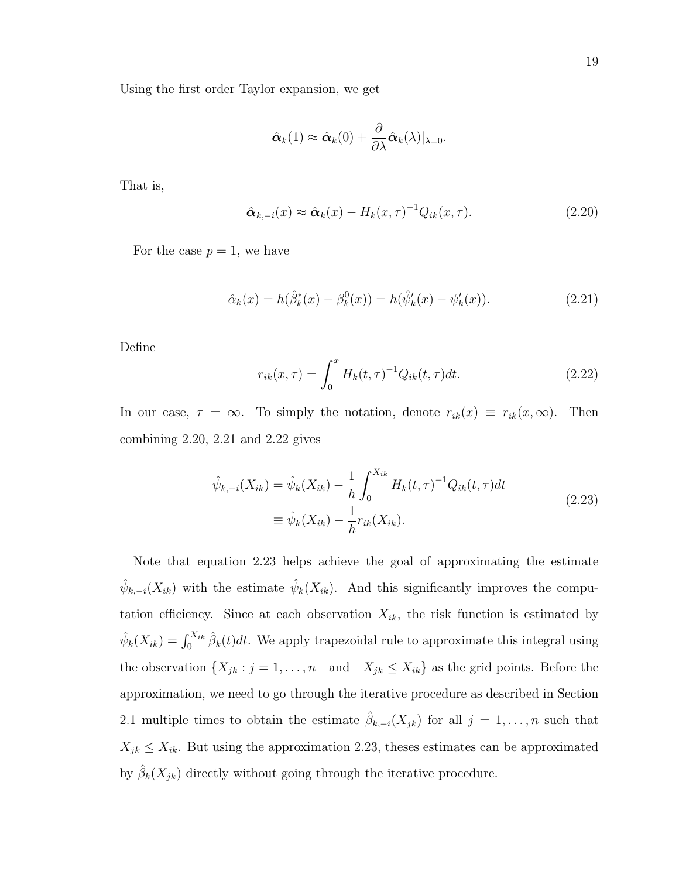Using the first order Taylor expansion, we get

$$\hat{\boldsymbol{\alpha}}_k(1) \approx \hat{\boldsymbol{\alpha}}_k(0) + \frac{\partial}{\partial \lambda}\hat{\boldsymbol{\alpha}}_k(\lambda)|_{\lambda=0}.$$

That is,

$$\hat{\boldsymbol{\alpha}}_{k,-i}(x) \approx \hat{\boldsymbol{\alpha}}_k(x) - H_k(x,\tau)^{-1}Q_{ik}(x,\tau). \tag{2.20}$$

For the case $p = 1$, we have

$$\hat{\alpha}_k(x) = h(\hat{\beta}^*_k(x) - \beta^0_k(x)) = h(\hat{\psi}'_k(x) - \psi'_k(x)). \tag{2.21}$$

Define

$$r_{ik}(x,\tau) = \int_0^x H_k(t,\tau)^{-1}Q_{ik}(t,\tau)dt. \tag{2.22}$$

In our case, $\tau = \infty$. To simply the notation, denote $r_{ik}(x) \equiv r_{ik}(x,\infty)$. Then combining 2.20, 2.21 and 2.22 gives

$$\begin{aligned}\hat{\psi}_{k,-i}(X_{ik}) &= \hat{\psi}_k(X_{ik}) - \frac{1}{h}\int_0^{X_{ik}} H_k(t,\tau)^{-1}Q_{ik}(t,\tau)dt \\ &\equiv \hat{\psi}_k(X_{ik}) - \frac{1}{h}r_{ik}(X_{ik}).\end{aligned} \tag{2.23}$$

Note that equation 2.23 helps achieve the goal of approximating the estimate $\hat{\psi}_{k,-i}(X_{ik})$ with the estimate $\hat{\psi}_k(X_{ik})$. And this significantly improves the computation efficiency. Since at each observation $X_{ik}$, the risk function is estimated by $\hat{\psi}_k(X_{ik}) = \int_0^{X_{ik}} \hat{\beta}_k(t)dt$. We apply trapezoidal rule to approximate this integral using the observation $\{X_{jk} : j = 1, \ldots, n \quad \text{and} \quad X_{jk} \leq X_{ik}\}$ as the grid points. Before the approximation, we need to go through the iterative procedure as described in Section 2.1 multiple times to obtain the estimate $\hat{\beta}_{k,-i}(X_{jk})$ for all $j = 1, \ldots, n$ such that $X_{jk} \leq X_{ik}$. But using the approximation 2.23, theses estimates can be approximated by $\hat{\beta}_k(X_{jk})$ directly without going through the iterative procedure.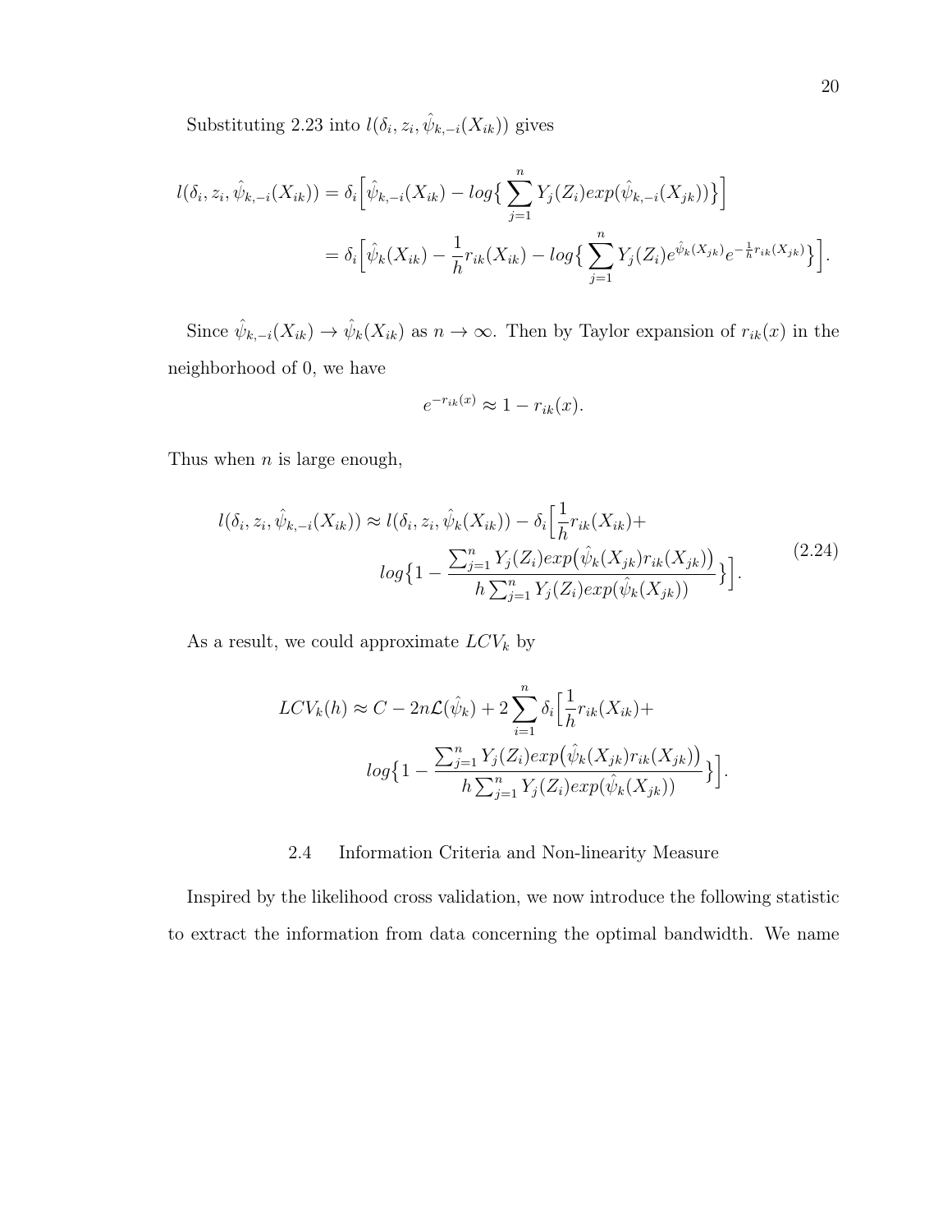Substituting 2.23 into $l(\delta_i, z_i, \hat{\psi}_{k,-i}(X_{ik}))$ gives

$$
\begin{aligned}
l(\delta_i, z_i, \hat{\psi}_{k,-i}(X_{ik})) &= \delta_i \Big[ \hat{\psi}_{k,-i}(X_{ik}) - log\big\{ \sum_{j=1}^{n} Y_j(Z_i) exp(\hat{\psi}_{k,-i}(X_{jk})) \big\} \Big] \\
&= \delta_i \Big[ \hat{\psi}_k(X_{ik}) - \frac{1}{h} r_{ik}(X_{ik}) - log\big\{ \sum_{j=1}^{n} Y_j(Z_i) e^{\hat{\psi}_k(X_{jk})} e^{-\frac{1}{h} r_{ik}(X_{jk})} \big\} \Big].
\end{aligned}
$$

Since $\hat{\psi}_{k,-i}(X_{ik}) \to \hat{\psi}_k(X_{ik})$ as $n \to \infty$. Then by Taylor expansion of $r_{ik}(x)$ in the neighborhood of 0, we have

$$
e^{-r_{ik}(x)} \approx 1 - r_{ik}(x).
$$

Thus when $n$ is large enough,

$$
\begin{aligned}
l(\delta_i, z_i, \hat{\psi}_{k,-i}(X_{ik})) \approx l(\delta_i, z_i, \hat{\psi}_k(X_{ik})) - \delta_i \Big[ &\frac{1}{h} r_{ik}(X_{ik}) + \\
&log\big\{ 1 - \frac{\sum_{j=1}^{n} Y_j(Z_i) exp\big(\hat{\psi}_k(X_{jk}) r_{ik}(X_{jk})\big)}{h \sum_{j=1}^{n} Y_j(Z_i) exp(\hat{\psi}_k(X_{jk}))} \big\} \Big].
\end{aligned}
\tag{2.24}
$$

As a result, we could approximate $LCV_k$ by

$$
\begin{aligned}
LCV_k(h) \approx C - 2n\mathcal{L}(\hat{\psi}_k) + 2 \sum_{i=1}^{n} \delta_i \Big[ &\frac{1}{h} r_{ik}(X_{ik}) + \\
&log\big\{ 1 - \frac{\sum_{j=1}^{n} Y_j(Z_i) exp\big(\hat{\psi}_k(X_{jk}) r_{ik}(X_{jk})\big)}{h \sum_{j=1}^{n} Y_j(Z_i) exp(\hat{\psi}_k(X_{jk}))} \big\} \Big].
\end{aligned}
$$

## 2.4 Information Criteria and Non-linearity Measure

Inspired by the likelihood cross validation, we now introduce the following statistic to extract the information from data concerning the optimal bandwidth. We name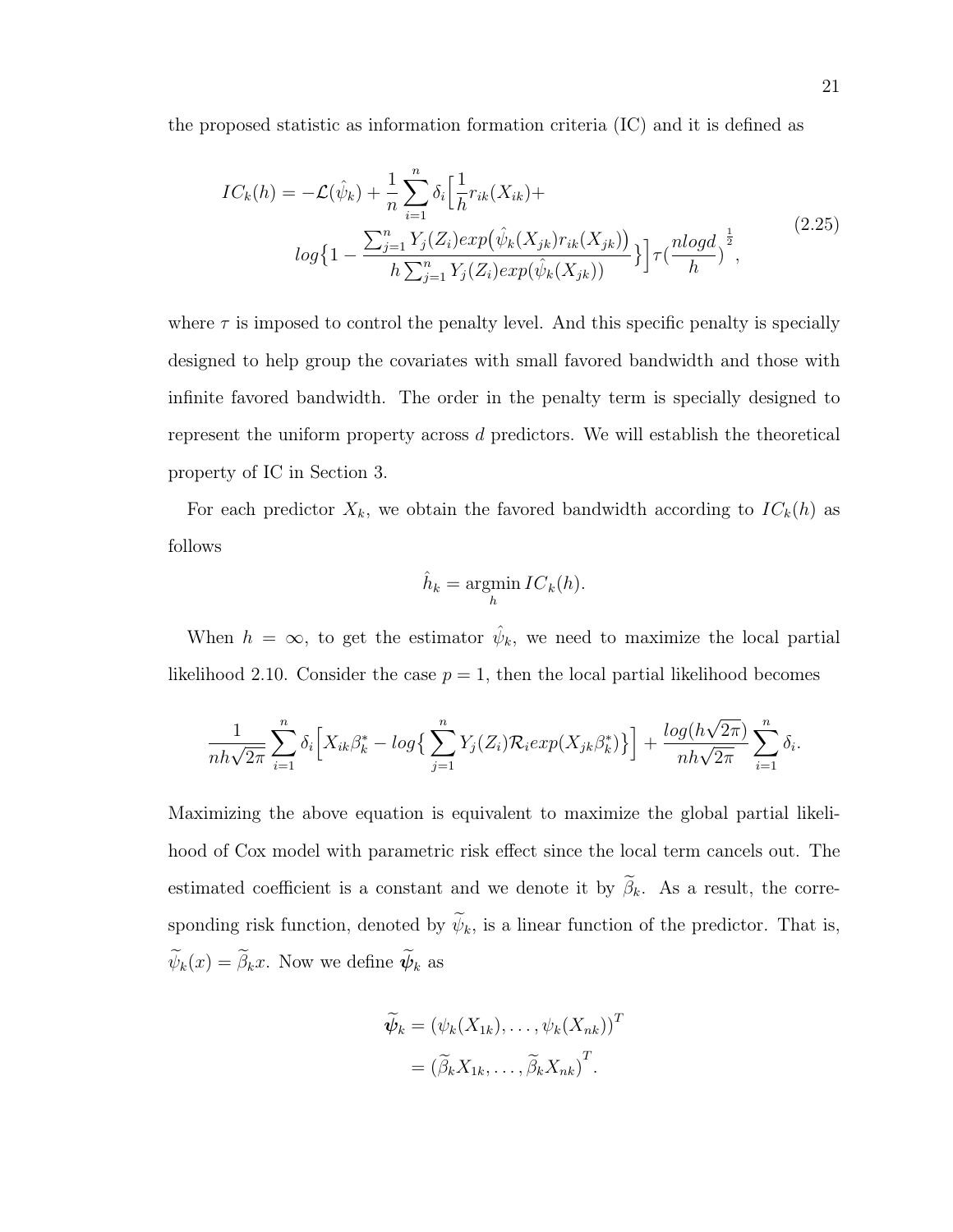the proposed statistic as information formation criteria (IC) and it is defined as

$$
\begin{aligned}
IC_k(h) = -\mathcal{L}(\hat{\psi}_k) + \frac{1}{n}\sum_{i=1}^{n}\delta_i\Big[\frac{1}{h}r_{ik}(X_{ik}) + \\
log\big\{1 - \frac{\sum_{j=1}^{n} Y_j(Z_i)exp\big(\hat{\psi}_k(X_{jk})r_{ik}(X_{jk})\big)}{h\sum_{j=1}^{n} Y_j(Z_i)exp(\hat{\psi}_k(X_{jk}))}\big\}\Big]\tau(\frac{nlogd}{h})^{\frac{1}{2}},
\end{aligned}
\tag{2.25}
$$

where $\tau$ is imposed to control the penalty level. And this specific penalty is specially designed to help group the covariates with small favored bandwidth and those with infinite favored bandwidth. The order in the penalty term is specially designed to represent the uniform property across $d$ predictors. We will establish the theoretical property of IC in Section 3.

For each predictor $X_k$, we obtain the favored bandwidth according to $IC_k(h)$ as follows

$$
\hat{h}_k = \underset{h}{\operatorname{argmin}}\, IC_k(h).
$$

When $h = \infty$, to get the estimator $\hat{\psi}_k$, we need to maximize the local partial likelihood 2.10. Consider the case $p = 1$, then the local partial likelihood becomes

$$
\frac{1}{nh\sqrt{2\pi}}\sum_{i=1}^{n}\delta_i\Big[X_{ik}\beta_k^* - log\big\{\sum_{j=1}^{n}Y_j(Z_i)\mathcal{R}_i exp(X_{jk}\beta_k^*)\big\}\Big] + \frac{log(h\sqrt{2\pi})}{nh\sqrt{2\pi}}\sum_{i=1}^{n}\delta_i.
$$

Maximizing the above equation is equivalent to maximize the global partial likelihood of Cox model with parametric risk effect since the local term cancels out. The estimated coefficient is a constant and we denote it by $\widetilde{\beta}_k$. As a result, the corresponding risk function, denoted by $\widetilde{\psi}_k$, is a linear function of the predictor. That is, $\widetilde{\psi}_k(x) = \widetilde{\beta}_k x$. Now we define $\widetilde{\boldsymbol{\psi}}_k$ as

$$
\begin{aligned}
\widetilde{\boldsymbol{\psi}}_k &= (\psi_k(X_{1k}), \ldots, \psi_k(X_{nk}))^T \\
&= (\widetilde{\beta}_k X_{1k}, \ldots, \widetilde{\beta}_k X_{nk})^T.
\end{aligned}
$$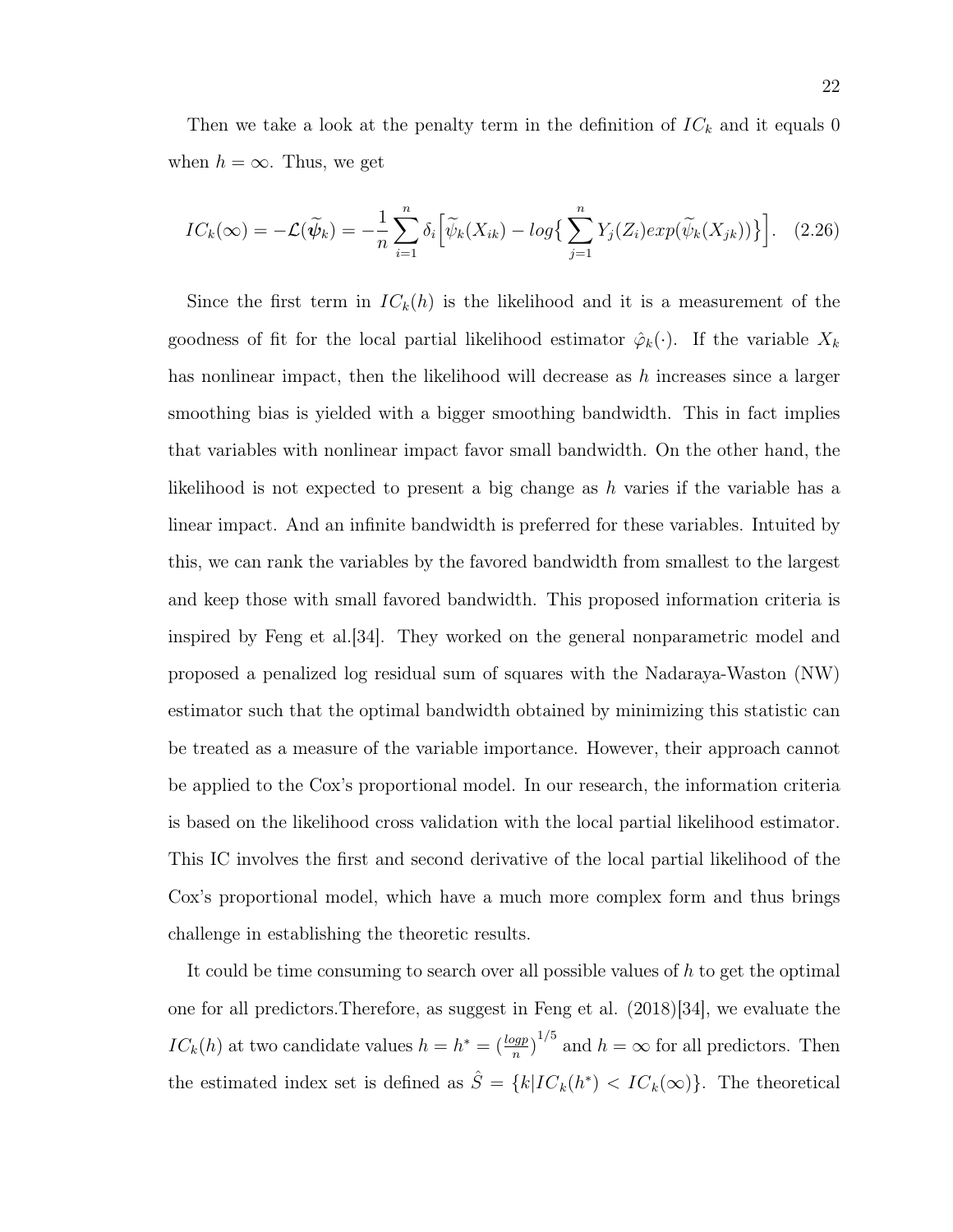Then we take a look at the penalty term in the definition of $IC_k$ and it equals 0 when $h = \infty$. Thus, we get

$$IC_k(\infty) = -\mathcal{L}(\widetilde{\boldsymbol{\psi}}_k) = -\frac{1}{n}\sum_{i=1}^{n} \delta_i \Big[\widetilde{\psi}_k(X_{ik}) - log\big\{\sum_{j=1}^{n} Y_j(Z_i) exp(\widetilde{\psi}_k(X_{jk}))\big\}\Big]. \quad (2.26)$$

Since the first term in $IC_k(h)$ is the likelihood and it is a measurement of the goodness of fit for the local partial likelihood estimator $\hat{\varphi}_k(\cdot)$. If the variable $X_k$ has nonlinear impact, then the likelihood will decrease as $h$ increases since a larger smoothing bias is yielded with a bigger smoothing bandwidth. This in fact implies that variables with nonlinear impact favor small bandwidth. On the other hand, the likelihood is not expected to present a big change as $h$ varies if the variable has a linear impact. And an infinite bandwidth is preferred for these variables. Intuited by this, we can rank the variables by the favored bandwidth from smallest to the largest and keep those with small favored bandwidth. This proposed information criteria is inspired by Feng et al.[34]. They worked on the general nonparametric model and proposed a penalized log residual sum of squares with the Nadaraya-Waston (NW) estimator such that the optimal bandwidth obtained by minimizing this statistic can be treated as a measure of the variable importance. However, their approach cannot be applied to the Cox's proportional model. In our research, the information criteria is based on the likelihood cross validation with the local partial likelihood estimator. This IC involves the first and second derivative of the local partial likelihood of the Cox's proportional model, which have a much more complex form and thus brings challenge in establishing the theoretic results.

It could be time consuming to search over all possible values of $h$ to get the optimal one for all predictors.Therefore, as suggest in Feng et al. (2018)[34], we evaluate the $IC_k(h)$ at two candidate values $h = h^* = (\frac{logp}{n})^{1/5}$ and $h = \infty$ for all predictors. Then the estimated index set is defined as $\hat{S} = \{k | IC_k(h^*) < IC_k(\infty)\}$. The theoretical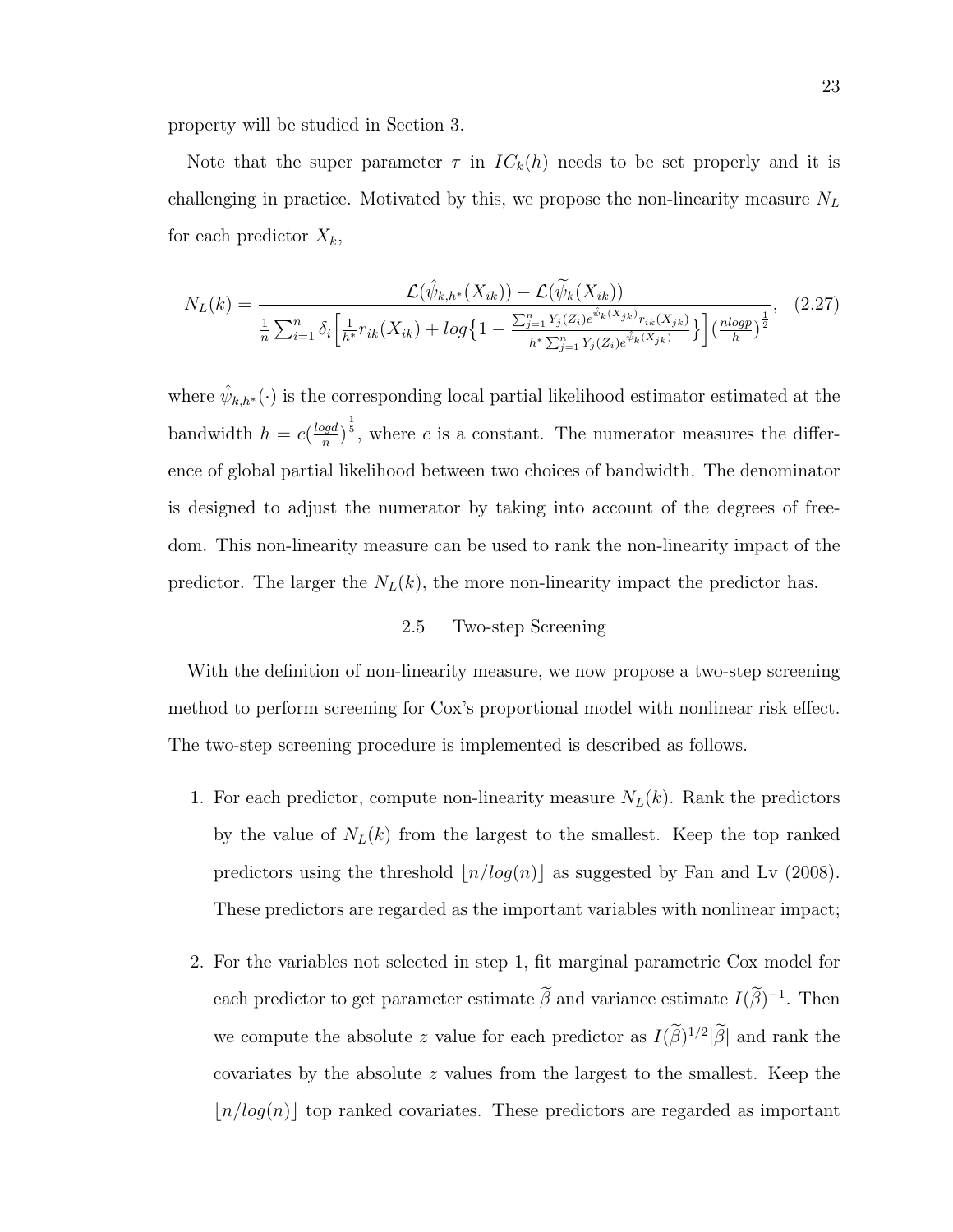property will be studied in Section 3.

Note that the super parameter $\tau$ in $IC_k(h)$ needs to be set properly and it is challenging in practice. Motivated by this, we propose the non-linearity measure $N_L$ for each predictor $X_k$,

$$N_L(k) = \frac{\mathcal{L}(\hat{\psi}_{k,h^*}(X_{ik})) - \mathcal{L}(\widetilde{\psi}_k(X_{ik}))}{\frac{1}{n}\sum_{i=1}^n \delta_i \Big[\frac{1}{h^*} r_{ik}(X_{ik}) + log\big\{1 - \frac{\sum_{j=1}^n Y_j(Z_i) e^{\hat{\psi}_k(X_{jk})} r_{ik}(X_{jk})}{h^* \sum_{j=1}^n Y_j(Z_i) e^{\hat{\psi}_k(X_{jk})}}\big\}\Big] (\frac{nlogp}{h})^{\frac{1}{2}}}, \quad (2.27)$$

where $\hat{\psi}_{k,h^*}(\cdot)$ is the corresponding local partial likelihood estimator estimated at the bandwidth $h = c(\frac{logd}{n})^{\frac{1}{5}}$, where $c$ is a constant. The numerator measures the difference of global partial likelihood between two choices of bandwidth. The denominator is designed to adjust the numerator by taking into account of the degrees of freedom. This non-linearity measure can be used to rank the non-linearity impact of the predictor. The larger the $N_L(k)$, the more non-linearity impact the predictor has.

## 2.5 Two-step Screening

With the definition of non-linearity measure, we now propose a two-step screening method to perform screening for Cox's proportional model with nonlinear risk effect. The two-step screening procedure is implemented is described as follows.

1. For each predictor, compute non-linearity measure $N_L(k)$. Rank the predictors by the value of $N_L(k)$ from the largest to the smallest. Keep the top ranked predictors using the threshold $\lfloor n/log(n) \rfloor$ as suggested by Fan and Lv (2008). These predictors are regarded as the important variables with nonlinear impact;

2. For the variables not selected in step 1, fit marginal parametric Cox model for each predictor to get parameter estimate $\widetilde{\beta}$ and variance estimate $I(\widetilde{\beta})^{-1}$. Then we compute the absolute $z$ value for each predictor as $I(\widetilde{\beta})^{1/2}|\widetilde{\beta}|$ and rank the covariates by the absolute $z$ values from the largest to the smallest. Keep the $\lfloor n/log(n) \rfloor$ top ranked covariates. These predictors are regarded as important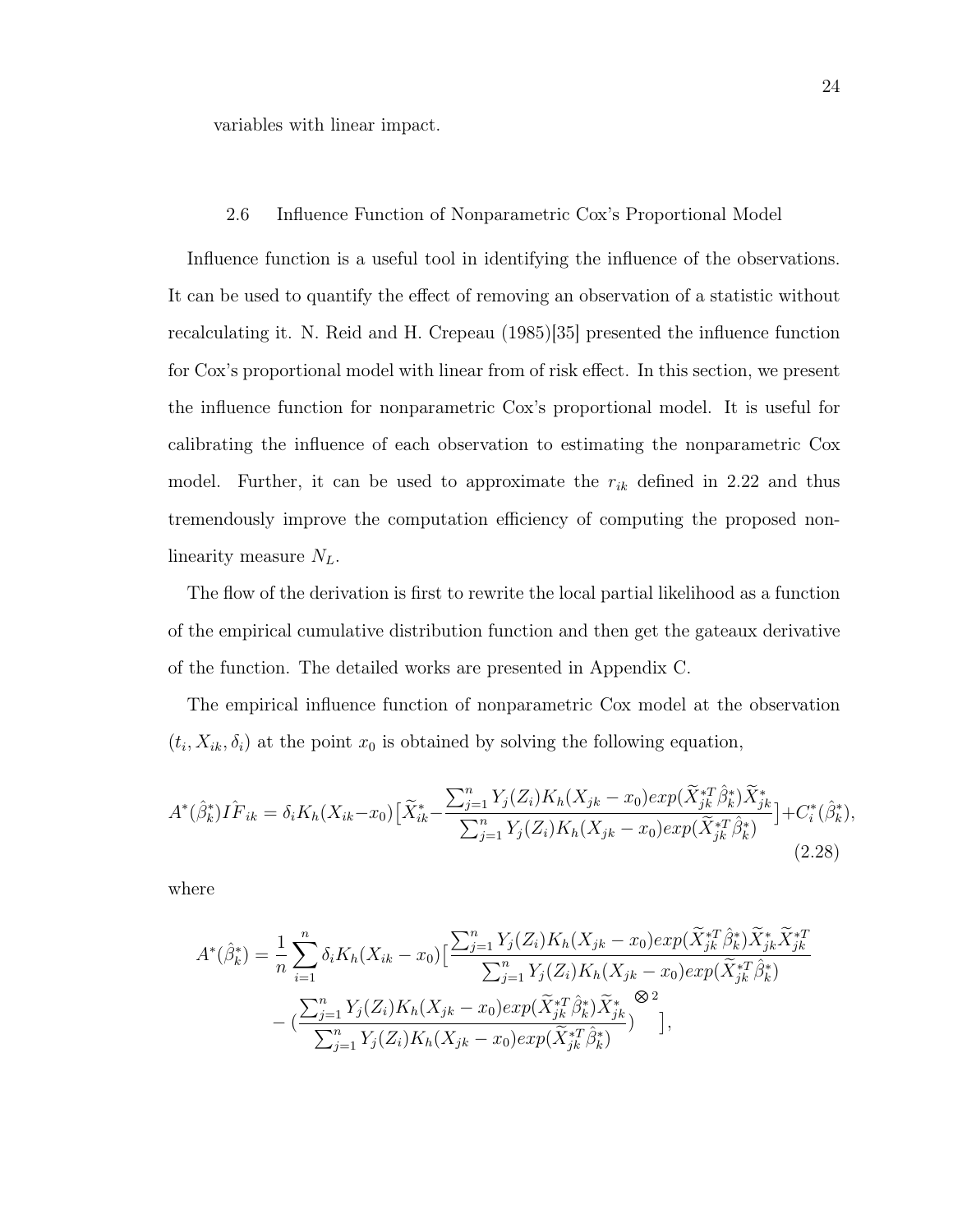variables with linear impact.

## 2.6 Influence Function of Nonparametric Cox's Proportional Model

Influence function is a useful tool in identifying the influence of the observations. It can be used to quantify the effect of removing an observation of a statistic without recalculating it. N. Reid and H. Crepeau (1985)[35] presented the influence function for Cox's proportional model with linear from of risk effect. In this section, we present the influence function for nonparametric Cox's proportional model. It is useful for calibrating the influence of each observation to estimating the nonparametric Cox model. Further, it can be used to approximate the $r_{ik}$ defined in 2.22 and thus tremendously improve the computation efficiency of computing the proposed non-linearity measure $N_L$.

The flow of the derivation is first to rewrite the local partial likelihood as a function of the empirical cumulative distribution function and then get the gateaux derivative of the function. The detailed works are presented in Appendix C.

The empirical influence function of nonparametric Cox model at the observation $(t_i, X_{ik}, \delta_i)$ at the point $x_0$ is obtained by solving the following equation,

$$A^*(\hat{\beta}_k^*)\hat{IF}_{ik} = \delta_i K_h(X_{ik}-x_0)\big[\widetilde{X}_{ik}^* - \frac{\sum_{j=1}^n Y_j(Z_i)K_h(X_{jk}-x_0)exp(\widetilde{X}_{jk}^{*T}\hat{\beta}_k^*)\widetilde{X}_{jk}^*}{\sum_{j=1}^n Y_j(Z_i)K_h(X_{jk}-x_0)exp(\widetilde{X}_{jk}^{*T}\hat{\beta}_k^*)}\big] + C_i^*(\hat{\beta}_k^*), \tag{2.28}$$

where

$$A^*(\hat{\beta}_k^*) = \frac{1}{n}\sum_{i=1}^n \delta_i K_h(X_{ik}-x_0)\big[\frac{\sum_{j=1}^n Y_j(Z_i)K_h(X_{jk}-x_0)exp(\widetilde{X}_{jk}^{*T}\hat{\beta}_k^*)\widetilde{X}_{jk}^*\widetilde{X}_{jk}^{*T}}{\sum_{j=1}^n Y_j(Z_i)K_h(X_{jk}-x_0)exp(\widetilde{X}_{jk}^{*T}\hat{\beta}_k^*)}$$
$$- \Big(\frac{\sum_{j=1}^n Y_j(Z_i)K_h(X_{jk}-x_0)exp(\widetilde{X}_{jk}^{*T}\hat{\beta}_k^*)\widetilde{X}_{jk}^*}{\sum_{j=1}^n Y_j(Z_i)K_h(X_{jk}-x_0)exp(\widetilde{X}_{jk}^{*T}\hat{\beta}_k^*)}\Big)^{\bigotimes 2}\big],$$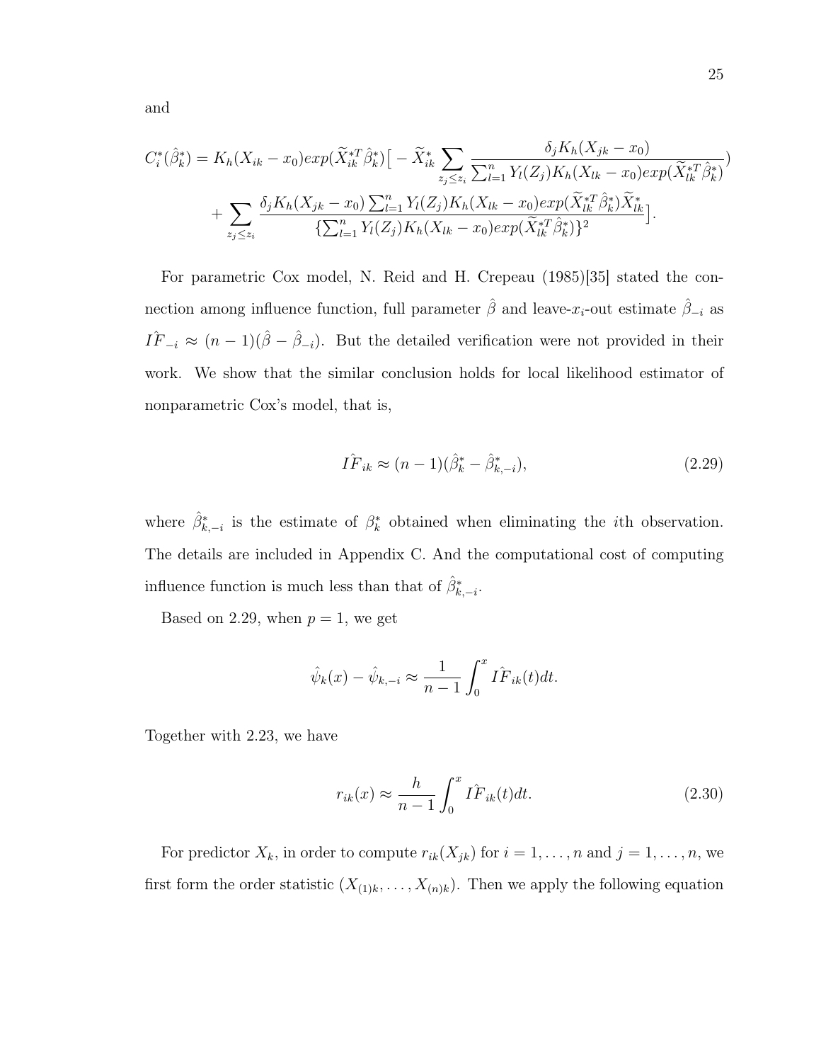and

$$C_i^*(\hat{\beta}_k^*) = K_h(X_{ik} - x_0)exp(\widetilde{X}_{ik}^{*T}\hat{\beta}_k^*)\big[ - \widetilde{X}_{ik}^* \sum_{z_j \le z_i} \frac{\delta_j K_h(X_{jk} - x_0)}{\sum_{l=1}^n Y_l(Z_j)K_h(X_{lk} - x_0)exp(\widetilde{X}_{lk}^{*T}\hat{\beta}_k^*)})$$

$$+ \sum_{z_j \le z_i} \frac{\delta_j K_h(X_{jk} - x_0)\sum_{l=1}^n Y_l(Z_j)K_h(X_{lk} - x_0)exp(\widetilde{X}_{lk}^{*T}\hat{\beta}_k^*)\widetilde{X}_{lk}^*}{\{\sum_{l=1}^n Y_l(Z_j)K_h(X_{lk} - x_0)exp(\widetilde{X}_{lk}^{*T}\hat{\beta}_k^*)\}^2}\big].$$

For parametric Cox model, N. Reid and H. Crepeau (1985)[35] stated the connection among influence function, full parameter $\hat{\beta}$ and leave-$x_i$-out estimate $\hat{\beta}_{-i}$ as $I\hat{F}_{-i} \approx (n-1)(\hat{\beta} - \hat{\beta}_{-i})$. But the detailed verification were not provided in their work. We show that the similar conclusion holds for local likelihood estimator of nonparametric Cox's model, that is,

$$I\hat{F}_{ik} \approx (n-1)(\hat{\beta}_k^* - \hat{\beta}_{k,-i}^*), \tag{2.29}$$

where $\hat{\beta}_{k,-i}^*$ is the estimate of $\beta_k^*$ obtained when eliminating the $i$th observation. The details are included in Appendix C. And the computational cost of computing influence function is much less than that of $\hat{\beta}_{k,-i}^*$.

Based on 2.29, when $p = 1$, we get

$$\hat{\psi}_k(x) - \hat{\psi}_{k,-i} \approx \frac{1}{n-1}\int_0^x I\hat{F}_{ik}(t)dt.$$

Together with 2.23, we have

$$r_{ik}(x) \approx \frac{h}{n-1}\int_0^x I\hat{F}_{ik}(t)dt. \tag{2.30}$$

For predictor $X_k$, in order to compute $r_{ik}(X_{jk})$ for $i = 1, \ldots, n$ and $j = 1, \ldots, n$, we first form the order statistic $(X_{(1)k}, \ldots, X_{(n)k})$. Then we apply the following equation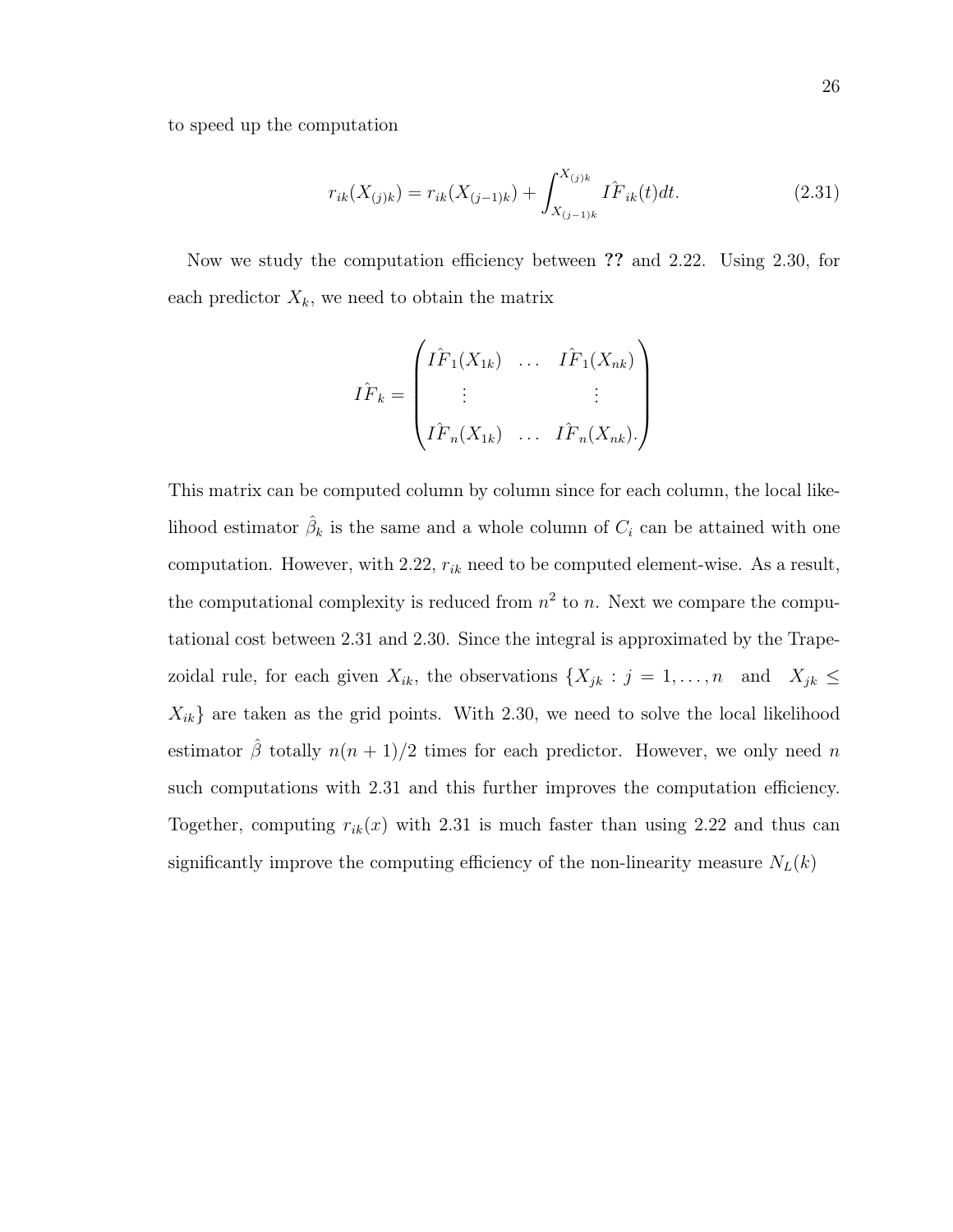to speed up the computation

$$r_{ik}(X_{(j)k}) = r_{ik}(X_{(j-1)k}) + \int_{X_{(j-1)k}}^{X_{(j)k}} I\hat{F}_{ik}(t)dt. \tag{2.31}$$

Now we study the computation efficiency between **??** and 2.22. Using 2.30, for each predictor $X_k$, we need to obtain the matrix

$$I\hat{F}_k = \begin{pmatrix} I\hat{F}_1(X_{1k}) & \dots & I\hat{F}_1(X_{nk}) \\ \vdots & & \vdots \\ I\hat{F}_n(X_{1k}) & \dots & I\hat{F}_n(X_{nk}). \end{pmatrix}$$

This matrix can be computed column by column since for each column, the local likelihood estimator $\hat{\beta}_k$ is the same and a whole column of $C_i$ can be attained with one computation. However, with 2.22, $r_{ik}$ need to be computed element-wise. As a result, the computational complexity is reduced from $n^2$ to $n$. Next we compare the computational cost between 2.31 and 2.30. Since the integral is approximated by the Trapezoidal rule, for each given $X_{ik}$, the observations $\{X_{jk} : j = 1, \dots, n \quad \text{and} \quad X_{jk} \leq X_{ik}\}$ are taken as the grid points. With 2.30, we need to solve the local likelihood estimator $\hat{\beta}$ totally $n(n+1)/2$ times for each predictor. However, we only need $n$ such computations with 2.31 and this further improves the computation efficiency. Together, computing $r_{ik}(x)$ with 2.31 is much faster than using 2.22 and thus can significantly improve the computing efficiency of the non-linearity measure $N_L(k)$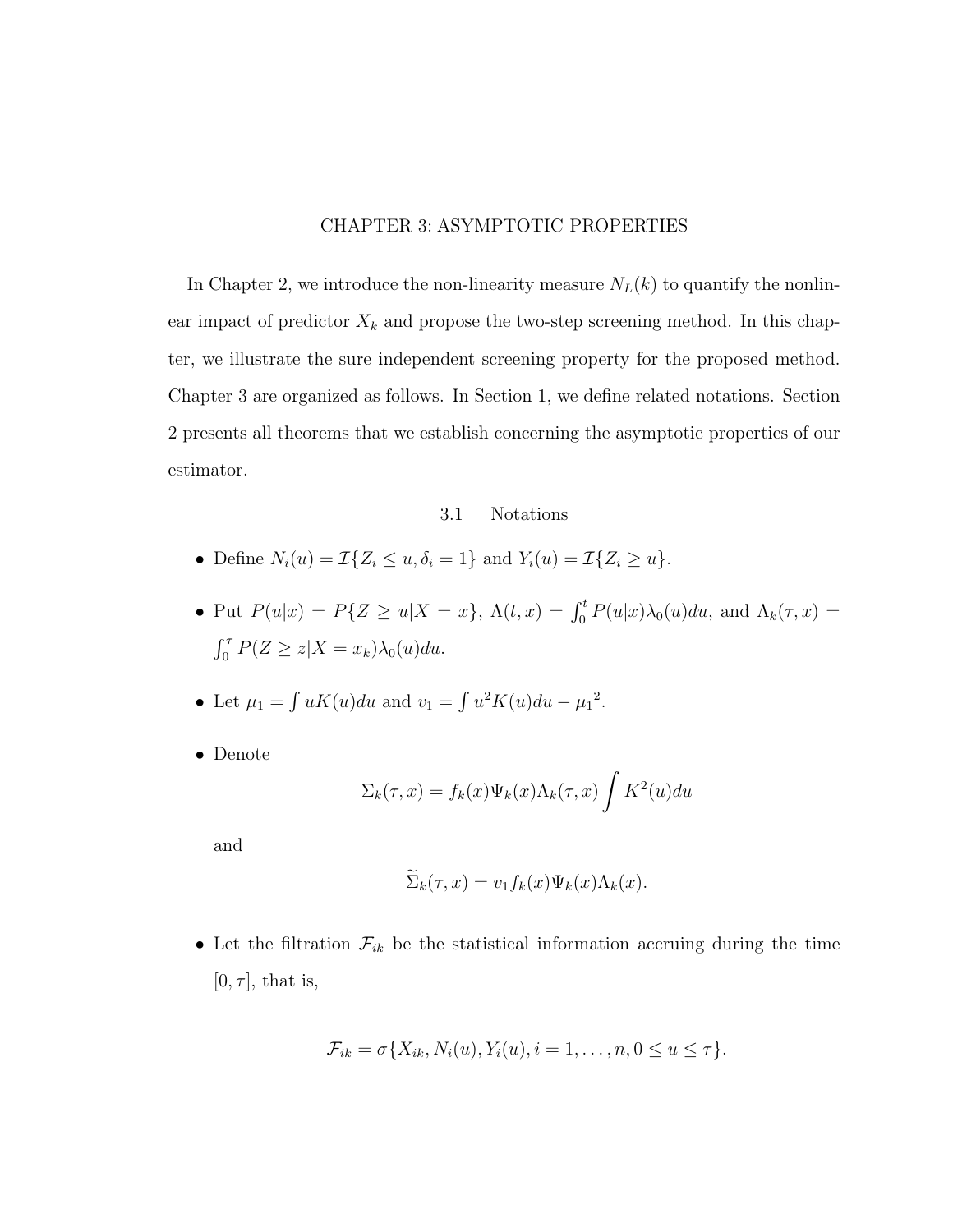# CHAPTER 3: ASYMPTOTIC PROPERTIES

In Chapter 2, we introduce the non-linearity measure $N_L(k)$ to quantify the nonlinear impact of predictor $X_k$ and propose the two-step screening method. In this chapter, we illustrate the sure independent screening property for the proposed method. Chapter 3 are organized as follows. In Section 1, we define related notations. Section 2 presents all theorems that we establish concerning the asymptotic properties of our estimator.

## 3.1 Notations

- Define $N_i(u) = \mathcal{I}\{Z_i \leq u, \delta_i = 1\}$ and $Y_i(u) = \mathcal{I}\{Z_i \geq u\}$.
- Put $P(u|x) = P\{Z \geq u | X = x\}$, $\Lambda(t, x) = \int_0^t P(u|x)\lambda_0(u)du$, and $\Lambda_k(\tau, x) = \int_0^\tau P(Z \geq z | X = x_k)\lambda_0(u)du$.
- Let $\mu_1 = \int uK(u)du$ and $v_1 = \int u^2 K(u)du - {\mu_1}^2$.
- Denote

$$\Sigma_k(\tau, x) = f_k(x)\Psi_k(x)\Lambda_k(\tau, x)\int K^2(u)du$$

and

$$\widetilde{\Sigma}_k(\tau, x) = v_1 f_k(x)\Psi_k(x)\Lambda_k(x).$$

- Let the filtration $\mathcal{F}_{ik}$ be the statistical information accruing during the time $[0, \tau]$, that is,

$$\mathcal{F}_{ik} = \sigma\{X_{ik}, N_i(u), Y_i(u), i = 1, \ldots, n, 0 \leq u \leq \tau\}.$$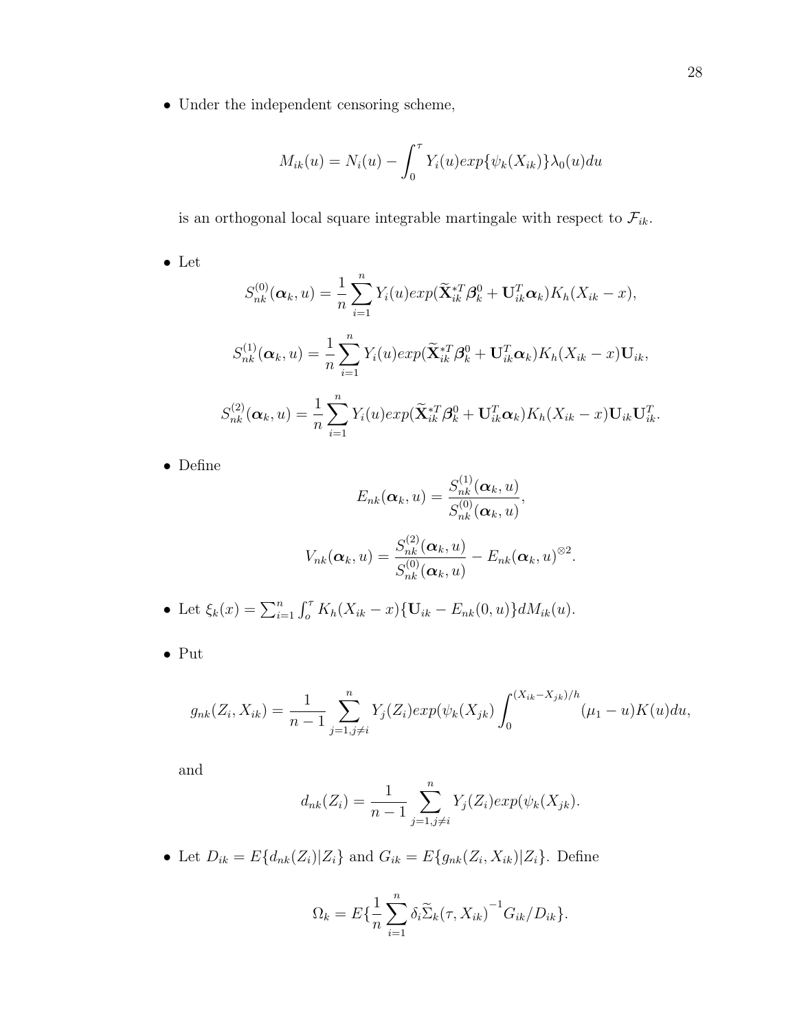- Under the independent censoring scheme,

$$M_{ik}(u) = N_i(u) - \int_0^{\tau} Y_i(u) exp\{\psi_k(X_{ik})\}\lambda_0(u)du$$

  is an orthogonal local square integrable martingale with respect to $\mathcal{F}_{ik}$.

- Let

$$S_{nk}^{(0)}(\boldsymbol{\alpha}_k, u) = \frac{1}{n}\sum_{i=1}^{n} Y_i(u) exp(\widetilde{\mathbf{X}}_{ik}^{*T}\boldsymbol{\beta}_k^0 + \mathbf{U}_{ik}^T\boldsymbol{\alpha}_k)K_h(X_{ik} - x),$$

$$S_{nk}^{(1)}(\boldsymbol{\alpha}_k, u) = \frac{1}{n}\sum_{i=1}^{n} Y_i(u) exp(\widetilde{\mathbf{X}}_{ik}^{*T}\boldsymbol{\beta}_k^0 + \mathbf{U}_{ik}^T\boldsymbol{\alpha}_k)K_h(X_{ik} - x)\mathbf{U}_{ik},$$

$$S_{nk}^{(2)}(\boldsymbol{\alpha}_k, u) = \frac{1}{n}\sum_{i=1}^{n} Y_i(u) exp(\widetilde{\mathbf{X}}_{ik}^{*T}\boldsymbol{\beta}_k^0 + \mathbf{U}_{ik}^T\boldsymbol{\alpha}_k)K_h(X_{ik} - x)\mathbf{U}_{ik}\mathbf{U}_{ik}^T.$$

- Define

$$E_{nk}(\boldsymbol{\alpha}_k, u) = \frac{S_{nk}^{(1)}(\boldsymbol{\alpha}_k, u)}{S_{nk}^{(0)}(\boldsymbol{\alpha}_k, u)},$$

$$V_{nk}(\boldsymbol{\alpha}_k, u) = \frac{S_{nk}^{(2)}(\boldsymbol{\alpha}_k, u)}{S_{nk}^{(0)}(\boldsymbol{\alpha}_k, u)} - E_{nk}(\boldsymbol{\alpha}_k, u)^{\otimes 2}.$$

- Let $\xi_k(x) = \sum_{i=1}^{n}\int_o^{\tau} K_h(X_{ik} - x)\{\mathbf{U}_{ik} - E_{nk}(0, u)\}dM_{ik}(u)$.

- Put

$$g_{nk}(Z_i, X_{ik}) = \frac{1}{n-1}\sum_{j=1, j\neq i}^{n} Y_j(Z_i) exp(\psi_k(X_{jk})\int_0^{(X_{ik}-X_{jk})/h}(\mu_1 - u)K(u)du,$$

  and

$$d_{nk}(Z_i) = \frac{1}{n-1}\sum_{j=1, j\neq i}^{n} Y_j(Z_i) exp(\psi_k(X_{jk}).$$

- Let $D_{ik} = E\{d_{nk}(Z_i)|Z_i\}$ and $G_{ik} = E\{g_{nk}(Z_i, X_{ik})|Z_i\}$. Define

$$\Omega_k = E\{\frac{1}{n}\sum_{i=1}^{n}\delta_i\widetilde{\Sigma}_k(\tau, X_{ik})^{-1}G_{ik}/D_{ik}\}.$$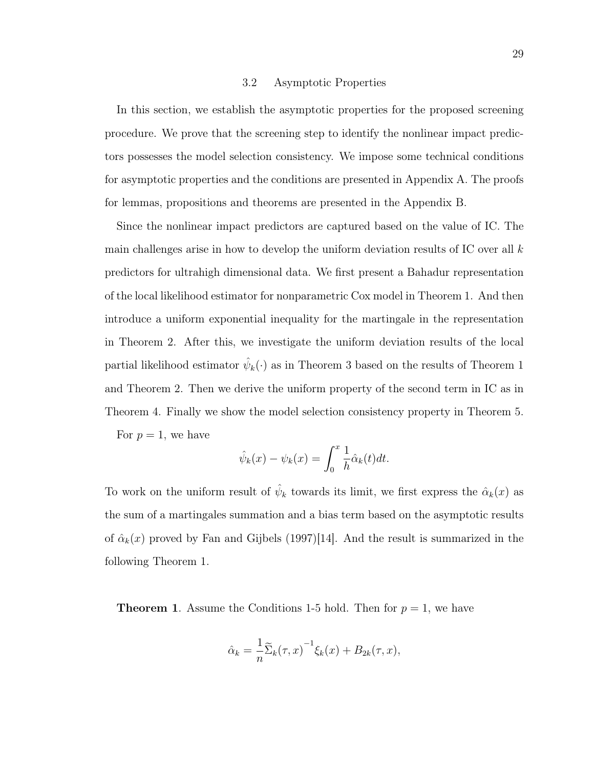## 3.2 Asymptotic Properties

In this section, we establish the asymptotic properties for the proposed screening procedure. We prove that the screening step to identify the nonlinear impact predictors possesses the model selection consistency. We impose some technical conditions for asymptotic properties and the conditions are presented in Appendix A. The proofs for lemmas, propositions and theorems are presented in the Appendix B.

Since the nonlinear impact predictors are captured based on the value of IC. The main challenges arise in how to develop the uniform deviation results of IC over all $k$ predictors for ultrahigh dimensional data. We first present a Bahadur representation of the local likelihood estimator for nonparametric Cox model in Theorem 1. And then introduce a uniform exponential inequality for the martingale in the representation in Theorem 2. After this, we investigate the uniform deviation results of the local partial likelihood estimator $\hat{\psi}_k(\cdot)$ as in Theorem 3 based on the results of Theorem 1 and Theorem 2. Then we derive the uniform property of the second term in IC as in Theorem 4. Finally we show the model selection consistency property in Theorem 5.

For $p = 1$, we have

$$\hat{\psi}_k(x) - \psi_k(x) = \int_0^x \frac{1}{h}\hat{\alpha}_k(t)dt.$$

To work on the uniform result of $\hat{\psi}_k$ towards its limit, we first express the $\hat{\alpha}_k(x)$ as the sum of a martingales summation and a bias term based on the asymptotic results of $\hat{\alpha}_k(x)$ proved by Fan and Gijbels (1997)[14]. And the result is summarized in the following Theorem 1.

**Theorem 1**. Assume the Conditions 1-5 hold. Then for $p = 1$, we have

$$\hat{\alpha}_k = \frac{1}{n}\widetilde{\Sigma}_k(\tau, x)^{-1}\xi_k(x) + B_{2k}(\tau, x),$$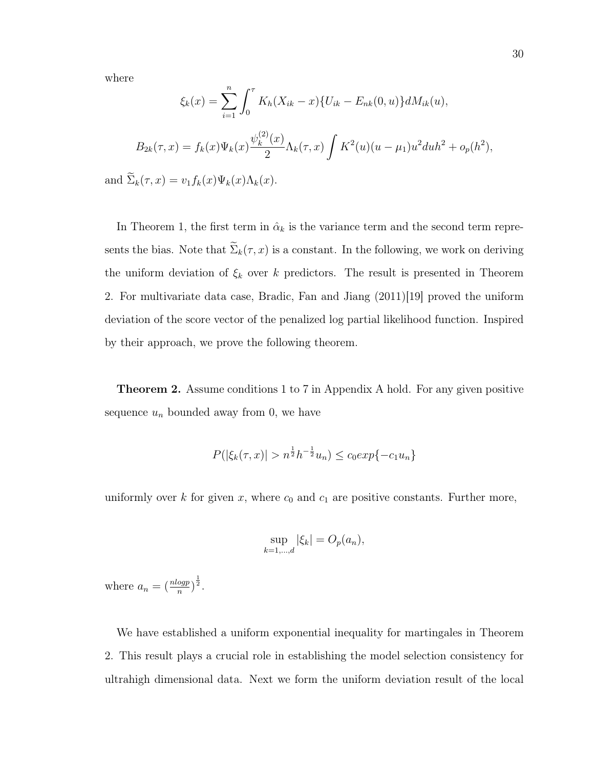where

$$\xi_k(x) = \sum_{i=1}^{n} \int_0^{\tau} K_h(X_{ik} - x)\{U_{ik} - E_{nk}(0, u)\} dM_{ik}(u),$$

$$B_{2k}(\tau, x) = f_k(x)\Psi_k(x)\frac{\psi_k^{(2)}(x)}{2}\Lambda_k(\tau, x)\int K^2(u)(u - \mu_1)u^2 du h^2 + o_p(h^2),$$

and $\widetilde{\Sigma}_k(\tau, x) = v_1 f_k(x)\Psi_k(x)\Lambda_k(x)$.

In Theorem 1, the first term in $\hat{\alpha}_k$ is the variance term and the second term represents the bias. Note that $\widetilde{\Sigma}_k(\tau, x)$ is a constant. In the following, we work on deriving the uniform deviation of $\xi_k$ over $k$ predictors. The result is presented in Theorem 2. For multivariate data case, Bradic, Fan and Jiang (2011)[19] proved the uniform deviation of the score vector of the penalized log partial likelihood function. Inspired by their approach, we prove the following theorem.

**Theorem 2.** Assume conditions 1 to 7 in Appendix A hold. For any given positive sequence $u_n$ bounded away from 0, we have

$$P(|\xi_k(\tau, x)| > n^{\frac{1}{2}} h^{-\frac{1}{2}} u_n) \leq c_0 exp\{-c_1 u_n\}$$

uniformly over $k$ for given $x$, where $c_0$ and $c_1$ are positive constants. Further more,

$$\sup_{k=1,\ldots,d} |\xi_k| = O_p(a_n),$$

where $a_n = (\frac{nlogp}{n})^{\frac{1}{2}}$.

We have established a uniform exponential inequality for martingales in Theorem 2. This result plays a crucial role in establishing the model selection consistency for ultrahigh dimensional data. Next we form the uniform deviation result of the local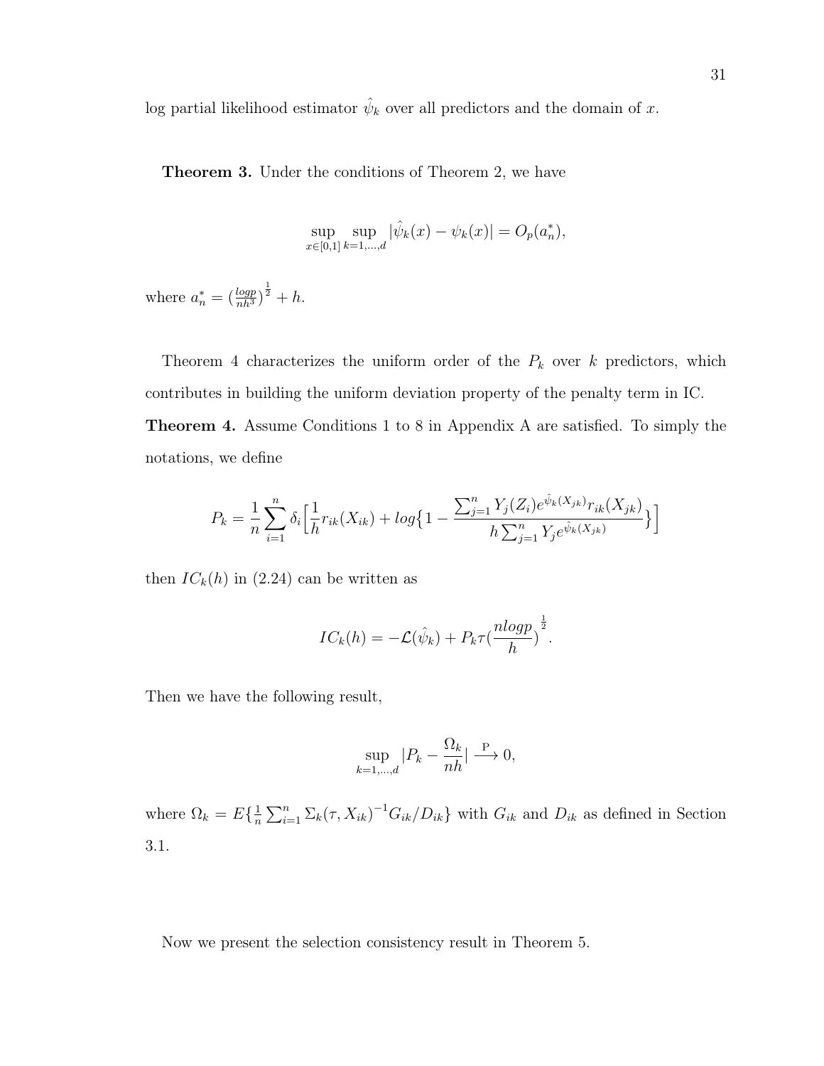log partial likelihood estimator $\hat{\psi}_k$ over all predictors and the domain of $x$.

**Theorem 3.** Under the conditions of Theorem 2, we have

$$\sup_{x\in[0,1]} \sup_{k=1,\ldots,d} |\hat{\psi}_k(x) - \psi_k(x)| = O_p(a_n^*),$$

where $a_n^* = (\frac{logp}{nh^3})^{\frac{1}{2}} + h$.

Theorem 4 characterizes the uniform order of the $P_k$ over $k$ predictors, which contributes in building the uniform deviation property of the penalty term in IC.

**Theorem 4.** Assume Conditions 1 to 8 in Appendix A are satisfied. To simply the notations, we define

$$P_k = \frac{1}{n}\sum_{i=1}^{n} \delta_i \Big[\frac{1}{h} r_{ik}(X_{ik}) + log\big\{1 - \frac{\sum_{j=1}^{n} Y_j(Z_i) e^{\hat{\psi}_k(X_{jk})} r_{ik}(X_{jk})}{h\sum_{j=1}^{n} Y_j e^{\hat{\psi}_k(X_{jk})}}\big\}\Big]$$

then $IC_k(h)$ in (2.24) can be written as

$$IC_k(h) = -\mathcal{L}(\hat{\psi}_k) + P_k \tau (\frac{nlogp}{h})^{\frac{1}{2}}.$$

Then we have the following result,

$$\sup_{k=1,\ldots,d} |P_k - \frac{\Omega_k}{nh}| \xrightarrow{\text{P}} 0,$$

where $\Omega_k = E\{\frac{1}{n}\sum_{i=1}^{n} \Sigma_k(\tau, X_{ik})^{-1} G_{ik}/D_{ik}\}$ with $G_{ik}$ and $D_{ik}$ as defined in Section 3.1.

Now we present the selection consistency result in Theorem 5.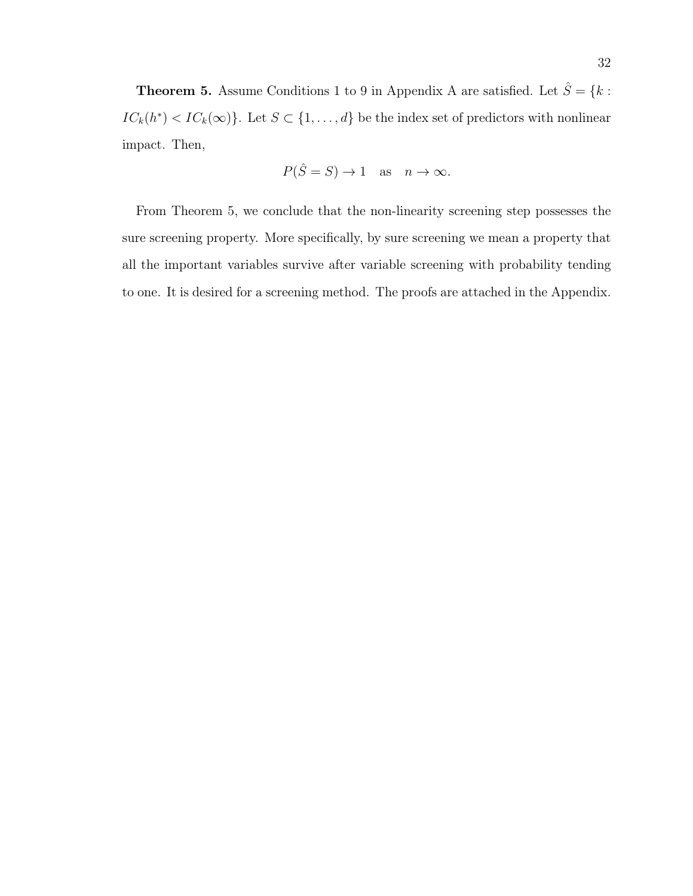**Theorem 5.** Assume Conditions 1 to 9 in Appendix A are satisfied. Let $\hat{S} = \{k : IC_k(h^*) < IC_k(\infty)\}$. Let $S \subset \{1, \ldots, d\}$ be the index set of predictors with nonlinear impact. Then,

$$P(\hat{S} = S) \to 1 \quad \text{as} \quad n \to \infty.$$

From Theorem 5, we conclude that the non-linearity screening step possesses the sure screening property. More specifically, by sure screening we mean a property that all the important variables survive after variable screening with probability tending to one. It is desired for a screening method. The proofs are attached in the Appendix.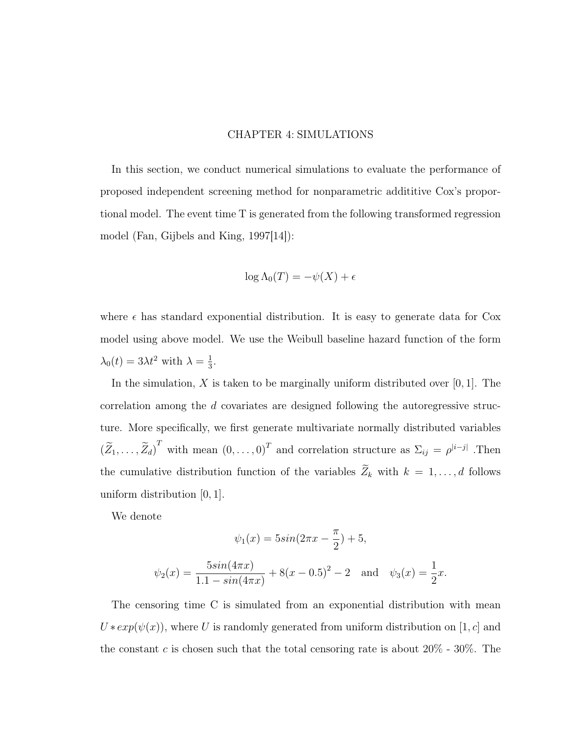# CHAPTER 4: SIMULATIONS

In this section, we conduct numerical simulations to evaluate the performance of proposed independent screening method for nonparametric addititive Cox's proportional model. The event time T is generated from the following transformed regression model (Fan, Gijbels and King, 1997[14]):

$$\log \Lambda_0(T) = -\psi(X) + \epsilon$$

where $\epsilon$ has standard exponential distribution. It is easy to generate data for Cox model using above model. We use the Weibull baseline hazard function of the form $\lambda_0(t) = 3\lambda t^2$ with $\lambda = \frac{1}{3}$.

In the simulation, $X$ is taken to be marginally uniform distributed over $[0, 1]$. The correlation among the $d$ covariates are designed following the autoregressive structure. More specifically, we first generate multivariate normally distributed variables $(\widetilde{Z}_1, \ldots, \widetilde{Z}_d)^T$ with mean $(0, \ldots, 0)^T$ and correlation structure as $\Sigma_{ij} = \rho^{|i-j|}$ .Then the cumulative distribution function of the variables $\widetilde{Z}_k$ with $k = 1, \ldots, d$ follows uniform distribution $[0, 1]$.

We denote

$$\psi_1(x) = 5sin(2\pi x - \frac{\pi}{2}) + 5,$$

$$\psi_2(x) = \frac{5sin(4\pi x)}{1.1 - sin(4\pi x)} + 8(x - 0.5)^2 - 2 \quad \text{and} \quad \psi_3(x) = \frac{1}{2}x.$$

The censoring time C is simulated from an exponential distribution with mean $U * exp(\psi(x))$, where $U$ is randomly generated from uniform distribution on $[1, c]$ and the constant $c$ is chosen such that the total censoring rate is about 20% - 30%. The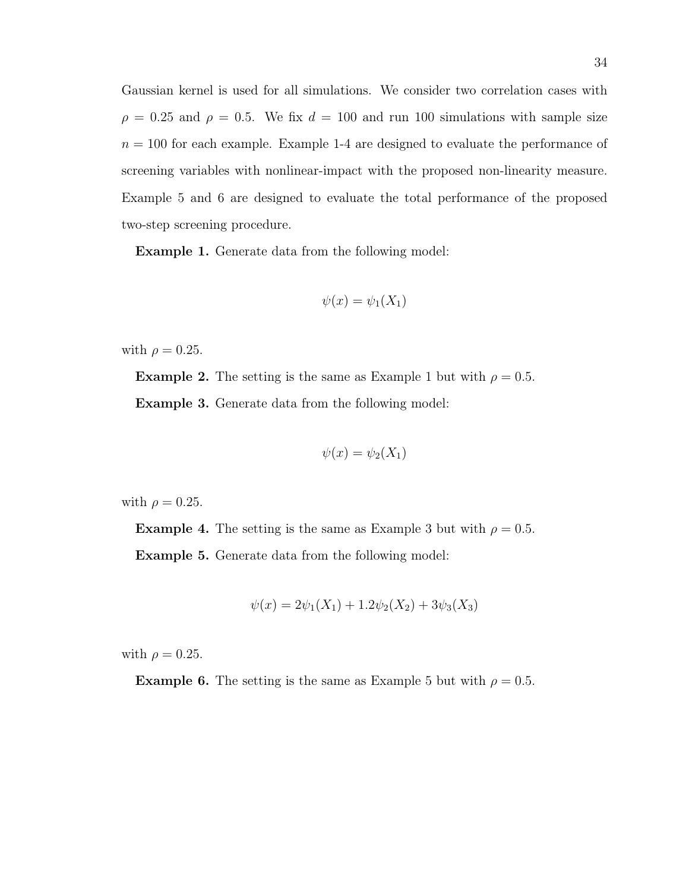Gaussian kernel is used for all simulations. We consider two correlation cases with $\rho = 0.25$ and $\rho = 0.5$. We fix $d = 100$ and run 100 simulations with sample size $n = 100$ for each example. Example 1-4 are designed to evaluate the performance of screening variables with nonlinear-impact with the proposed non-linearity measure. Example 5 and 6 are designed to evaluate the total performance of the proposed two-step screening procedure.

**Example 1.** Generate data from the following model:

$$\psi(x) = \psi_1(X_1)$$

with $\rho = 0.25$.

**Example 2.** The setting is the same as Example 1 but with $\rho = 0.5$.

**Example 3.** Generate data from the following model:

$$\psi(x) = \psi_2(X_1)$$

with $\rho = 0.25$.

**Example 4.** The setting is the same as Example 3 but with $\rho = 0.5$.

**Example 5.** Generate data from the following model:

$$\psi(x) = 2\psi_1(X_1) + 1.2\psi_2(X_2) + 3\psi_3(X_3)$$

with $\rho = 0.25$.

**Example 6.** The setting is the same as Example 5 but with $\rho = 0.5$.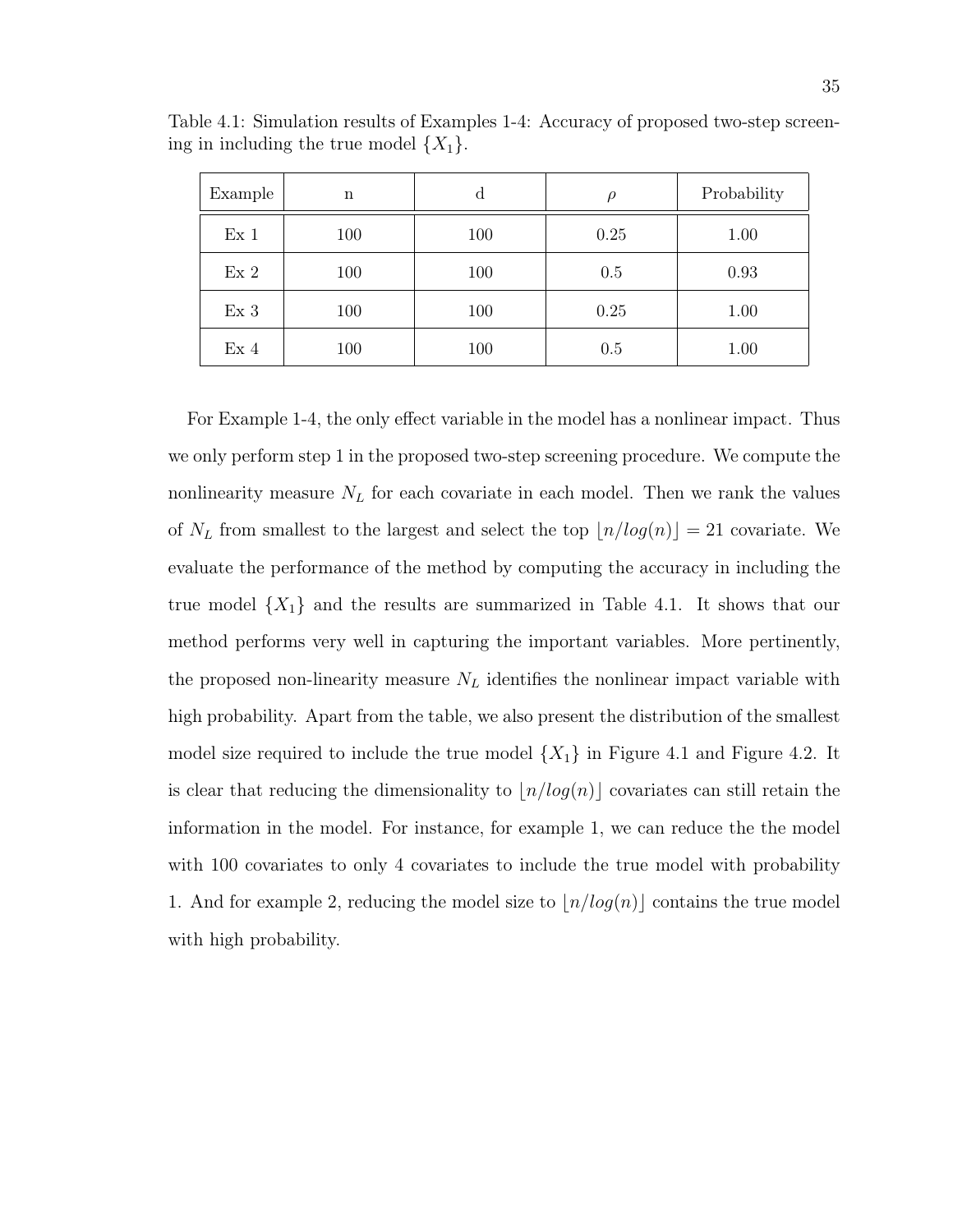Table 4.1: Simulation results of Examples 1-4: Accuracy of proposed two-step screening in including the true model $\{X_1\}$.

| Example | n | d | $\rho$ | Probability |
|---|---|---|---|---|
| Ex 1 | 100 | 100 | 0.25 | 1.00 |
| Ex 2 | 100 | 100 | 0.5 | 0.93 |
| Ex 3 | 100 | 100 | 0.25 | 1.00 |
| Ex 4 | 100 | 100 | 0.5 | 1.00 |

For Example 1-4, the only effect variable in the model has a nonlinear impact. Thus we only perform step 1 in the proposed two-step screening procedure. We compute the nonlinearity measure $N_L$ for each covariate in each model. Then we rank the values of $N_L$ from smallest to the largest and select the top $\lfloor n/log(n) \rfloor = 21$ covariate. We evaluate the performance of the method by computing the accuracy in including the true model $\{X_1\}$ and the results are summarized in Table 4.1. It shows that our method performs very well in capturing the important variables. More pertinently, the proposed non-linearity measure $N_L$ identifies the nonlinear impact variable with high probability. Apart from the table, we also present the distribution of the smallest model size required to include the true model $\{X_1\}$ in Figure 4.1 and Figure 4.2. It is clear that reducing the dimensionality to $\lfloor n/log(n) \rfloor$ covariates can still retain the information in the model. For instance, for example 1, we can reduce the the model with 100 covariates to only 4 covariates to include the true model with probability 1. And for example 2, reducing the model size to $\lfloor n/log(n) \rfloor$ contains the true model with high probability.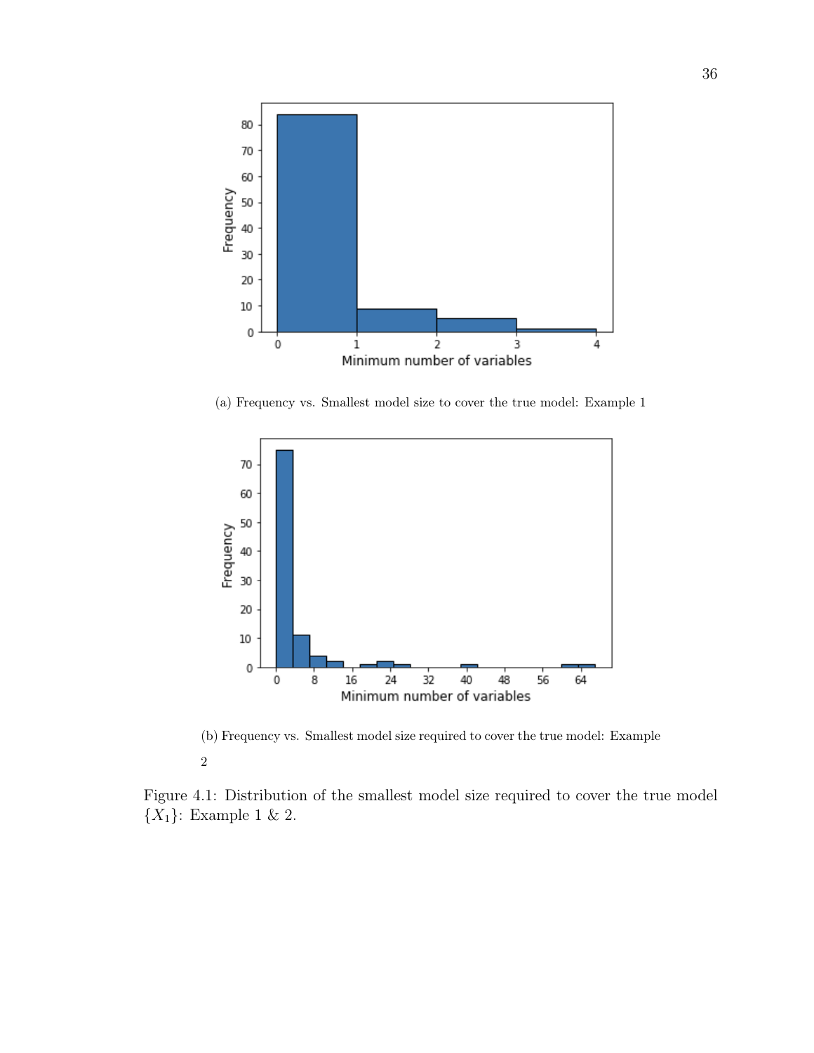(a) Frequency vs. Smallest model size to cover the true model: Example 1

(b) Frequency vs. Smallest model size required to cover the true model: Example 2

Figure 4.1: Distribution of the smallest model size required to cover the true model $\{X_1\}$: Example 1 & 2.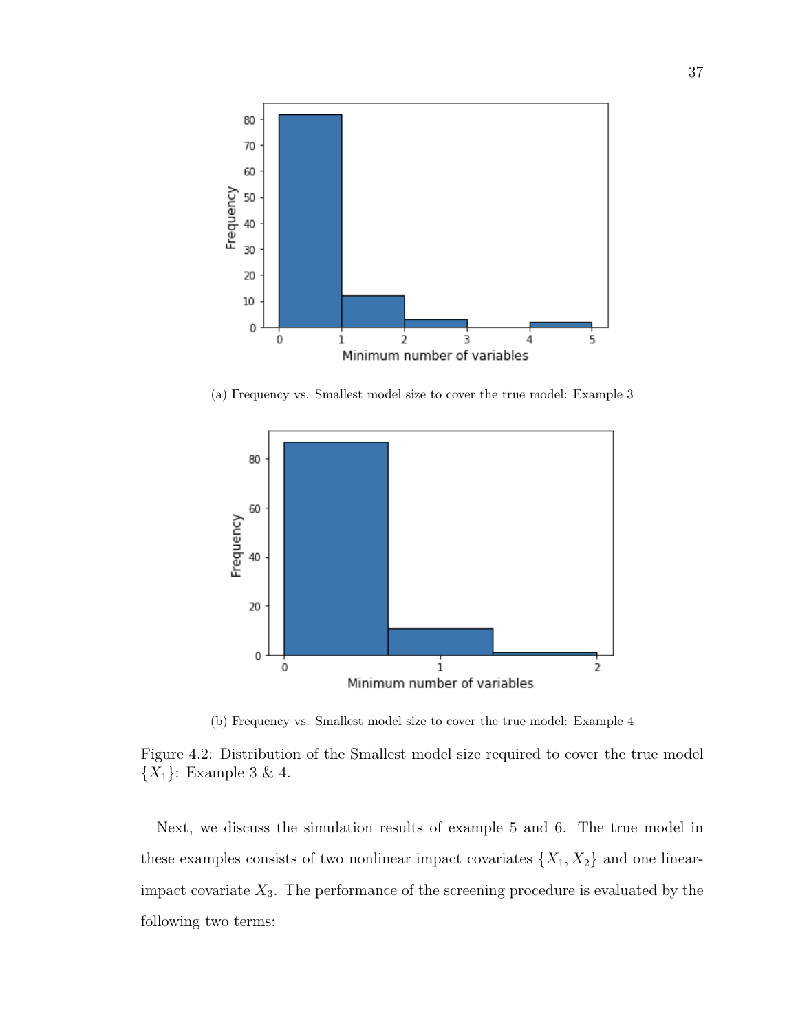(a) Frequency vs. Smallest model size to cover the true model: Example 3

(b) Frequency vs. Smallest model size to cover the true model: Example 4

Figure 4.2: Distribution of the Smallest model size required to cover the true model $\{X_1\}$: Example 3 & 4.

Next, we discuss the simulation results of example 5 and 6. The true model in these examples consists of two nonlinear impact covariates $\{X_1, X_2\}$ and one linear-impact covariate $X_3$. The performance of the screening procedure is evaluated by the following two terms: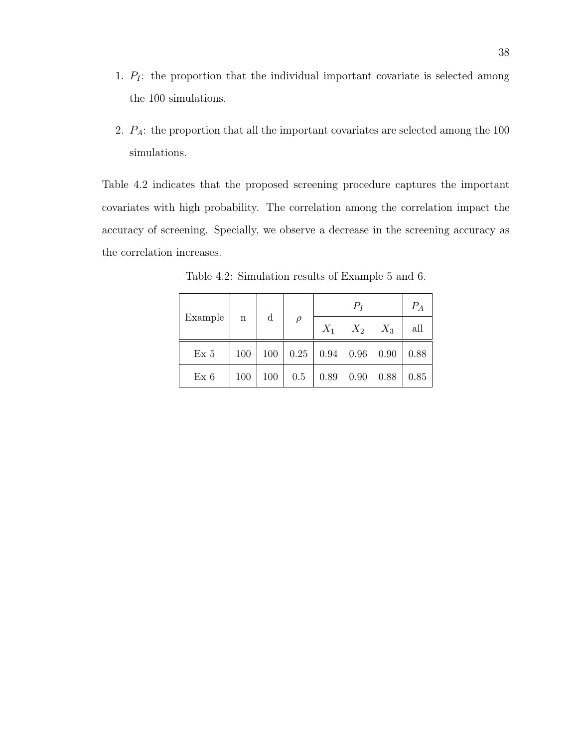1. $P_I$: the proportion that the individual important covariate is selected among the 100 simulations.

2. $P_A$: the proportion that all the important covariates are selected among the 100 simulations.

Table 4.2 indicates that the proposed screening procedure captures the important covariates with high probability. The correlation among the correlation impact the accuracy of screening. Specially, we observe a decrease in the screening accuracy as the correlation increases.

Table 4.2: Simulation results of Example 5 and 6.

| Example | n | d | $\rho$ | $P_I$ | | | $P_A$ |
|---|---|---|---|---|---|---|---|
| | | | | $X_1$ | $X_2$ | $X_3$ | all |
| Ex 5 | 100 | 100 | 0.25 | 0.94 | 0.96 | 0.90 | 0.88 |
| Ex 6 | 100 | 100 | 0.5 | 0.89 | 0.90 | 0.88 | 0.85 |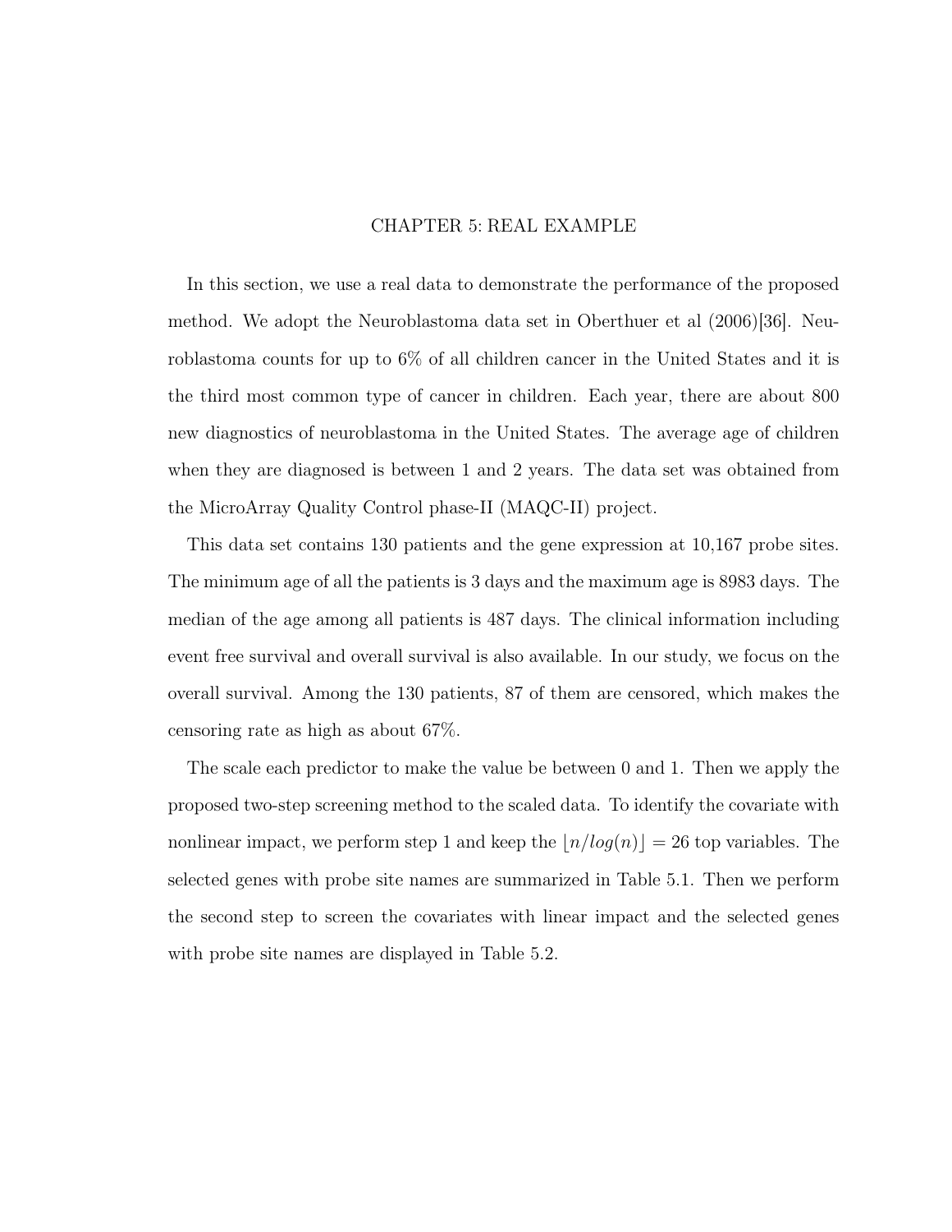# CHAPTER 5: REAL EXAMPLE

In this section, we use a real data to demonstrate the performance of the proposed method. We adopt the Neuroblastoma data set in Oberthuer et al (2006)[36]. Neuroblastoma counts for up to 6% of all children cancer in the United States and it is the third most common type of cancer in children. Each year, there are about 800 new diagnostics of neuroblastoma in the United States. The average age of children when they are diagnosed is between 1 and 2 years. The data set was obtained from the MicroArray Quality Control phase-II (MAQC-II) project.

This data set contains 130 patients and the gene expression at 10,167 probe sites. The minimum age of all the patients is 3 days and the maximum age is 8983 days. The median of the age among all patients is 487 days. The clinical information including event free survival and overall survival is also available. In our study, we focus on the overall survival. Among the 130 patients, 87 of them are censored, which makes the censoring rate as high as about 67%.

The scale each predictor to make the value be between 0 and 1. Then we apply the proposed two-step screening method to the scaled data. To identify the covariate with nonlinear impact, we perform step 1 and keep the $\lfloor n/log(n) \rfloor = 26$ top variables. The selected genes with probe site names are summarized in Table 5.1. Then we perform the second step to screen the covariates with linear impact and the selected genes with probe site names are displayed in Table 5.2.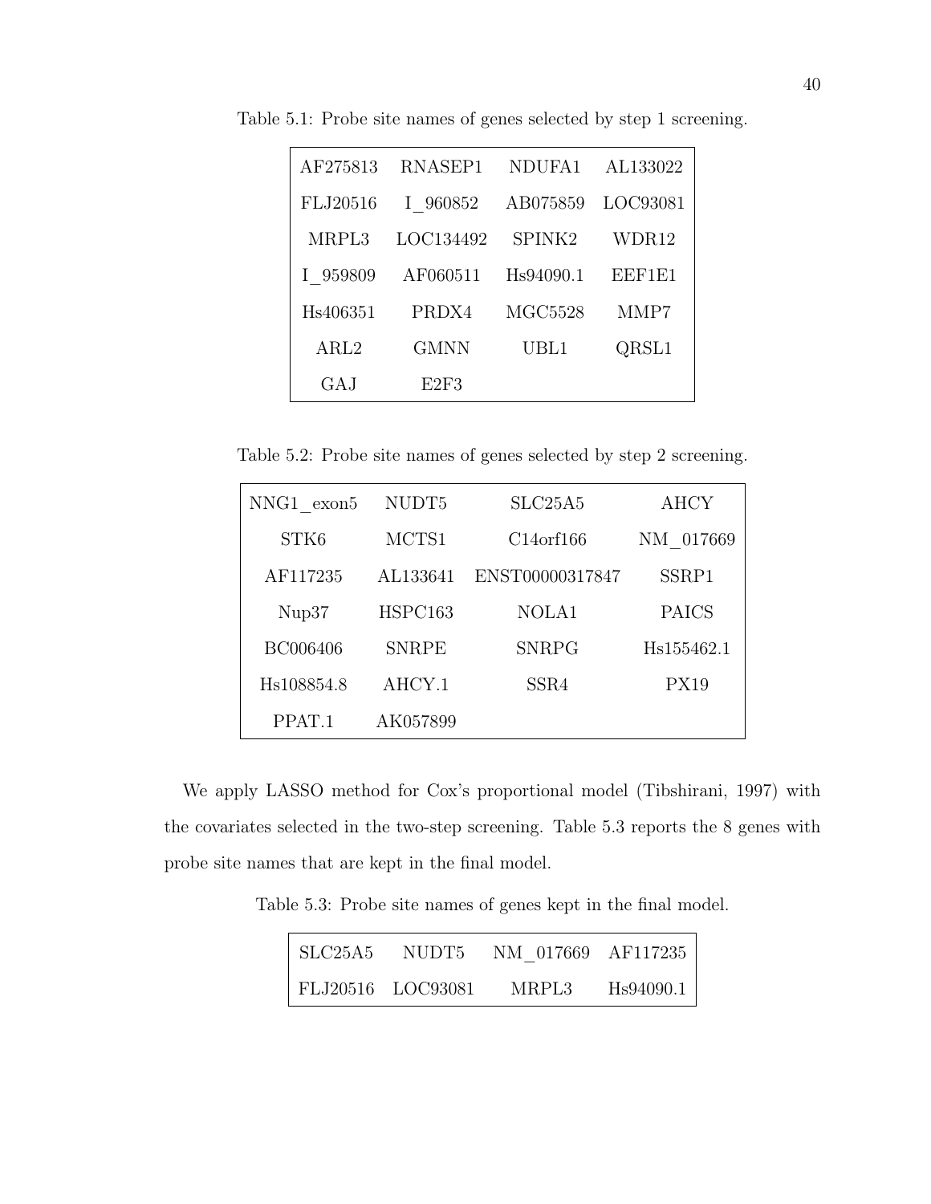Table 5.1: Probe site names of genes selected by step 1 screening.

| | | | |
|---|---|---|---|
| AF275813 | RNASEP1 | NDUFA1 | AL133022 |
| FLJ20516 | I_960852 | AB075859 | LOC93081 |
| MRPL3 | LOC134492 | SPINK2 | WDR12 |
| I_959809 | AF060511 | Hs94090.1 | EEF1E1 |
| Hs406351 | PRDX4 | MGC5528 | MMP7 |
| ARL2 | GMNN | UBL1 | QRSL1 |
| GAJ | E2F3 | | |

Table 5.2: Probe site names of genes selected by step 2 screening.

| | | | |
|---|---|---|---|
| NNG1_exon5 | NUDT5 | SLC25A5 | AHCY |
| STK6 | MCTS1 | C14orf166 | NM_017669 |
| AF117235 | AL133641 | ENST00000317847 | SSRP1 |
| Nup37 | HSPC163 | NOLA1 | PAICS |
| BC006406 | SNRPE | SNRPG | Hs155462.1 |
| Hs108854.8 | AHCY.1 | SSR4 | PX19 |
| PPAT.1 | AK057899 | | |

We apply LASSO method for Cox's proportional model (Tibshirani, 1997) with the covariates selected in the two-step screening. Table 5.3 reports the 8 genes with probe site names that are kept in the final model.

Table 5.3: Probe site names of genes kept in the final model.

| | | | |
|---|---|---|---|
| SLC25A5 | NUDT5 | NM_017669 | AF117235 |
| FLJ20516 | LOC93081 | MRPL3 | Hs94090.1 |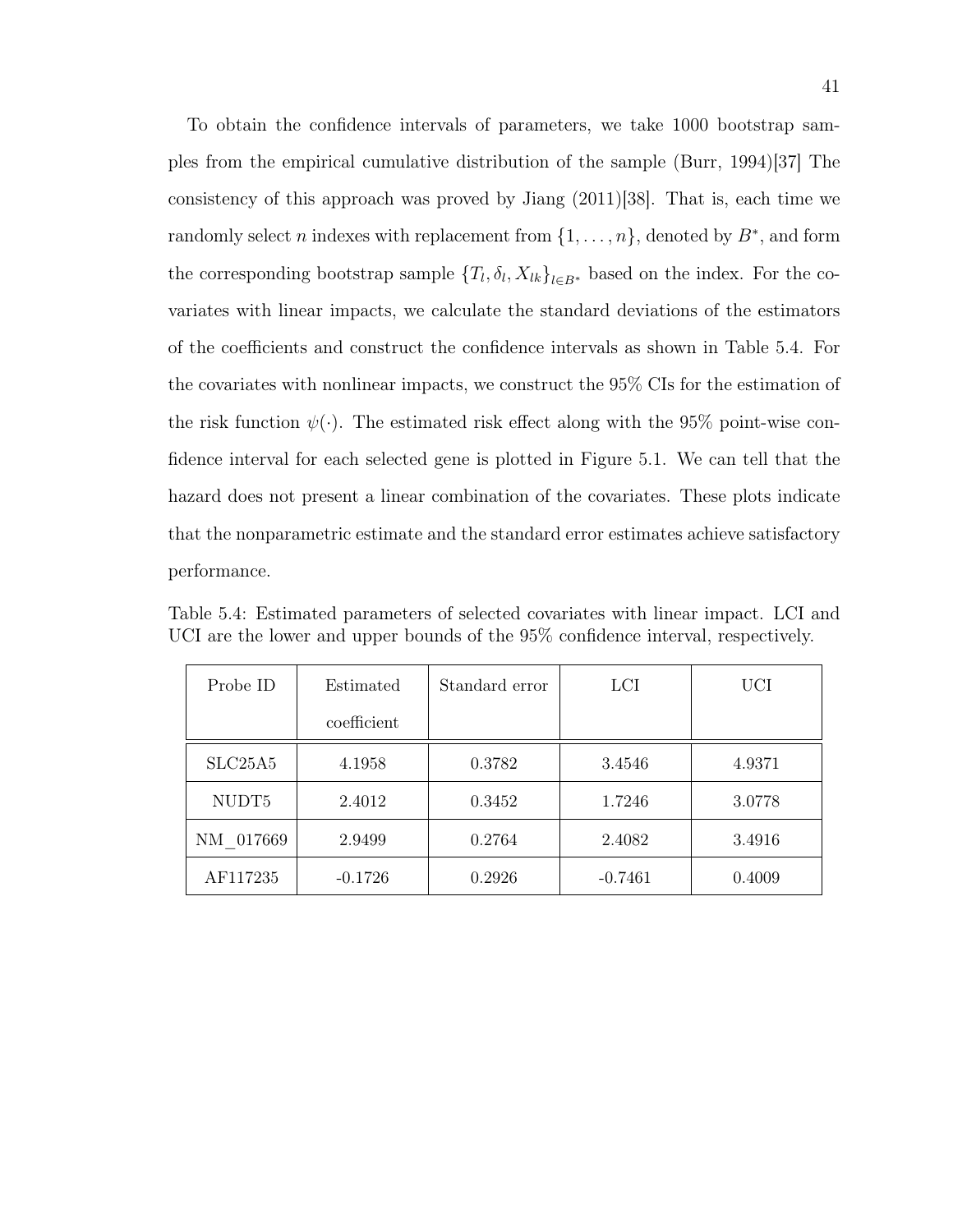To obtain the confidence intervals of parameters, we take 1000 bootstrap samples from the empirical cumulative distribution of the sample (Burr, 1994)[37] The consistency of this approach was proved by Jiang (2011)[38]. That is, each time we randomly select $n$ indexes with replacement from $\{1, \ldots, n\}$, denoted by $B^*$, and form the corresponding bootstrap sample $\{T_l, \delta_l, X_{lk}\}_{l \in B^*}$ based on the index. For the covariates with linear impacts, we calculate the standard deviations of the estimators of the coefficients and construct the confidence intervals as shown in Table 5.4. For the covariates with nonlinear impacts, we construct the 95% CIs for the estimation of the risk function $\psi(\cdot)$. The estimated risk effect along with the 95% point-wise confidence interval for each selected gene is plotted in Figure 5.1. We can tell that the hazard does not present a linear combination of the covariates. These plots indicate that the nonparametric estimate and the standard error estimates achieve satisfactory performance.

Table 5.4: Estimated parameters of selected covariates with linear impact. LCI and UCI are the lower and upper bounds of the 95% confidence interval, respectively.

| Probe ID | Estimated coefficient | Standard error | LCI | UCI |
|---|---|---|---|---|
| SLC25A5 | 4.1958 | 0.3782 | 3.4546 | 4.9371 |
| NUDT5 | 2.4012 | 0.3452 | 1.7246 | 3.0778 |
| NM_017669 | 2.9499 | 0.2764 | 2.4082 | 3.4916 |
| AF117235 | -0.1726 | 0.2926 | -0.7461 | 0.4009 |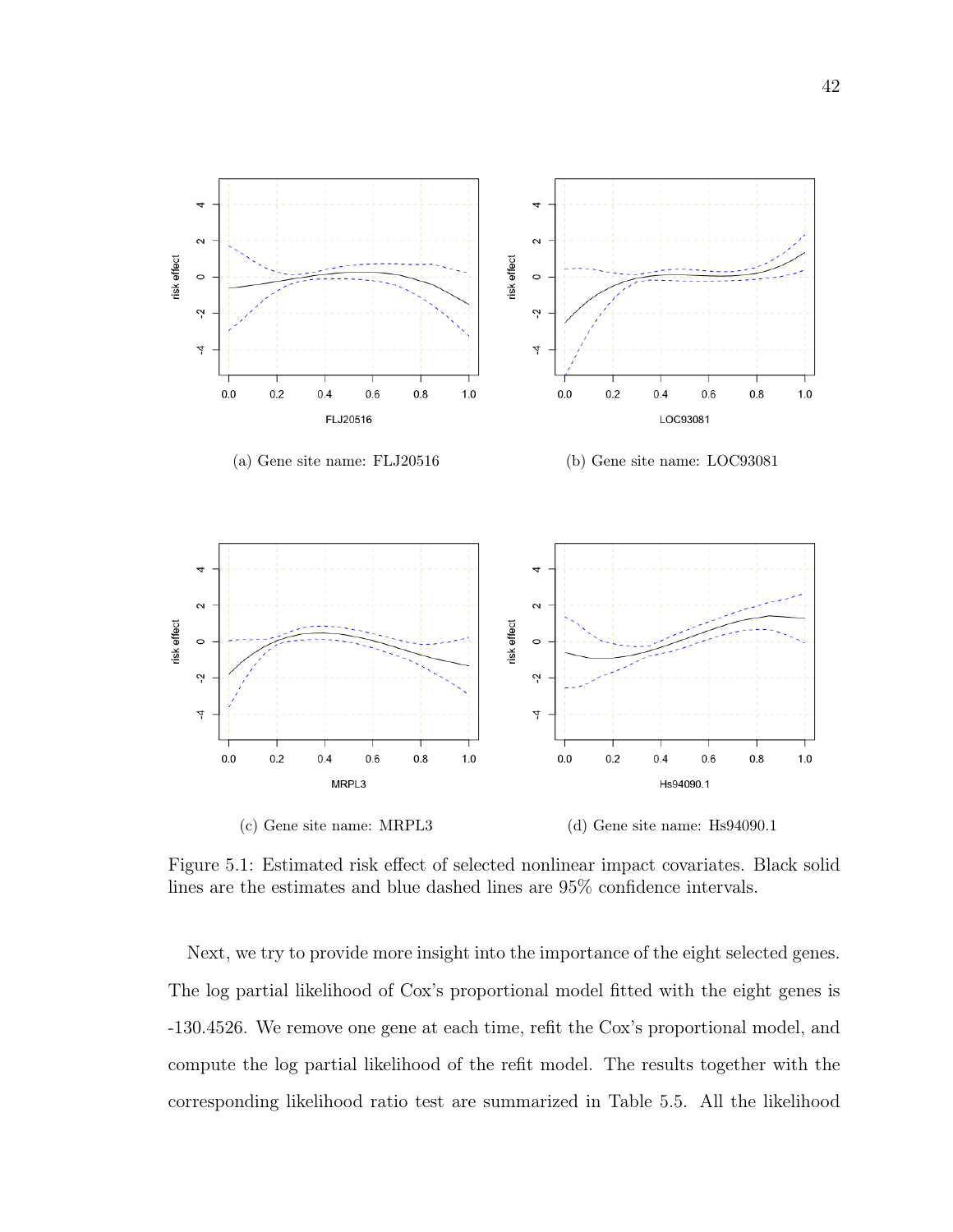(a) Gene site name: FLJ20516

(b) Gene site name: LOC93081

(c) Gene site name: MRPL3

(d) Gene site name: Hs94090.1

Figure 5.1: Estimated risk effect of selected nonlinear impact covariates. Black solid lines are the estimates and blue dashed lines are 95% confidence intervals.

Next, we try to provide more insight into the importance of the eight selected genes. The log partial likelihood of Cox's proportional model fitted with the eight genes is -130.4526. We remove one gene at each time, refit the Cox's proportional model, and compute the log partial likelihood of the refit model. The results together with the corresponding likelihood ratio test are summarized in Table 5.5. All the likelihood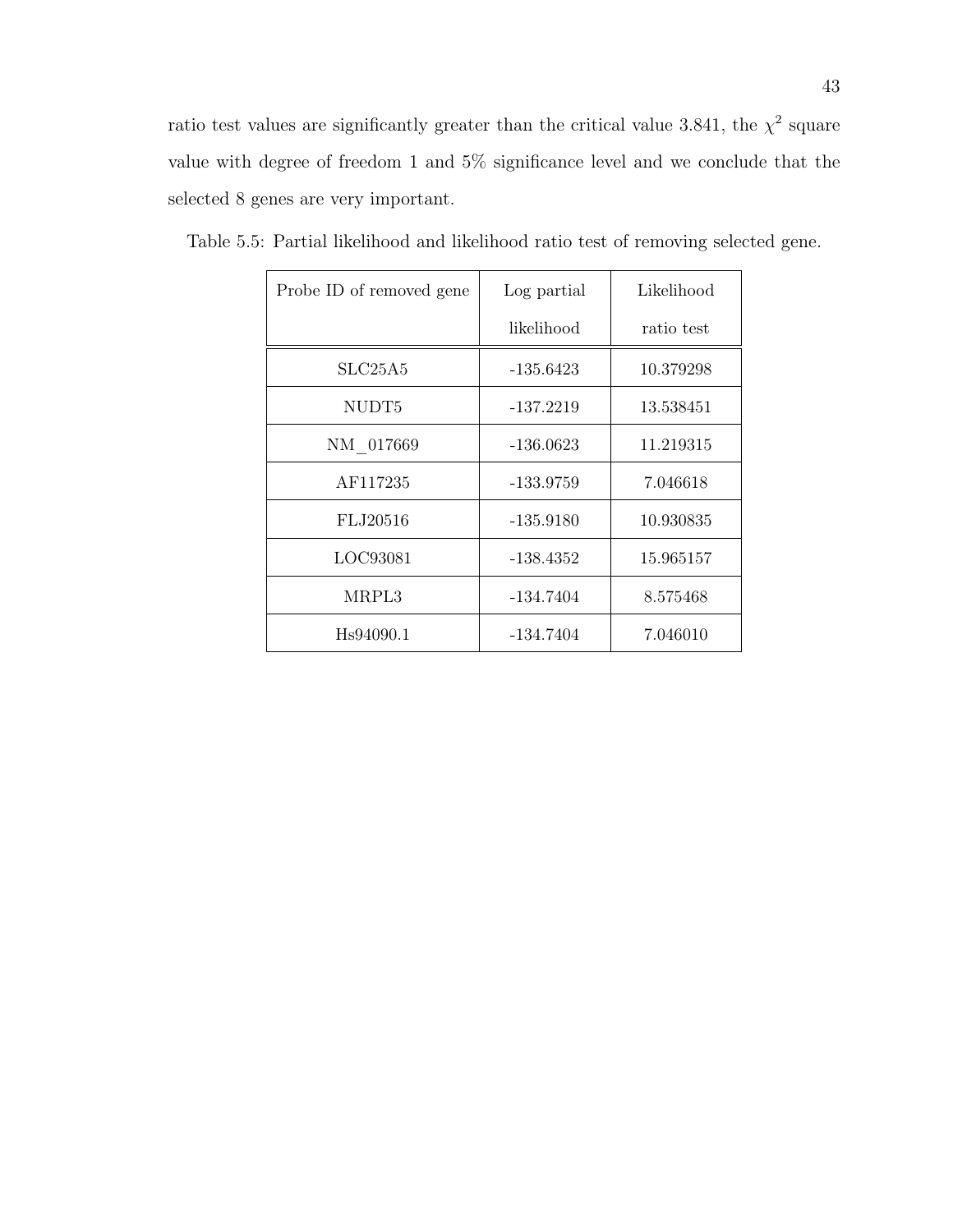ratio test values are significantly greater than the critical value 3.841, the $\chi^2$ square value with degree of freedom 1 and 5% significance level and we conclude that the selected 8 genes are very important.

Table 5.5: Partial likelihood and likelihood ratio test of removing selected gene.

| Probe ID of removed gene | Log partial likelihood | Likelihood ratio test |
|---|---|---|
| SLC25A5 | -135.6423 | 10.379298 |
| NUDT5 | -137.2219 | 13.538451 |
| NM_017669 | -136.0623 | 11.219315 |
| AF117235 | -133.9759 | 7.046618 |
| FLJ20516 | -135.9180 | 10.930835 |
| LOC93081 | -138.4352 | 15.965157 |
| MRPL3 | -134.7404 | 8.575468 |
| Hs94090.1 | -134.7404 | 7.046010 |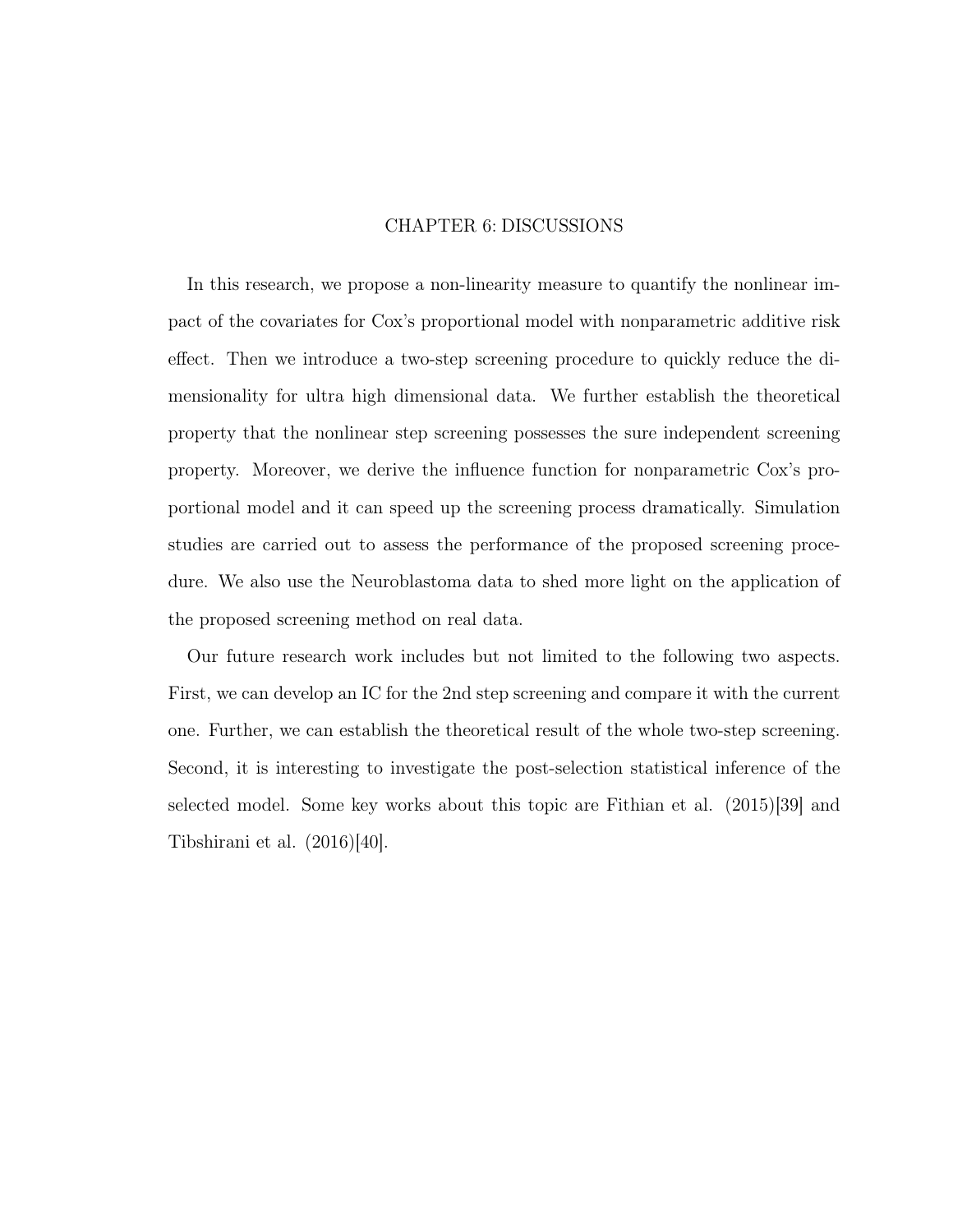# CHAPTER 6: DISCUSSIONS

In this research, we propose a non-linearity measure to quantify the nonlinear impact of the covariates for Cox's proportional model with nonparametric additive risk effect. Then we introduce a two-step screening procedure to quickly reduce the dimensionality for ultra high dimensional data. We further establish the theoretical property that the nonlinear step screening possesses the sure independent screening property. Moreover, we derive the influence function for nonparametric Cox's proportional model and it can speed up the screening process dramatically. Simulation studies are carried out to assess the performance of the proposed screening procedure. We also use the Neuroblastoma data to shed more light on the application of the proposed screening method on real data.

Our future research work includes but not limited to the following two aspects. First, we can develop an IC for the 2nd step screening and compare it with the current one. Further, we can establish the theoretical result of the whole two-step screening. Second, it is interesting to investigate the post-selection statistical inference of the selected model. Some key works about this topic are Fithian et al. (2015)[39] and Tibshirani et al. (2016)[40].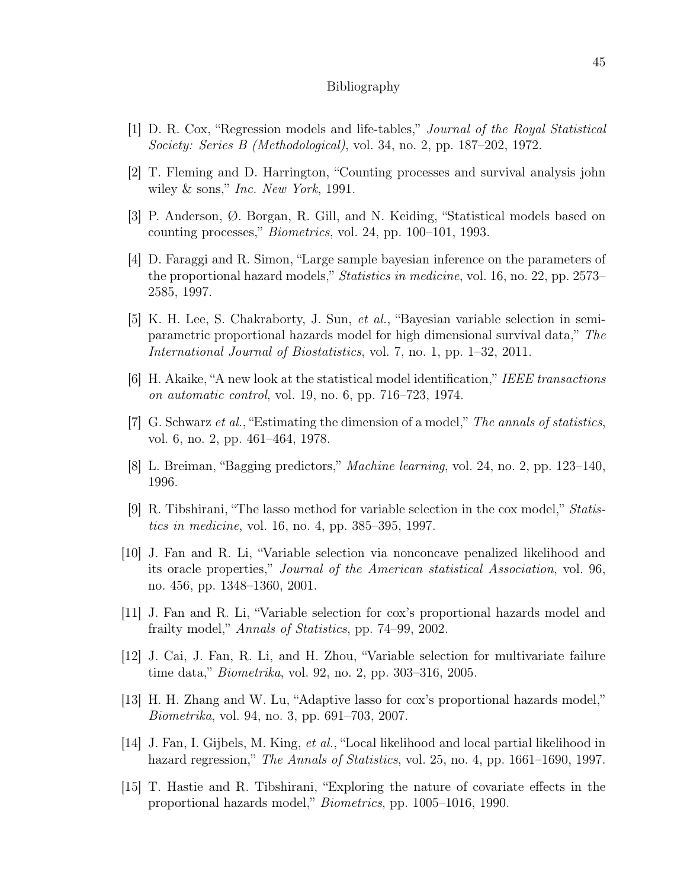# Bibliography

[1] D. R. Cox, "Regression models and life-tables," *Journal of the Royal Statistical Society: Series B (Methodological)*, vol. 34, no. 2, pp. 187–202, 1972.

[2] T. Fleming and D. Harrington, "Counting processes and survival analysis john wiley & sons," *Inc. New York*, 1991.

[3] P. Anderson, Ø. Borgan, R. Gill, and N. Keiding, "Statistical models based on counting processes," *Biometrics*, vol. 24, pp. 100–101, 1993.

[4] D. Faraggi and R. Simon, "Large sample bayesian inference on the parameters of the proportional hazard models," *Statistics in medicine*, vol. 16, no. 22, pp. 2573–2585, 1997.

[5] K. H. Lee, S. Chakraborty, J. Sun, *et al.*, "Bayesian variable selection in semi-parametric proportional hazards model for high dimensional survival data," *The International Journal of Biostatistics*, vol. 7, no. 1, pp. 1–32, 2011.

[6] H. Akaike, "A new look at the statistical model identification," *IEEE transactions on automatic control*, vol. 19, no. 6, pp. 716–723, 1974.

[7] G. Schwarz *et al.*, "Estimating the dimension of a model," *The annals of statistics*, vol. 6, no. 2, pp. 461–464, 1978.

[8] L. Breiman, "Bagging predictors," *Machine learning*, vol. 24, no. 2, pp. 123–140, 1996.

[9] R. Tibshirani, "The lasso method for variable selection in the cox model," *Statistics in medicine*, vol. 16, no. 4, pp. 385–395, 1997.

[10] J. Fan and R. Li, "Variable selection via nonconcave penalized likelihood and its oracle properties," *Journal of the American statistical Association*, vol. 96, no. 456, pp. 1348–1360, 2001.

[11] J. Fan and R. Li, "Variable selection for cox's proportional hazards model and frailty model," *Annals of Statistics*, pp. 74–99, 2002.

[12] J. Cai, J. Fan, R. Li, and H. Zhou, "Variable selection for multivariate failure time data," *Biometrika*, vol. 92, no. 2, pp. 303–316, 2005.

[13] H. H. Zhang and W. Lu, "Adaptive lasso for cox's proportional hazards model," *Biometrika*, vol. 94, no. 3, pp. 691–703, 2007.

[14] J. Fan, I. Gijbels, M. King, *et al.*, "Local likelihood and local partial likelihood in hazard regression," *The Annals of Statistics*, vol. 25, no. 4, pp. 1661–1690, 1997.

[15] T. Hastie and R. Tibshirani, "Exploring the nature of covariate effects in the proportional hazards model," *Biometrics*, pp. 1005–1016, 1990.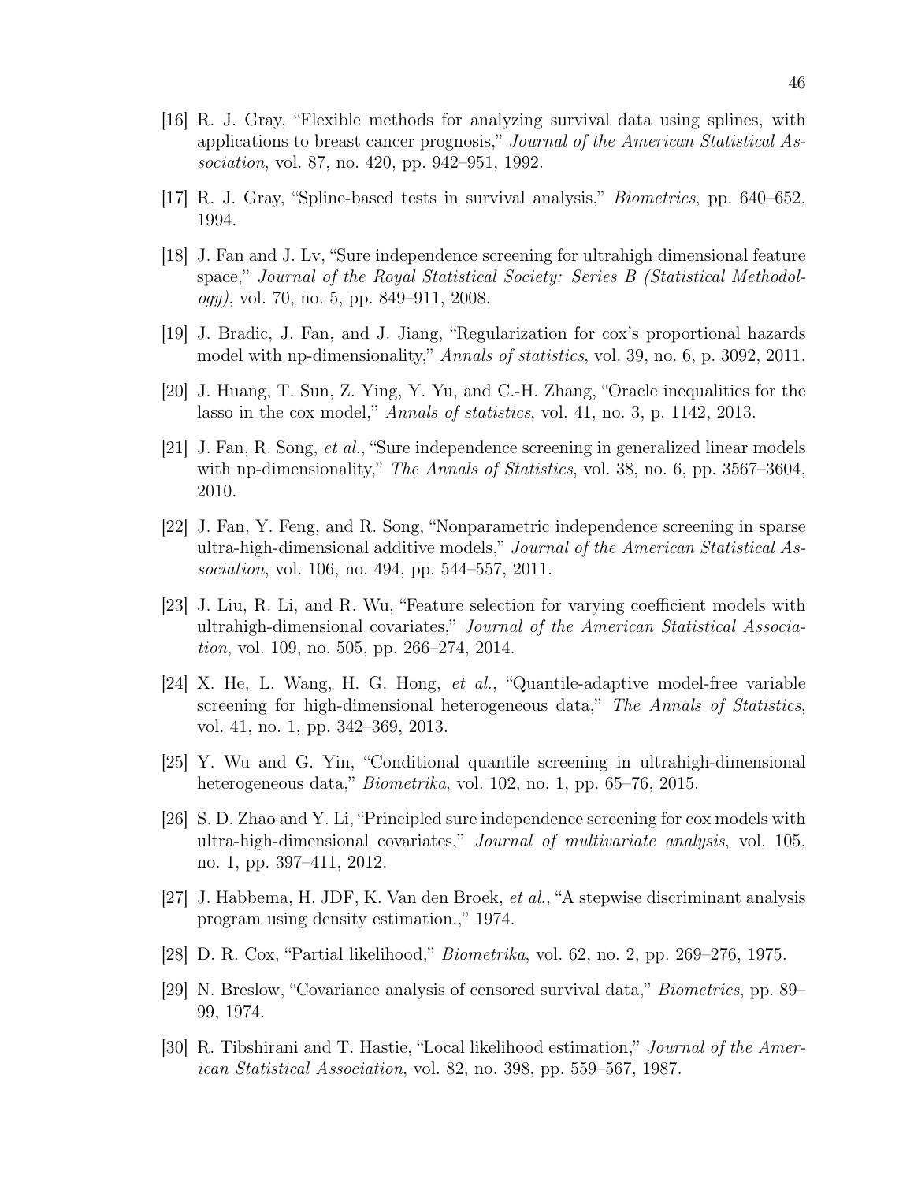[16] R. J. Gray, "Flexible methods for analyzing survival data using splines, with applications to breast cancer prognosis," *Journal of the American Statistical Association*, vol. 87, no. 420, pp. 942–951, 1992.

[17] R. J. Gray, "Spline-based tests in survival analysis," *Biometrics*, pp. 640–652, 1994.

[18] J. Fan and J. Lv, "Sure independence screening for ultrahigh dimensional feature space," *Journal of the Royal Statistical Society: Series B (Statistical Methodology)*, vol. 70, no. 5, pp. 849–911, 2008.

[19] J. Bradic, J. Fan, and J. Jiang, "Regularization for cox's proportional hazards model with np-dimensionality," *Annals of statistics*, vol. 39, no. 6, p. 3092, 2011.

[20] J. Huang, T. Sun, Z. Ying, Y. Yu, and C.-H. Zhang, "Oracle inequalities for the lasso in the cox model," *Annals of statistics*, vol. 41, no. 3, p. 1142, 2013.

[21] J. Fan, R. Song, *et al.*, "Sure independence screening in generalized linear models with np-dimensionality," *The Annals of Statistics*, vol. 38, no. 6, pp. 3567–3604, 2010.

[22] J. Fan, Y. Feng, and R. Song, "Nonparametric independence screening in sparse ultra-high-dimensional additive models," *Journal of the American Statistical Association*, vol. 106, no. 494, pp. 544–557, 2011.

[23] J. Liu, R. Li, and R. Wu, "Feature selection for varying coefficient models with ultrahigh-dimensional covariates," *Journal of the American Statistical Association*, vol. 109, no. 505, pp. 266–274, 2014.

[24] X. He, L. Wang, H. G. Hong, *et al.*, "Quantile-adaptive model-free variable screening for high-dimensional heterogeneous data," *The Annals of Statistics*, vol. 41, no. 1, pp. 342–369, 2013.

[25] Y. Wu and G. Yin, "Conditional quantile screening in ultrahigh-dimensional heterogeneous data," *Biometrika*, vol. 102, no. 1, pp. 65–76, 2015.

[26] S. D. Zhao and Y. Li, "Principled sure independence screening for cox models with ultra-high-dimensional covariates," *Journal of multivariate analysis*, vol. 105, no. 1, pp. 397–411, 2012.

[27] J. Habbema, H. JDF, K. Van den Broek, *et al.*, "A stepwise discriminant analysis program using density estimation.," 1974.

[28] D. R. Cox, "Partial likelihood," *Biometrika*, vol. 62, no. 2, pp. 269–276, 1975.

[29] N. Breslow, "Covariance analysis of censored survival data," *Biometrics*, pp. 89–99, 1974.

[30] R. Tibshirani and T. Hastie, "Local likelihood estimation," *Journal of the American Statistical Association*, vol. 82, no. 398, pp. 559–567, 1987.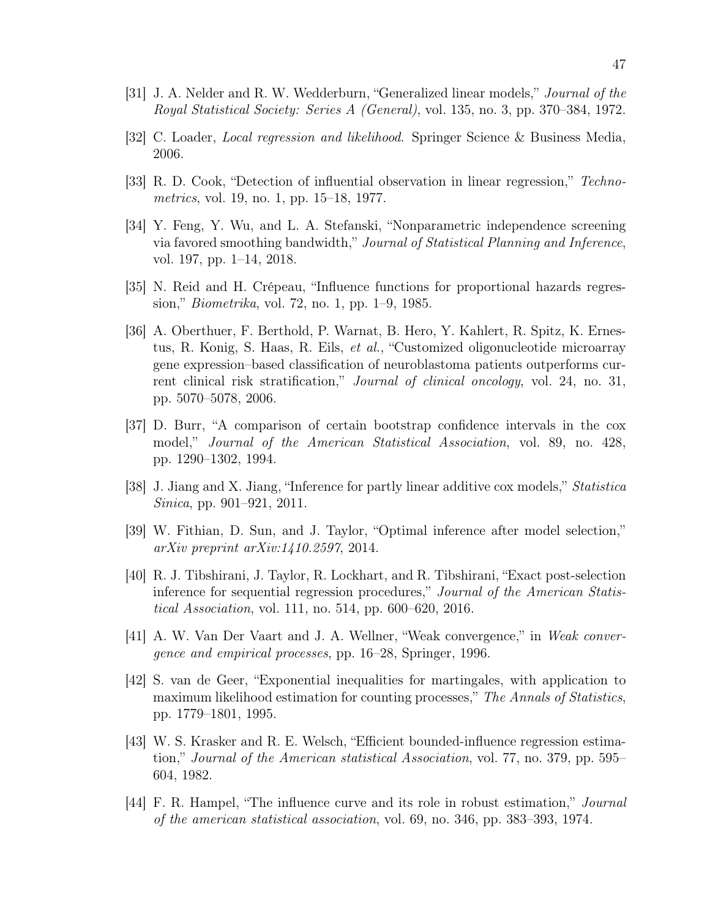[31] J. A. Nelder and R. W. Wedderburn, "Generalized linear models," *Journal of the Royal Statistical Society: Series A (General)*, vol. 135, no. 3, pp. 370–384, 1972.

[32] C. Loader, *Local regression and likelihood*. Springer Science & Business Media, 2006.

[33] R. D. Cook, "Detection of influential observation in linear regression," *Technometrics*, vol. 19, no. 1, pp. 15–18, 1977.

[34] Y. Feng, Y. Wu, and L. A. Stefanski, "Nonparametric independence screening via favored smoothing bandwidth," *Journal of Statistical Planning and Inference*, vol. 197, pp. 1–14, 2018.

[35] N. Reid and H. Crépeau, "Influence functions for proportional hazards regression," *Biometrika*, vol. 72, no. 1, pp. 1–9, 1985.

[36] A. Oberthuer, F. Berthold, P. Warnat, B. Hero, Y. Kahlert, R. Spitz, K. Ernestus, R. Konig, S. Haas, R. Eils, *et al.*, "Customized oligonucleotide microarray gene expression–based classification of neuroblastoma patients outperforms current clinical risk stratification," *Journal of clinical oncology*, vol. 24, no. 31, pp. 5070–5078, 2006.

[37] D. Burr, "A comparison of certain bootstrap confidence intervals in the cox model," *Journal of the American Statistical Association*, vol. 89, no. 428, pp. 1290–1302, 1994.

[38] J. Jiang and X. Jiang, "Inference for partly linear additive cox models," *Statistica Sinica*, pp. 901–921, 2011.

[39] W. Fithian, D. Sun, and J. Taylor, "Optimal inference after model selection," *arXiv preprint arXiv:1410.2597*, 2014.

[40] R. J. Tibshirani, J. Taylor, R. Lockhart, and R. Tibshirani, "Exact post-selection inference for sequential regression procedures," *Journal of the American Statistical Association*, vol. 111, no. 514, pp. 600–620, 2016.

[41] A. W. Van Der Vaart and J. A. Wellner, "Weak convergence," in *Weak convergence and empirical processes*, pp. 16–28, Springer, 1996.

[42] S. van de Geer, "Exponential inequalities for martingales, with application to maximum likelihood estimation for counting processes," *The Annals of Statistics*, pp. 1779–1801, 1995.

[43] W. S. Krasker and R. E. Welsch, "Efficient bounded-influence regression estimation," *Journal of the American statistical Association*, vol. 77, no. 379, pp. 595–604, 1982.

[44] F. R. Hampel, "The influence curve and its role in robust estimation," *Journal of the american statistical association*, vol. 69, no. 346, pp. 383–393, 1974.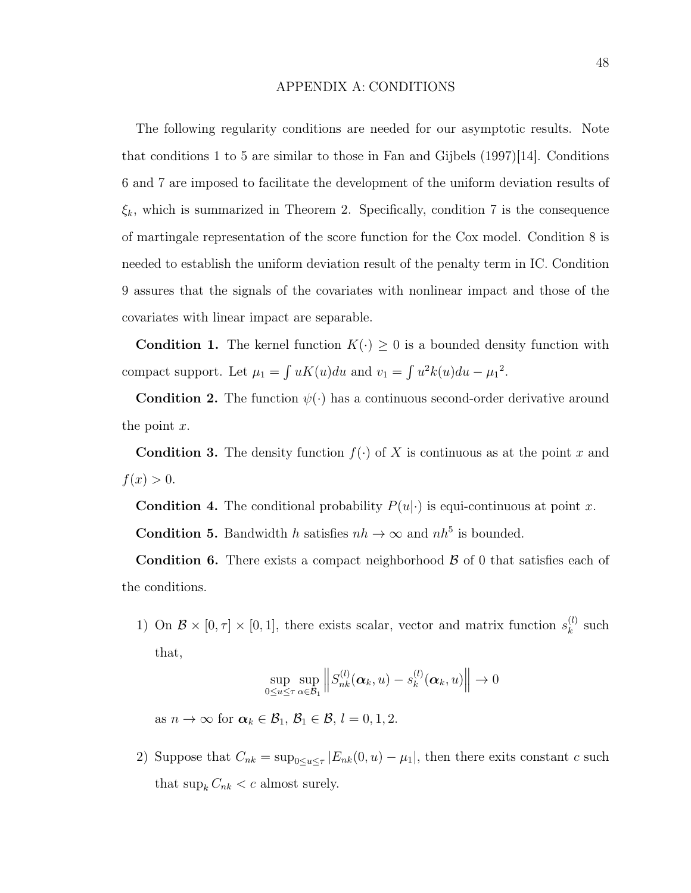# APPENDIX A: CONDITIONS

The following regularity conditions are needed for our asymptotic results. Note that conditions 1 to 5 are similar to those in Fan and Gijbels (1997)[14]. Conditions 6 and 7 are imposed to facilitate the development of the uniform deviation results of $\xi_k$, which is summarized in Theorem 2. Specifically, condition 7 is the consequence of martingale representation of the score function for the Cox model. Condition 8 is needed to establish the uniform deviation result of the penalty term in IC. Condition 9 assures that the signals of the covariates with nonlinear impact and those of the covariates with linear impact are separable.

**Condition 1.** The kernel function $K(\cdot) \geq 0$ is a bounded density function with compact support. Let $\mu_1 = \int uK(u)du$ and $v_1 = \int u^2 k(u)du - \mu_1{}^2$.

**Condition 2.** The function $\psi(\cdot)$ has a continuous second-order derivative around the point $x$.

**Condition 3.** The density function $f(\cdot)$ of $X$ is continuous as at the point $x$ and $f(x) > 0$.

**Condition 4.** The conditional probability $P(u|\cdot)$ is equi-continuous at point $x$.

**Condition 5.** Bandwidth $h$ satisfies $nh \to \infty$ and $nh^5$ is bounded.

**Condition 6.** There exists a compact neighborhood $\mathcal{B}$ of 0 that satisfies each of the conditions.

1) On $\mathcal{B} \times [0, \tau] \times [0, 1]$, there exists scalar, vector and matrix function $s_k^{(l)}$ such that,

$$\sup_{0 \leq u \leq \tau} \sup_{\alpha \in \mathcal{B}_1} \left\| S_{nk}^{(l)}(\boldsymbol{\alpha}_k, u) - s_k^{(l)}(\boldsymbol{\alpha}_k, u) \right\| \to 0$$

as $n \to \infty$ for $\boldsymbol{\alpha}_k \in \mathcal{B}_1$, $\mathcal{B}_1 \in \mathcal{B}$, $l = 0, 1, 2$.

2) Suppose that $C_{nk} = \sup_{0 \leq u \leq \tau} |E_{nk}(0, u) - \mu_1|$, then there exits constant $c$ such that $\sup_k C_{nk} < c$ almost surely.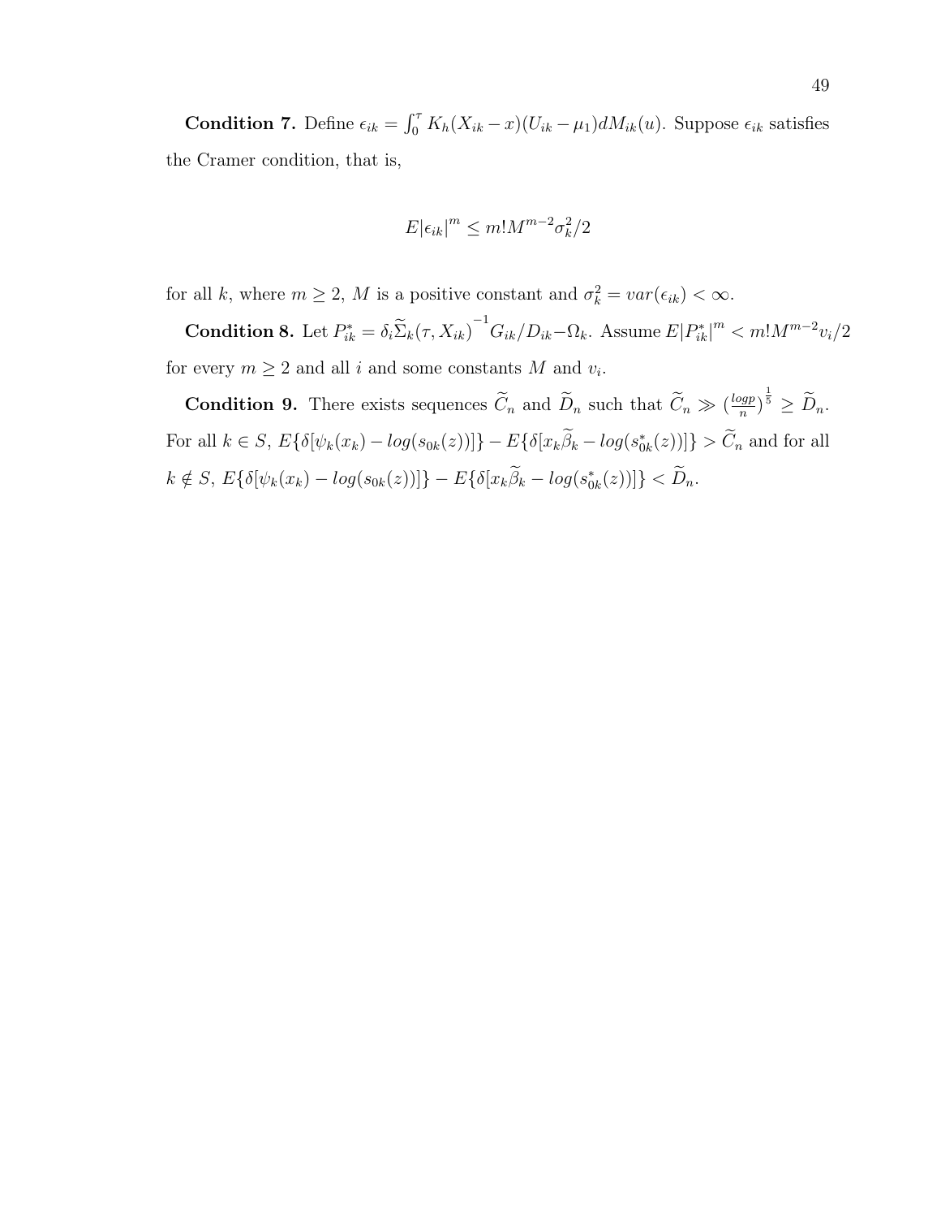**Condition 7.** Define $\epsilon_{ik} = \int_0^\tau K_h(X_{ik} - x)(U_{ik} - \mu_1)dM_{ik}(u)$. Suppose $\epsilon_{ik}$ satisfies the Cramer condition, that is,

$$E|\epsilon_{ik}|^m \leq m!M^{m-2}\sigma_k^2/2$$

for all $k$, where $m \geq 2$, $M$ is a positive constant and $\sigma_k^2 = var(\epsilon_{ik}) < \infty$.

**Condition 8.** Let $P_{ik}^* = \delta_i \widetilde{\Sigma}_k(\tau, X_{ik})^{-1} G_{ik}/D_{ik} - \Omega_k$. Assume $E|P_{ik}^*|^m < m!M^{m-2}v_i/2$ for every $m \geq 2$ and all $i$ and some constants $M$ and $v_i$.

**Condition 9.** There exists sequences $\widetilde{C}_n$ and $\widetilde{D}_n$ such that $\widetilde{C}_n \gg (\frac{logp}{n})^{\frac{1}{5}} \geq \widetilde{D}_n$. For all $k \in S$, $E\{\delta[\psi_k(x_k) - log(s_{0k}(z))]\} - E\{\delta[x_k\widetilde{\beta}_k - log(s_{0k}^*(z))]\} > \widetilde{C}_n$ and for all $k \notin S$, $E\{\delta[\psi_k(x_k) - log(s_{0k}(z))]\} - E\{\delta[x_k\widetilde{\beta}_k - log(s_{0k}^*(z))]\} < \widetilde{D}_n$.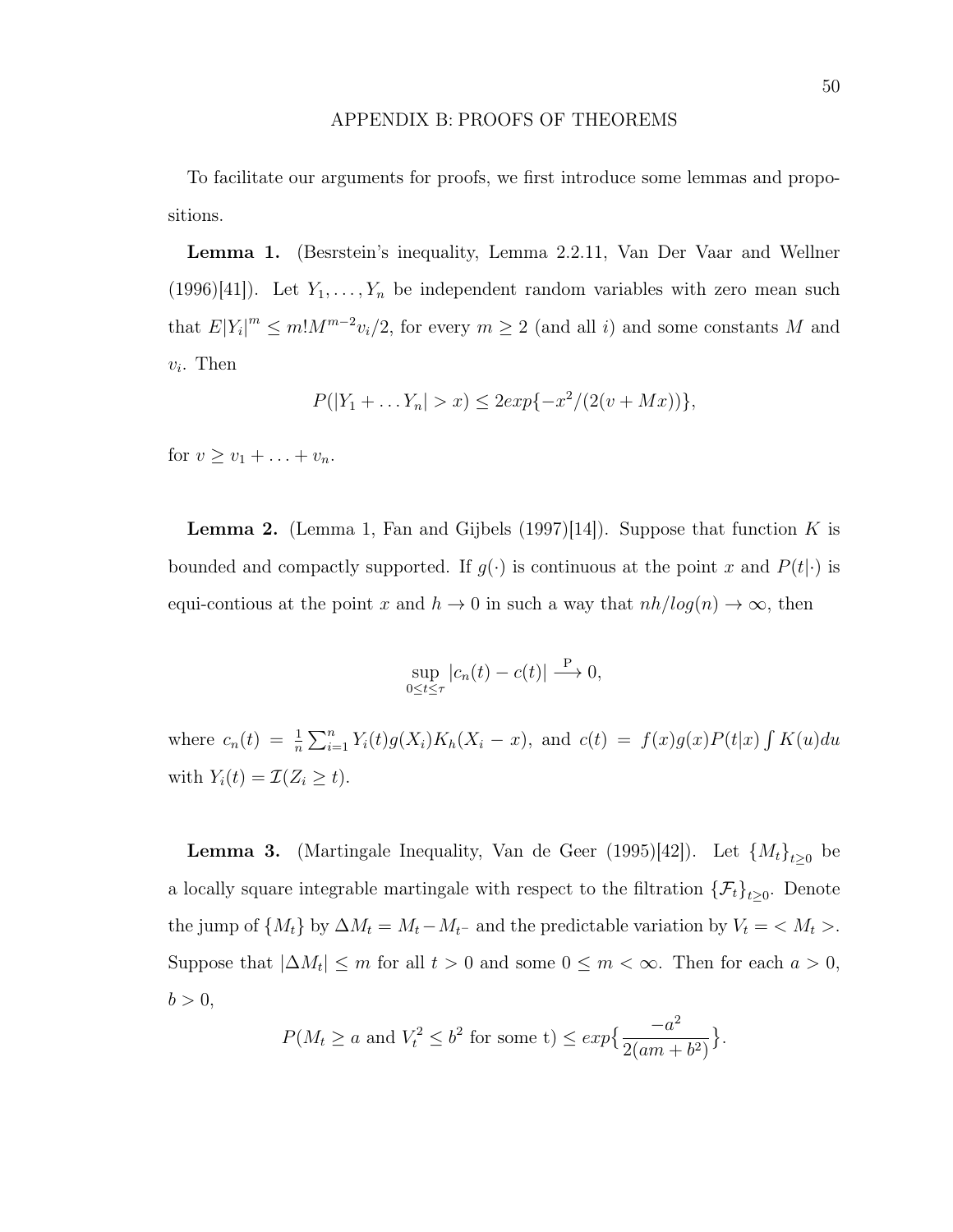# APPENDIX B: PROOFS OF THEOREMS

To facilitate our arguments for proofs, we first introduce some lemmas and propositions.

**Lemma 1.** (Besrstein's inequality, Lemma 2.2.11, Van Der Vaar and Wellner (1996)[41]). Let $Y_1, \ldots, Y_n$ be independent random variables with zero mean such that $E|Y_i|^m \leq m! M^{m-2} v_i/2$, for every $m \geq 2$ (and all $i$) and some constants $M$ and $v_i$. Then

$$P(|Y_1 + \ldots Y_n| > x) \leq 2exp\{-x^2/(2(v + Mx))\},$$

for $v \geq v_1 + \ldots + v_n$.

**Lemma 2.** (Lemma 1, Fan and Gijbels (1997)[14]). Suppose that function $K$ is bounded and compactly supported. If $g(\cdot)$ is continuous at the point $x$ and $P(t|\cdot)$ is equi-contious at the point $x$ and $h \to 0$ in such a way that $nh/log(n) \to \infty$, then

$$\sup_{0 \leq t \leq \tau} |c_n(t) - c(t)| \xrightarrow{\text{P}} 0,$$

where $c_n(t) = \frac{1}{n} \sum_{i=1}^{n} Y_i(t) g(X_i) K_h(X_i - x)$, and $c(t) = f(x) g(x) P(t|x) \int K(u) du$ with $Y_i(t) = \mathcal{I}(Z_i \geq t)$.

**Lemma 3.** (Martingale Inequality, Van de Geer (1995)[42]). Let $\{M_t\}_{t \geq 0}$ be a locally square integrable martingale with respect to the filtration $\{\mathcal{F}_t\}_{t \geq 0}$. Denote the jump of $\{M_t\}$ by $\Delta M_t = M_t - M_{t^-}$ and the predictable variation by $V_t = < M_t >$. Suppose that $|\Delta M_t| \leq m$ for all $t > 0$ and some $0 \leq m < \infty$. Then for each $a > 0$, $b > 0$,

$$P(M_t \geq a \text{ and } V_t^2 \leq b^2 \text{ for some t}) \leq exp\Big\{\frac{-a^2}{2(am + b^2)}\Big\}.$$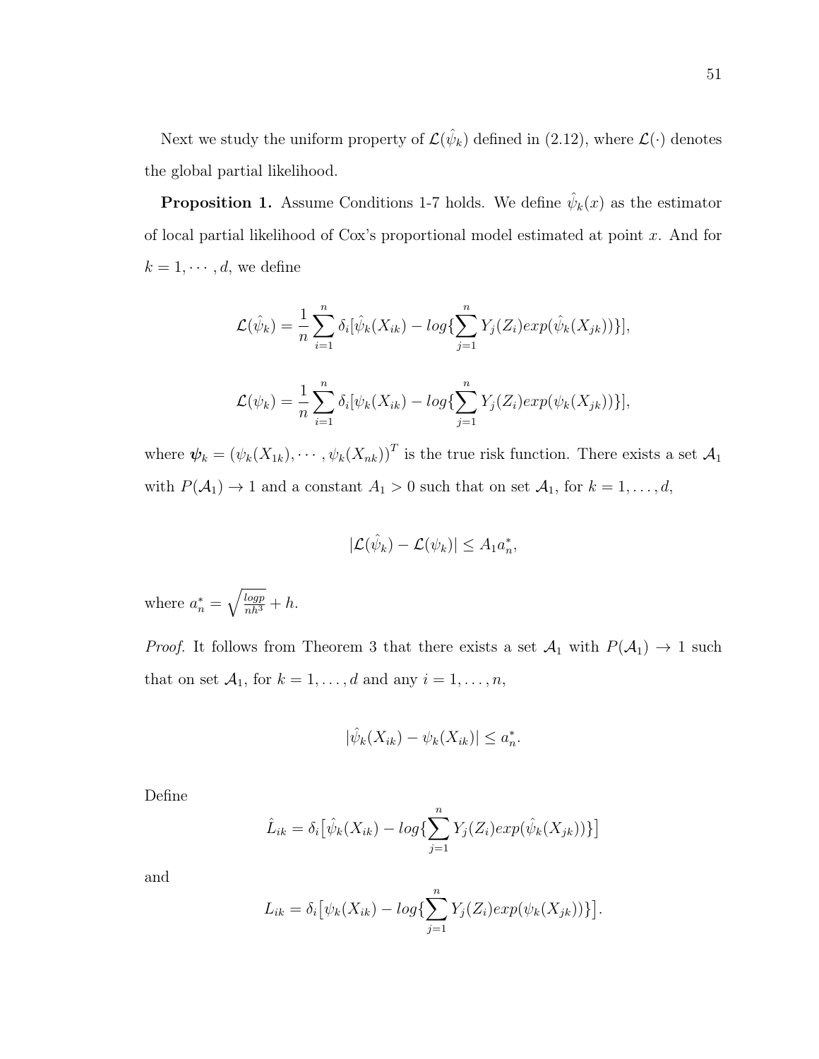Next we study the uniform property of $\mathcal{L}(\hat{\psi}_k)$ defined in (2.12), where $\mathcal{L}(\cdot)$ denotes the global partial likelihood.

**Proposition 1.** Assume Conditions 1-7 holds. We define $\hat{\psi}_k(x)$ as the estimator of local partial likelihood of Cox's proportional model estimated at point $x$. And for $k = 1, \cdots, d$, we define

$$\mathcal{L}(\hat{\psi}_k) = \frac{1}{n}\sum_{i=1}^{n} \delta_i[\hat{\psi}_k(X_{ik}) - log\{\sum_{j=1}^{n} Y_j(Z_i)exp(\hat{\psi}_k(X_{jk}))\}],$$

$$\mathcal{L}(\psi_k) = \frac{1}{n}\sum_{i=1}^{n} \delta_i[\psi_k(X_{ik}) - log\{\sum_{j=1}^{n} Y_j(Z_i)exp(\psi_k(X_{jk}))\}],$$

where $\boldsymbol{\psi}_k = (\psi_k(X_{1k}), \cdots, \psi_k(X_{nk}))^T$ is the true risk function. There exists a set $\mathcal{A}_1$ with $P(\mathcal{A}_1) \to 1$ and a constant $A_1 > 0$ such that on set $\mathcal{A}_1$, for $k = 1, \ldots, d$,

$$|\mathcal{L}(\hat{\psi}_k) - \mathcal{L}(\psi_k)| \leq A_1 a_n^*,$$

where $a_n^* = \sqrt{\frac{logp}{nh^3}} + h$.

*Proof.* It follows from Theorem 3 that there exists a set $\mathcal{A}_1$ with $P(\mathcal{A}_1) \to 1$ such that on set $\mathcal{A}_1$, for $k = 1, \ldots, d$ and any $i = 1, \ldots, n$,

$$|\hat{\psi}_k(X_{ik}) - \psi_k(X_{ik})| \leq a_n^*.$$

Define

$$\hat{L}_{ik} = \delta_i\big[\hat{\psi}_k(X_{ik}) - log\{\sum_{j=1}^{n} Y_j(Z_i)exp(\hat{\psi}_k(X_{jk}))\}\big]$$

and

$$L_{ik} = \delta_i\big[\psi_k(X_{ik}) - log\{\sum_{j=1}^{n} Y_j(Z_i)exp(\psi_k(X_{jk}))\}\big].$$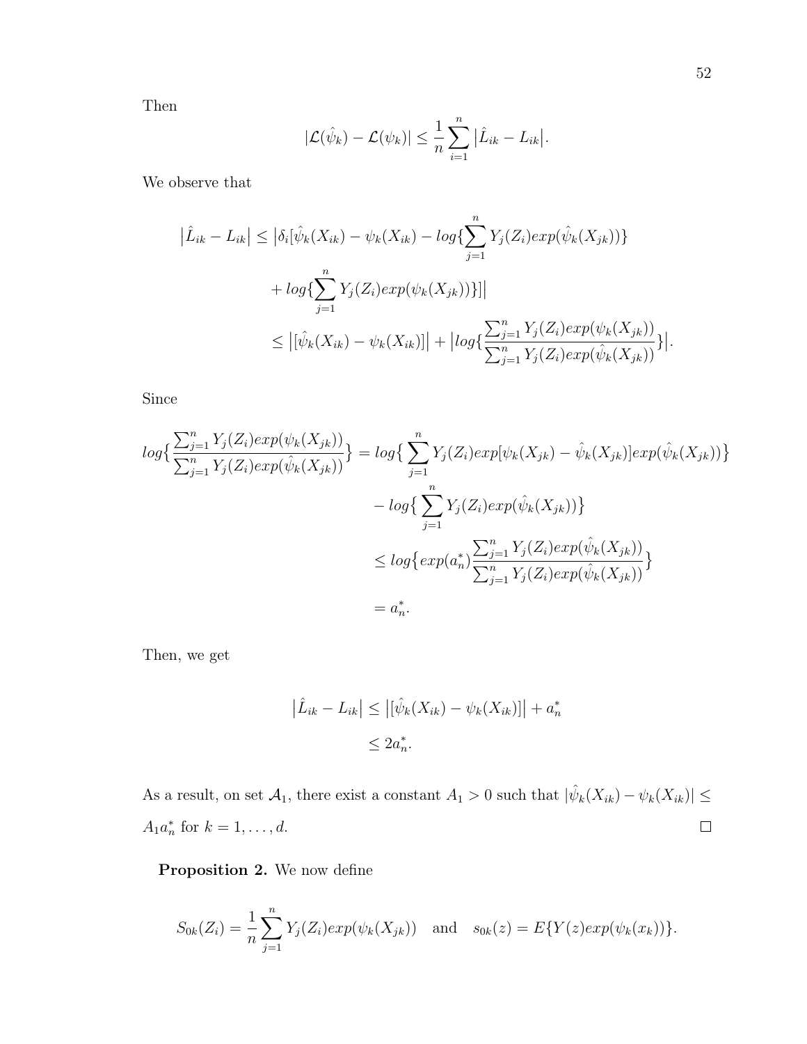Then

$$|\mathcal{L}(\hat{\psi}_k) - \mathcal{L}(\psi_k)| \leq \frac{1}{n}\sum_{i=1}^{n} \big|\hat{L}_{ik} - L_{ik}\big|.$$

We observe that

$$\begin{aligned}
\big|\hat{L}_{ik} - L_{ik}\big| &\leq \big|\delta_i[\hat{\psi}_k(X_{ik}) - \psi_k(X_{ik}) - log\{\sum_{j=1}^{n} Y_j(Z_i)exp(\hat{\psi}_k(X_{jk}))\} \\
&\quad + log\{\sum_{j=1}^{n} Y_j(Z_i)exp(\psi_k(X_{jk}))\}]\big| \\
&\leq \big|[\hat{\psi}_k(X_{ik}) - \psi_k(X_{ik})]\big| + \big|log\{\frac{\sum_{j=1}^{n} Y_j(Z_i)exp(\psi_k(X_{jk}))}{\sum_{j=1}^{n} Y_j(Z_i)exp(\hat{\psi}_k(X_{jk}))}\}\big|.
\end{aligned}$$

Since

$$\begin{aligned}
log\big\{\frac{\sum_{j=1}^{n} Y_j(Z_i)exp(\psi_k(X_{jk}))}{\sum_{j=1}^{n} Y_j(Z_i)exp(\hat{\psi}_k(X_{jk}))}\big\} &= log\big\{\sum_{j=1}^{n} Y_j(Z_i)exp[\psi_k(X_{jk}) - \hat{\psi}_k(X_{jk})]exp(\hat{\psi}_k(X_{jk}))\big\} \\
&\quad - log\big\{\sum_{j=1}^{n} Y_j(Z_i)exp(\hat{\psi}_k(X_{jk}))\big\} \\
&\leq log\big\{exp(a_n^*)\frac{\sum_{j=1}^{n} Y_j(Z_i)exp(\hat{\psi}_k(X_{jk}))}{\sum_{j=1}^{n} Y_j(Z_i)exp(\hat{\psi}_k(X_{jk}))}\big\} \\
&= a_n^*.
\end{aligned}$$

Then, we get

$$\begin{aligned}
\big|\hat{L}_{ik} - L_{ik}\big| &\leq \big|[\hat{\psi}_k(X_{ik}) - \psi_k(X_{ik})]\big| + a_n^* \\
&\leq 2a_n^*.
\end{aligned}$$

As a result, on set $\mathcal{A}_1$, there exist a constant $A_1 > 0$ such that $|\hat{\psi}_k(X_{ik}) - \psi_k(X_{ik})| \leq A_1 a_n^*$ for $k = 1, \ldots, d$. □

**Proposition 2.** We now define

$$S_{0k}(Z_i) = \frac{1}{n}\sum_{j=1}^{n} Y_j(Z_i)exp(\psi_k(X_{jk})) \quad \text{and} \quad s_{0k}(z) = E\{Y(z)exp(\psi_k(x_k))\}.$$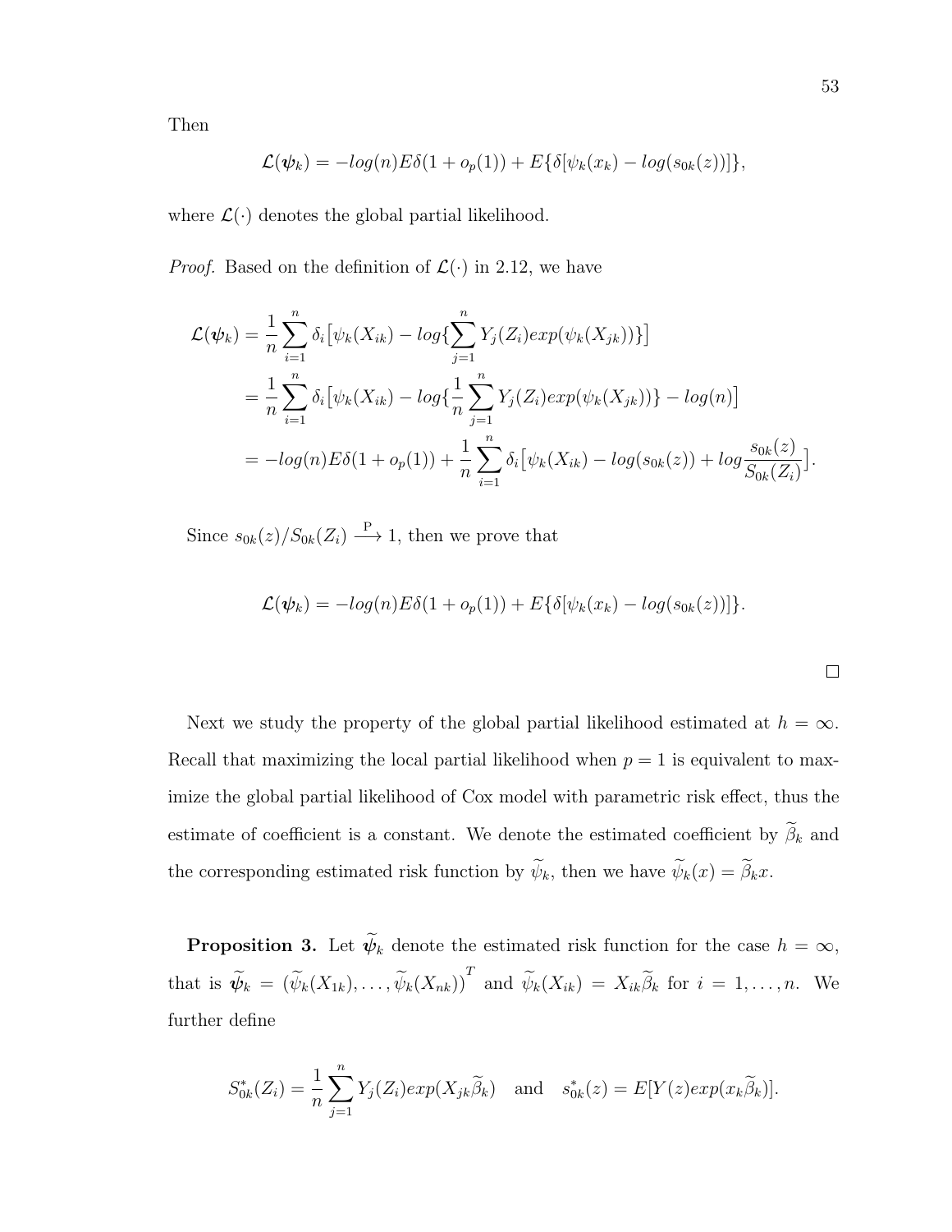Then

$$\mathcal{L}(\boldsymbol{\psi}_k) = -log(n)E\delta(1 + o_p(1)) + E\{\delta[\psi_k(x_k) - log(s_{0k}(z))]\},$$

where $\mathcal{L}(\cdot)$ denotes the global partial likelihood.

*Proof.* Based on the definition of $\mathcal{L}(\cdot)$ in 2.12, we have

$$\begin{aligned}
\mathcal{L}(\boldsymbol{\psi}_k) &= \frac{1}{n}\sum_{i=1}^{n} \delta_i\big[\psi_k(X_{ik}) - log\{\sum_{j=1}^{n} Y_j(Z_i)exp(\psi_k(X_{jk}))\}\big] \\
&= \frac{1}{n}\sum_{i=1}^{n} \delta_i\big[\psi_k(X_{ik}) - log\{\frac{1}{n}\sum_{j=1}^{n} Y_j(Z_i)exp(\psi_k(X_{jk}))\} - log(n)\big] \\
&= -log(n)E\delta(1 + o_p(1)) + \frac{1}{n}\sum_{i=1}^{n} \delta_i\big[\psi_k(X_{ik}) - log(s_{0k}(z)) + log\frac{s_{0k}(z)}{S_{0k}(Z_i)}\big].
\end{aligned}$$

Since $s_{0k}(z)/S_{0k}(Z_i) \xrightarrow{\text{P}} 1$, then we prove that

$$\mathcal{L}(\boldsymbol{\psi}_k) = -log(n)E\delta(1 + o_p(1)) + E\{\delta[\psi_k(x_k) - log(s_{0k}(z))]\}.$$

□

Next we study the property of the global partial likelihood estimated at $h = \infty$. Recall that maximizing the local partial likelihood when $p = 1$ is equivalent to maximize the global partial likelihood of Cox model with parametric risk effect, thus the estimate of coefficient is a constant. We denote the estimated coefficient by $\widetilde{\beta}_k$ and the corresponding estimated risk function by $\widetilde{\psi}_k$, then we have $\widetilde{\psi}_k(x) = \widetilde{\beta}_k x$.

**Proposition 3.** Let $\widetilde{\boldsymbol{\psi}}_k$ denote the estimated risk function for the case $h = \infty$, that is $\widetilde{\boldsymbol{\psi}}_k = (\widetilde{\psi}_k(X_{1k}), \ldots, \widetilde{\psi}_k(X_{nk}))^T$ and $\widetilde{\psi}_k(X_{ik}) = X_{ik}\widetilde{\beta}_k$ for $i = 1, \ldots, n$. We further define

$$S^*_{0k}(Z_i) = \frac{1}{n}\sum_{j=1}^{n} Y_j(Z_i)exp(X_{jk}\widetilde{\beta}_k) \quad \text{and} \quad s^*_{0k}(z) = E[Y(z)exp(x_k\widetilde{\beta}_k)].$$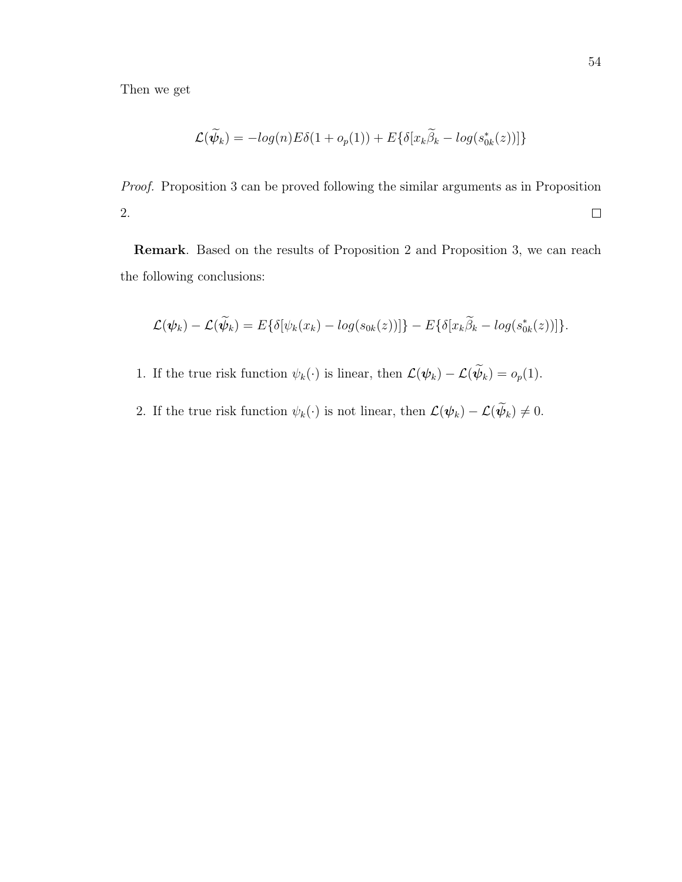Then we get

$$\mathcal{L}(\widetilde{\boldsymbol{\psi}}_k) = -log(n)E\delta(1 + o_p(1)) + E\{\delta[x_k\widetilde{\beta}_k - log(s^*_{0k}(z))]\}$$

*Proof.* Proposition 3 can be proved following the similar arguments as in Proposition 2. $\square$

**Remark**. Based on the results of Proposition 2 and Proposition 3, we can reach the following conclusions:

$$\mathcal{L}(\boldsymbol{\psi}_k) - \mathcal{L}(\widetilde{\boldsymbol{\psi}}_k) = E\{\delta[\psi_k(x_k) - log(s_{0k}(z))]\} - E\{\delta[x_k\widetilde{\beta}_k - log(s^*_{0k}(z))]\}.$$

1. If the true risk function $\psi_k(\cdot)$ is linear, then $\mathcal{L}(\boldsymbol{\psi}_k) - \mathcal{L}(\widetilde{\boldsymbol{\psi}}_k) = o_p(1)$.
2. If the true risk function $\psi_k(\cdot)$ is not linear, then $\mathcal{L}(\boldsymbol{\psi}_k) - \mathcal{L}(\widetilde{\boldsymbol{\psi}}_k) \neq 0$.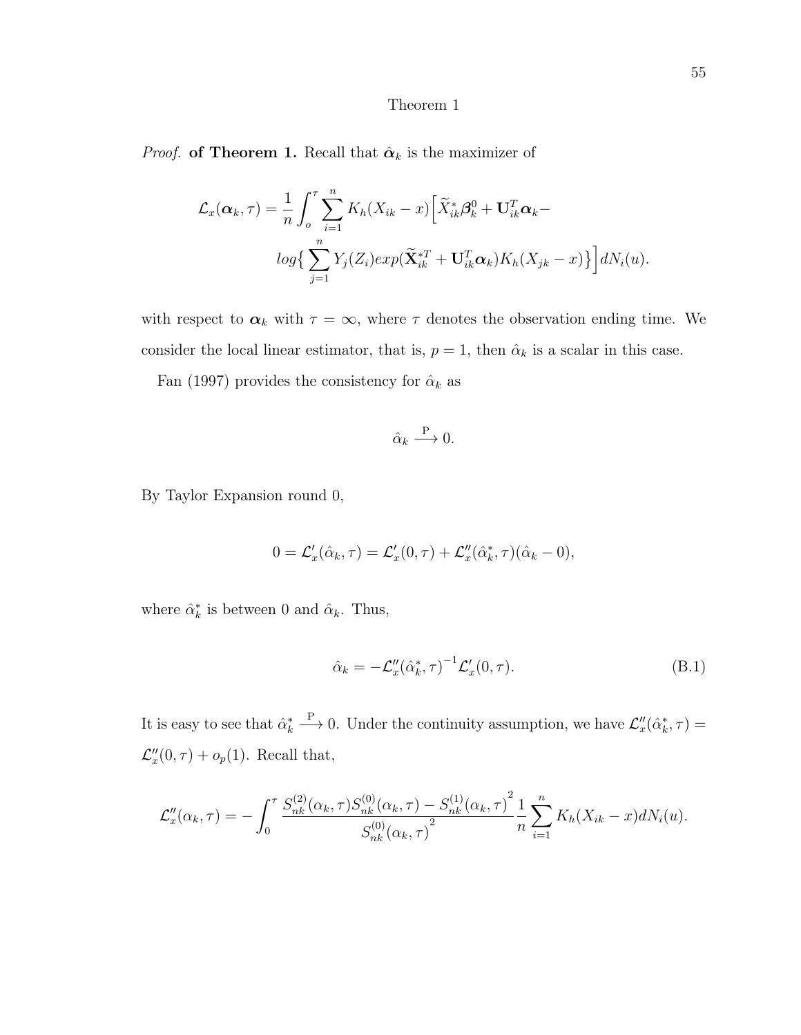Theorem 1

*Proof.* **of Theorem 1.** Recall that $\hat{\boldsymbol{\alpha}}_k$ is the maximizer of

$$\mathcal{L}_x(\boldsymbol{\alpha}_k, \tau) = \frac{1}{n} \int_o^\tau \sum_{i=1}^n K_h(X_{ik} - x) \Big[ \widetilde{X}_{ik}^* \boldsymbol{\beta}_k^0 + \mathbf{U}_{ik}^T \boldsymbol{\alpha}_k - log \big\{ \sum_{j=1}^n Y_j(Z_i) exp(\widetilde{\mathbf{X}}_{ik}^{*T} + \mathbf{U}_{ik}^T \boldsymbol{\alpha}_k) K_h(X_{jk} - x) \big\} \Big] dN_i(u).$$

with respect to $\boldsymbol{\alpha}_k$ with $\tau = \infty$, where $\tau$ denotes the observation ending time. We consider the local linear estimator, that is, $p = 1$, then $\hat{\alpha}_k$ is a scalar in this case.

Fan (1997) provides the consistency for $\hat{\alpha}_k$ as

$$\hat{\alpha}_k \xrightarrow{\text{P}} 0.$$

By Taylor Expansion round 0,

$$0 = \mathcal{L}_x'(\hat{\alpha}_k, \tau) = \mathcal{L}_x'(0, \tau) + \mathcal{L}_x''(\hat{\alpha}_k^*, \tau)(\hat{\alpha}_k - 0),$$

where $\hat{\alpha}_k^*$ is between 0 and $\hat{\alpha}_k$. Thus,

$$\hat{\alpha}_k = -\mathcal{L}_x''(\hat{\alpha}_k^*, \tau)^{-1} \mathcal{L}_x'(0, \tau). \tag{B.1}$$

It is easy to see that $\hat{\alpha}_k^* \xrightarrow{\text{P}} 0$. Under the continuity assumption, we have $\mathcal{L}_x''(\hat{\alpha}_k^*, \tau) = \mathcal{L}_x''(0, \tau) + o_p(1)$. Recall that,

$$\mathcal{L}_x''(\alpha_k, \tau) = -\int_0^\tau \frac{S_{nk}^{(2)}(\alpha_k, \tau) S_{nk}^{(0)}(\alpha_k, \tau) - S_{nk}^{(1)}(\alpha_k, \tau)^2}{S_{nk}^{(0)}(\alpha_k, \tau)^2} \frac{1}{n} \sum_{i=1}^n K_h(X_{ik} - x) dN_i(u).$$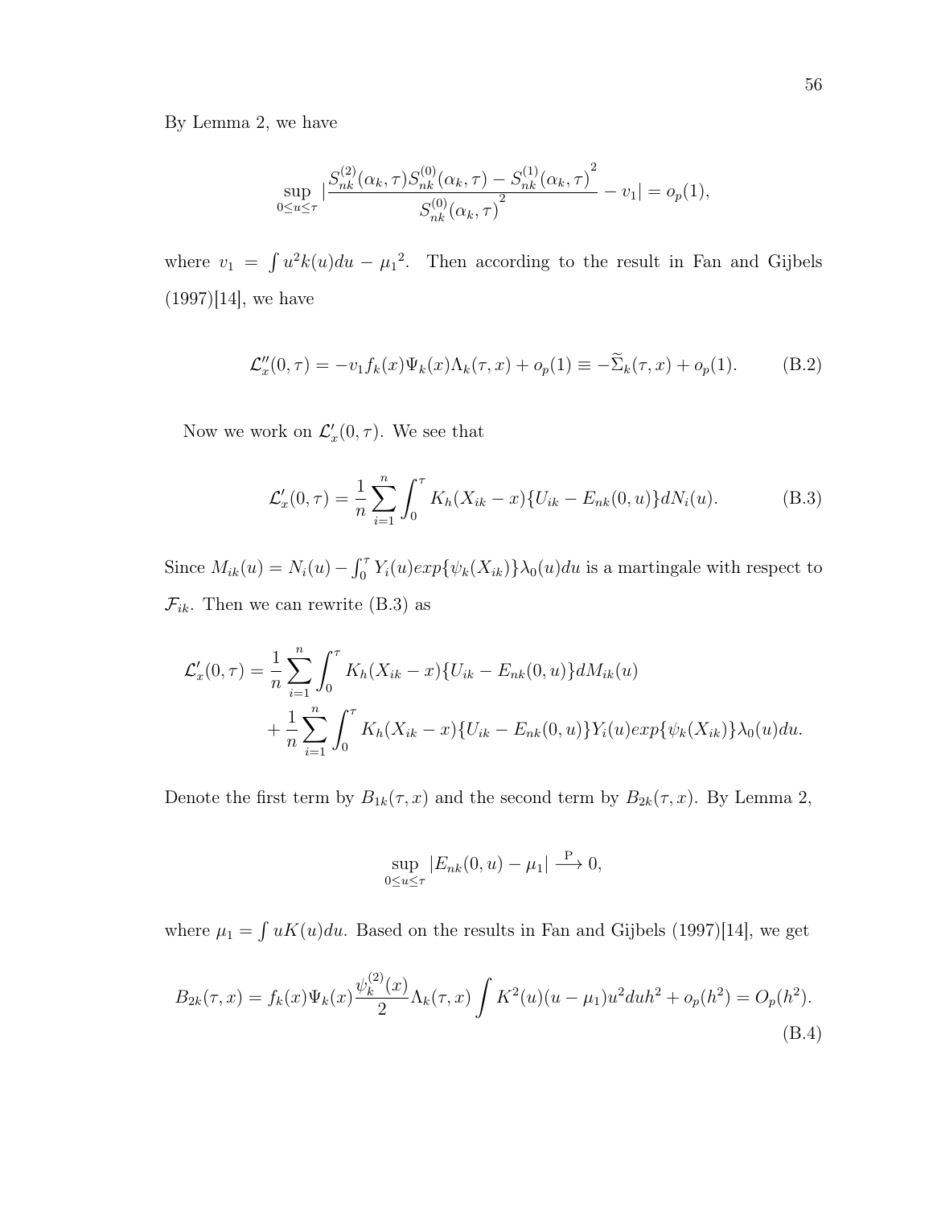By Lemma 2, we have

$$\sup_{0\leq u\leq\tau} |\frac{S_{nk}^{(2)}(\alpha_k,\tau)S_{nk}^{(0)}(\alpha_k,\tau) - S_{nk}^{(1)}(\alpha_k,\tau)^2}{S_{nk}^{(0)}(\alpha_k,\tau)^2} - v_1| = o_p(1),$$

where $v_1 = \int u^2 k(u)du - \mu_1{}^2$. Then according to the result in Fan and Gijbels (1997)[14], we have

$$\mathcal{L}_x''(0,\tau) = -v_1 f_k(x)\Psi_k(x)\Lambda_k(\tau,x) + o_p(1) \equiv -\widetilde{\Sigma}_k(\tau,x) + o_p(1). \tag{B.2}$$

Now we work on $\mathcal{L}_x'(0,\tau)$. We see that

$$\mathcal{L}_x'(0,\tau) = \frac{1}{n}\sum_{i=1}^{n}\int_0^\tau K_h(X_{ik}-x)\{U_{ik} - E_{nk}(0,u)\}dN_i(u). \tag{B.3}$$

Since $M_{ik}(u) = N_i(u) - \int_0^\tau Y_i(u)exp\{\psi_k(X_{ik})\}\lambda_0(u)du$ is a martingale with respect to $\mathcal{F}_{ik}$. Then we can rewrite (B.3) as

$$\begin{aligned}
\mathcal{L}_x'(0,\tau) &= \frac{1}{n}\sum_{i=1}^{n}\int_0^\tau K_h(X_{ik}-x)\{U_{ik} - E_{nk}(0,u)\}dM_{ik}(u) \\
&+ \frac{1}{n}\sum_{i=1}^{n}\int_0^\tau K_h(X_{ik}-x)\{U_{ik} - E_{nk}(0,u)\}Y_i(u)exp\{\psi_k(X_{ik})\}\lambda_0(u)du.
\end{aligned}$$

Denote the first term by $B_{1k}(\tau,x)$ and the second term by $B_{2k}(\tau,x)$. By Lemma 2,

$$\sup_{0\leq u\leq\tau} |E_{nk}(0,u) - \mu_1| \xrightarrow{\text{P}} 0,$$

where $\mu_1 = \int uK(u)du$. Based on the results in Fan and Gijbels (1997)[14], we get

$$B_{2k}(\tau,x) = f_k(x)\Psi_k(x)\frac{\psi_k^{(2)}(x)}{2}\Lambda_k(\tau,x)\int K^2(u)(u-\mu_1)u^2du h^2 + o_p(h^2) = O_p(h^2). \tag{B.4}$$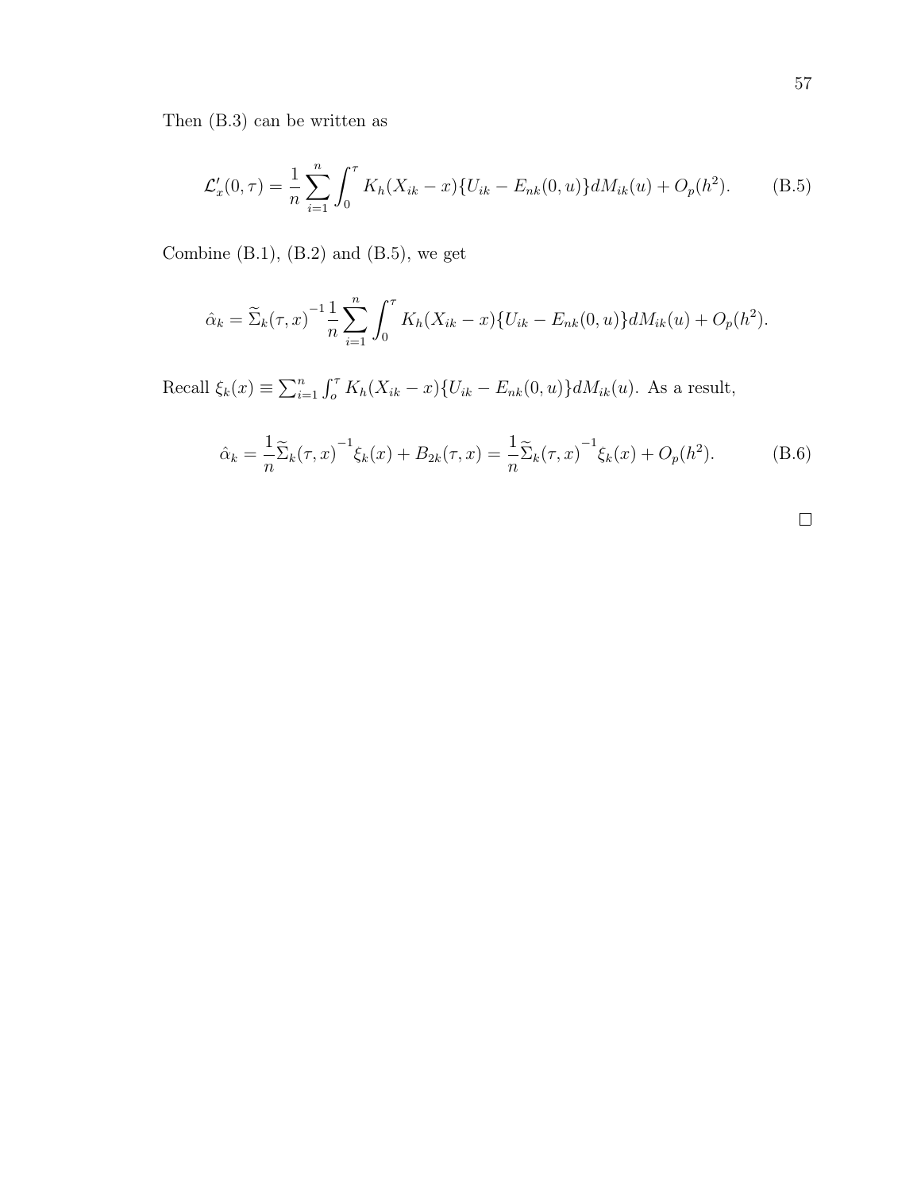Then (B.3) can be written as

$$\mathcal{L}_x'(0,\tau) = \frac{1}{n}\sum_{i=1}^{n}\int_0^{\tau} K_h(X_{ik}-x)\{U_{ik} - E_{nk}(0,u)\}dM_{ik}(u) + O_p(h^2). \tag{B.5}$$

Combine (B.1), (B.2) and (B.5), we get

$$\hat{\alpha}_k = \widetilde{\Sigma}_k(\tau,x)^{-1}\frac{1}{n}\sum_{i=1}^{n}\int_0^{\tau} K_h(X_{ik}-x)\{U_{ik} - E_{nk}(0,u)\}dM_{ik}(u) + O_p(h^2).$$

Recall $\xi_k(x) \equiv \sum_{i=1}^{n}\int_o^{\tau} K_h(X_{ik}-x)\{U_{ik} - E_{nk}(0,u)\}dM_{ik}(u)$. As a result,

$$\hat{\alpha}_k = \frac{1}{n}\widetilde{\Sigma}_k(\tau,x)^{-1}\xi_k(x) + B_{2k}(\tau,x) = \frac{1}{n}\widetilde{\Sigma}_k(\tau,x)^{-1}\xi_k(x) + O_p(h^2). \tag{B.6}$$

□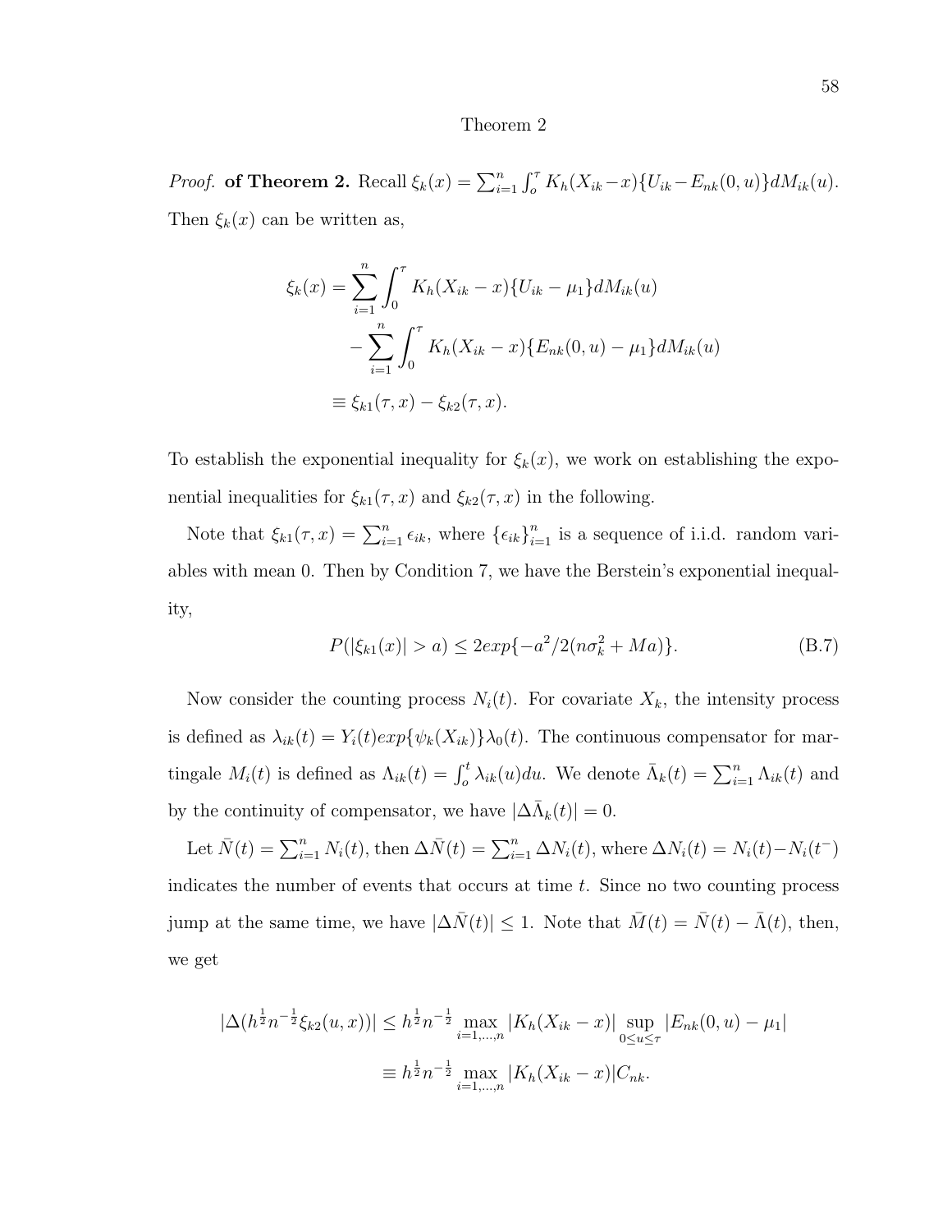Theorem 2

*Proof.* **of Theorem 2.** Recall $\xi_k(x) = \sum_{i=1}^n \int_o^\tau K_h(X_{ik} - x)\{U_{ik} - E_{nk}(0, u)\}dM_{ik}(u)$. Then $\xi_k(x)$ can be written as,

$$
\begin{aligned}
\xi_k(x) &= \sum_{i=1}^n \int_0^\tau K_h(X_{ik} - x)\{U_{ik} - \mu_1\}dM_{ik}(u) \\
&\quad - \sum_{i=1}^n \int_0^\tau K_h(X_{ik} - x)\{E_{nk}(0, u) - \mu_1\}dM_{ik}(u) \\
&\equiv \xi_{k1}(\tau, x) - \xi_{k2}(\tau, x).
\end{aligned}
$$

To establish the exponential inequality for $\xi_k(x)$, we work on establishing the exponential inequalities for $\xi_{k1}(\tau, x)$ and $\xi_{k2}(\tau, x)$ in the following.

Note that $\xi_{k1}(\tau, x) = \sum_{i=1}^n \epsilon_{ik}$, where $\{\epsilon_{ik}\}_{i=1}^n$ is a sequence of i.i.d. random variables with mean 0. Then by Condition 7, we have the Berstein's exponential inequality,

$$
P(|\xi_{k1}(x)| > a) \leq 2exp\{-a^2/2(n\sigma_k^2 + Ma)\}. \tag{B.7}
$$

Now consider the counting process $N_i(t)$. For covariate $X_k$, the intensity process is defined as $\lambda_{ik}(t) = Y_i(t)exp\{\psi_k(X_{ik})\}\lambda_0(t)$. The continuous compensator for martingale $M_i(t)$ is defined as $\Lambda_{ik}(t) = \int_o^t \lambda_{ik}(u)du$. We denote $\bar{\Lambda}_k(t) = \sum_{i=1}^n \Lambda_{ik}(t)$ and by the continuity of compensator, we have $|\Delta\bar{\Lambda}_k(t)| = 0$.

Let $\bar{N}(t) = \sum_{i=1}^n N_i(t)$, then $\Delta\bar{N}(t) = \sum_{i=1}^n \Delta N_i(t)$, where $\Delta N_i(t) = N_i(t) - N_i(t^-)$ indicates the number of events that occurs at time $t$. Since no two counting process jump at the same time, we have $|\Delta\bar{N}(t)| \leq 1$. Note that $\bar{M}(t) = \bar{N}(t) - \bar{\Lambda}(t)$, then, we get

$$
\begin{aligned}
|\Delta(h^{\frac{1}{2}}n^{-\frac{1}{2}}\xi_{k2}(u, x))| &\leq h^{\frac{1}{2}}n^{-\frac{1}{2}} \max_{i=1,\ldots,n} |K_h(X_{ik} - x)| \sup_{0 \leq u \leq \tau} |E_{nk}(0, u) - \mu_1| \\
&\equiv h^{\frac{1}{2}}n^{-\frac{1}{2}} \max_{i=1,\ldots,n} |K_h(X_{ik} - x)|C_{nk}.
\end{aligned}
$$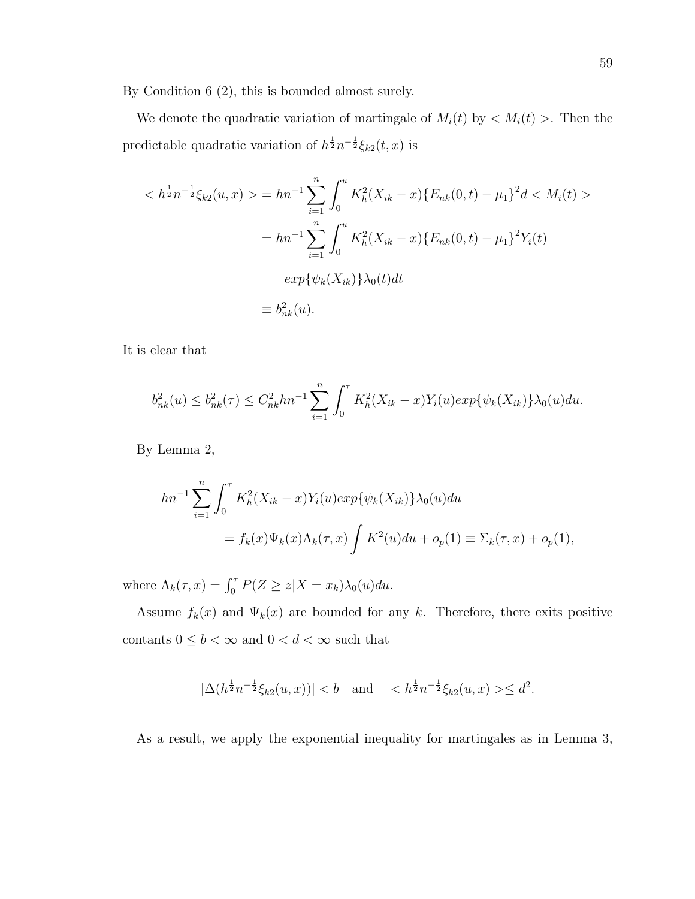By Condition 6 (2), this is bounded almost surely.

We denote the quadratic variation of martingale of $M_i(t)$ by $< M_i(t) >$. Then the predictable quadratic variation of $h^{\frac{1}{2}}n^{-\frac{1}{2}}\xi_{k2}(t,x)$ is

$$
\begin{aligned}
< h^{\frac{1}{2}}n^{-\frac{1}{2}}\xi_{k2}(u,x) > &= hn^{-1}\sum_{i=1}^{n}\int_0^u K_h^2(X_{ik}-x)\{E_{nk}(0,t)-\mu_1\}^2 d < M_i(t) > \\
&= hn^{-1}\sum_{i=1}^{n}\int_0^u K_h^2(X_{ik}-x)\{E_{nk}(0,t)-\mu_1\}^2 Y_i(t) \\
&\qquad exp\{\psi_k(X_{ik})\}\lambda_0(t)dt \\
&\equiv b_{nk}^2(u).
\end{aligned}
$$

It is clear that

$$
b_{nk}^2(u) \leq b_{nk}^2(\tau) \leq C_{nk}^2 hn^{-1}\sum_{i=1}^{n}\int_0^\tau K_h^2(X_{ik}-x)Y_i(u)exp\{\psi_k(X_{ik})\}\lambda_0(u)du.
$$

By Lemma 2,

$$
\begin{aligned}
&hn^{-1}\sum_{i=1}^{n}\int_0^\tau K_h^2(X_{ik}-x)Y_i(u)exp\{\psi_k(X_{ik})\}\lambda_0(u)du \\
&\qquad = f_k(x)\Psi_k(x)\Lambda_k(\tau,x)\int K^2(u)du + o_p(1) \equiv \Sigma_k(\tau,x) + o_p(1),
\end{aligned}
$$

where $\Lambda_k(\tau,x) = \int_0^\tau P(Z \geq z | X = x_k)\lambda_0(u)du$.

Assume $f_k(x)$ and $\Psi_k(x)$ are bounded for any $k$. Therefore, there exits positive contants $0 \leq b < \infty$ and $0 < d < \infty$ such that

$$
|\Delta(h^{\frac{1}{2}}n^{-\frac{1}{2}}\xi_{k2}(u,x))| < b \quad \text{and} \quad < h^{\frac{1}{2}}n^{-\frac{1}{2}}\xi_{k2}(u,x) > \leq d^2.
$$

As a result, we apply the exponential inequality for martingales as in Lemma 3,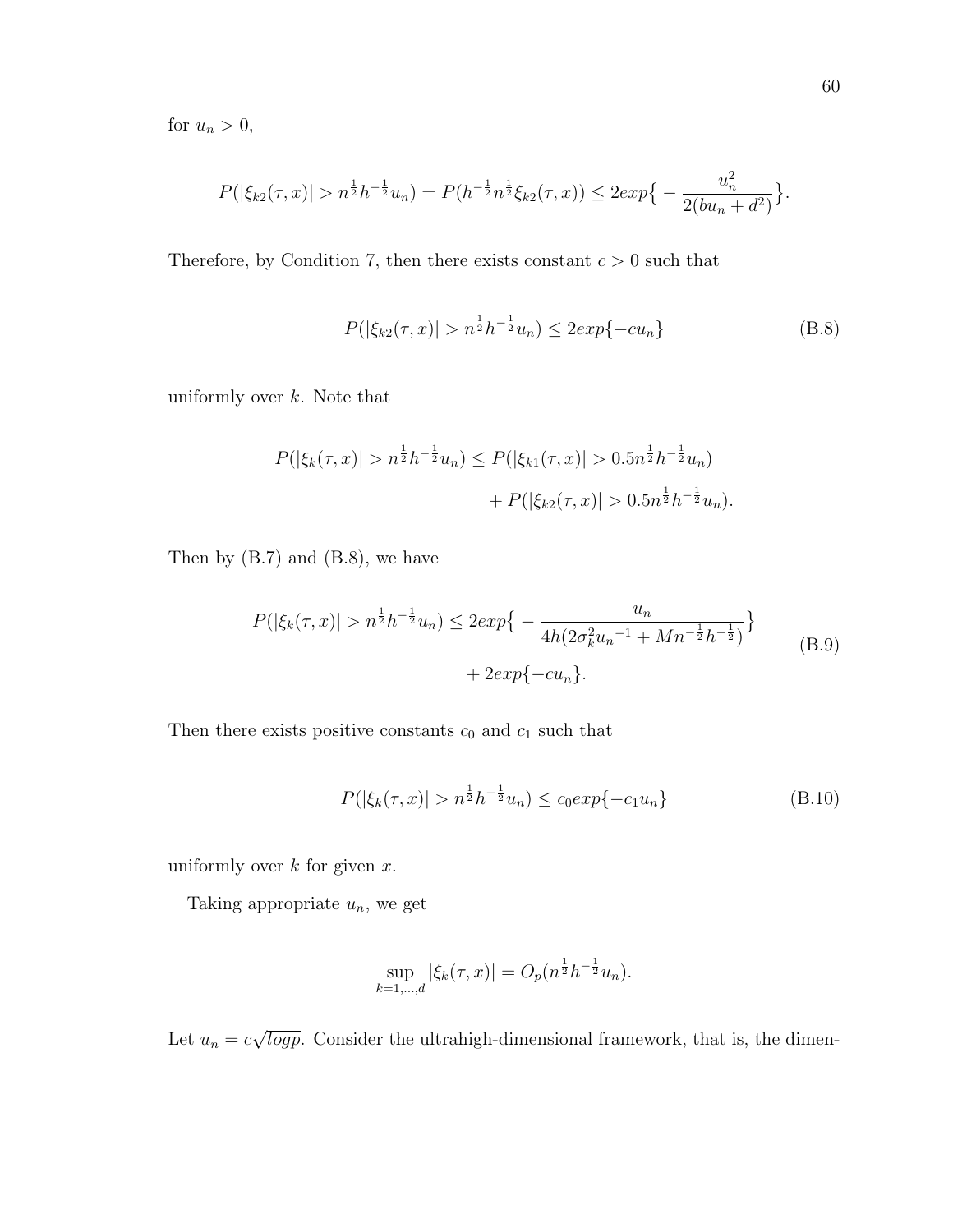for $u_n > 0$,

$$P(|\xi_{k2}(\tau, x)| > n^{\frac{1}{2}} h^{-\frac{1}{2}} u_n) = P(h^{-\frac{1}{2}} n^{\frac{1}{2}} \xi_{k2}(\tau, x)) \leq 2exp\big\{ - \frac{u_n^2}{2(bu_n + d^2)} \big\}.$$

Therefore, by Condition 7, then there exists constant $c > 0$ such that

$$P(|\xi_{k2}(\tau, x)| > n^{\frac{1}{2}} h^{-\frac{1}{2}} u_n) \leq 2exp\{-cu_n\} \tag{B.8}$$

uniformly over $k$. Note that

$$\begin{aligned} P(|\xi_k(\tau, x)| > n^{\frac{1}{2}} h^{-\frac{1}{2}} u_n) \leq\ & P(|\xi_{k1}(\tau, x)| > 0.5 n^{\frac{1}{2}} h^{-\frac{1}{2}} u_n) \\ & + P(|\xi_{k2}(\tau, x)| > 0.5 n^{\frac{1}{2}} h^{-\frac{1}{2}} u_n). \end{aligned}$$

Then by (B.7) and (B.8), we have

$$\begin{aligned} P(|\xi_k(\tau, x)| > n^{\frac{1}{2}} h^{-\frac{1}{2}} u_n) \leq\ & 2exp\big\{ - \frac{u_n}{4h(2\sigma_k^2 {u_n}^{-1} + M n^{-\frac{1}{2}} h^{-\frac{1}{2}})} \big\} \\ & + 2exp\{-cu_n\}. \end{aligned} \tag{B.9}$$

Then there exists positive constants $c_0$ and $c_1$ such that

$$P(|\xi_k(\tau, x)| > n^{\frac{1}{2}} h^{-\frac{1}{2}} u_n) \leq c_0 exp\{-c_1 u_n\} \tag{B.10}$$

uniformly over $k$ for given $x$.

Taking appropriate $u_n$, we get

$$\sup_{k=1,\ldots,d} |\xi_k(\tau, x)| = O_p(n^{\frac{1}{2}} h^{-\frac{1}{2}} u_n).$$

Let $u_n = c\sqrt{logp}$. Consider the ultrahigh-dimensional framework, that is, the dimen-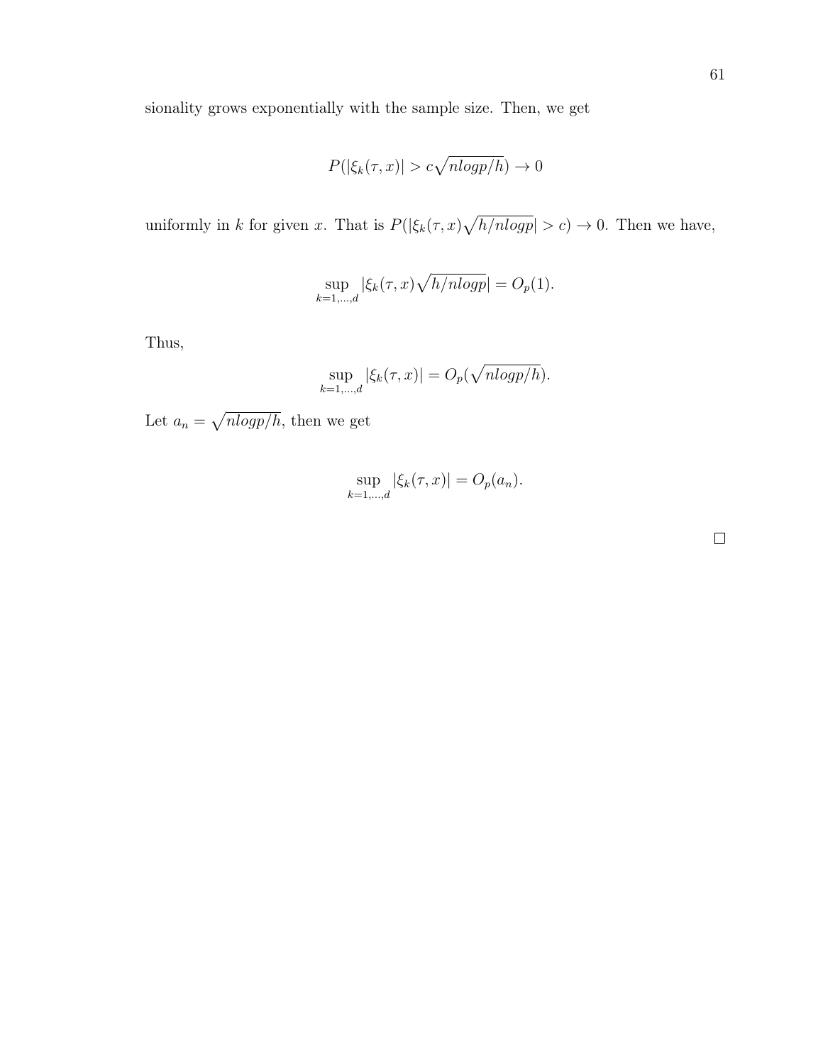sionality grows exponentially with the sample size. Then, we get

$$P(|\xi_k(\tau, x)| > c\sqrt{nlogp/h}) \to 0$$

uniformly in $k$ for given $x$. That is $P(|\xi_k(\tau, x)\sqrt{h/nlogp}| > c) \to 0$. Then we have,

$$\sup_{k=1,\ldots,d} |\xi_k(\tau, x)\sqrt{h/nlogp}| = O_p(1).$$

Thus,

$$\sup_{k=1,\ldots,d} |\xi_k(\tau, x)| = O_p(\sqrt{nlogp/h}).$$

Let $a_n = \sqrt{nlogp/h}$, then we get

$$\sup_{k=1,\ldots,d} |\xi_k(\tau, x)| = O_p(a_n).$$

□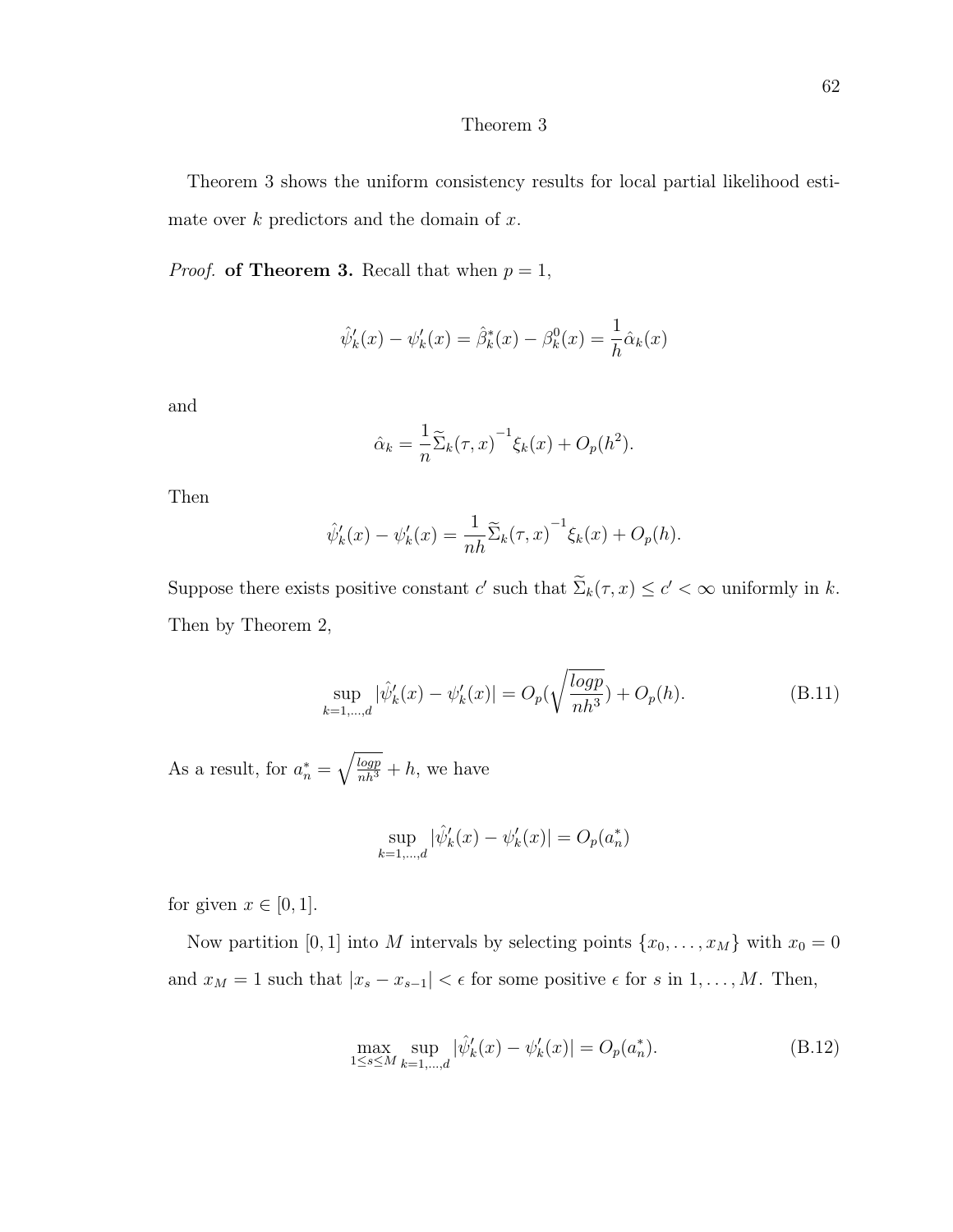Theorem 3

Theorem 3 shows the uniform consistency results for local partial likelihood estimate over $k$ predictors and the domain of $x$.

*Proof.* **of Theorem 3.** Recall that when $p = 1$,

$$\hat{\psi}'_k(x) - \psi'_k(x) = \hat{\beta}^*_k(x) - \beta^0_k(x) = \frac{1}{h}\hat{\alpha}_k(x)$$

and

$$\hat{\alpha}_k = \frac{1}{n}\widetilde{\Sigma}_k(\tau, x)^{-1}\xi_k(x) + O_p(h^2).$$

Then

$$\hat{\psi}'_k(x) - \psi'_k(x) = \frac{1}{nh}\widetilde{\Sigma}_k(\tau, x)^{-1}\xi_k(x) + O_p(h).$$

Suppose there exists positive constant $c'$ such that $\widetilde{\Sigma}_k(\tau, x) \leq c' < \infty$ uniformly in $k$. Then by Theorem 2,

$$\sup_{k=1,\dots,d} |\hat{\psi}'_k(x) - \psi'_k(x)| = O_p(\sqrt{\frac{logp}{nh^3}}) + O_p(h). \tag{B.11}$$

As a result, for $a^*_n = \sqrt{\frac{logp}{nh^3}} + h$, we have

$$\sup_{k=1,\dots,d} |\hat{\psi}'_k(x) - \psi'_k(x)| = O_p(a^*_n)$$

for given $x \in [0, 1]$.

Now partition $[0, 1]$ into $M$ intervals by selecting points $\{x_0, \dots, x_M\}$ with $x_0 = 0$ and $x_M = 1$ such that $|x_s - x_{s-1}| < \epsilon$ for some positive $\epsilon$ for $s$ in $1, \dots, M$. Then,

$$\max_{1 \leq s \leq M} \sup_{k=1,\dots,d} |\hat{\psi}'_k(x) - \psi'_k(x)| = O_p(a^*_n). \tag{B.12}$$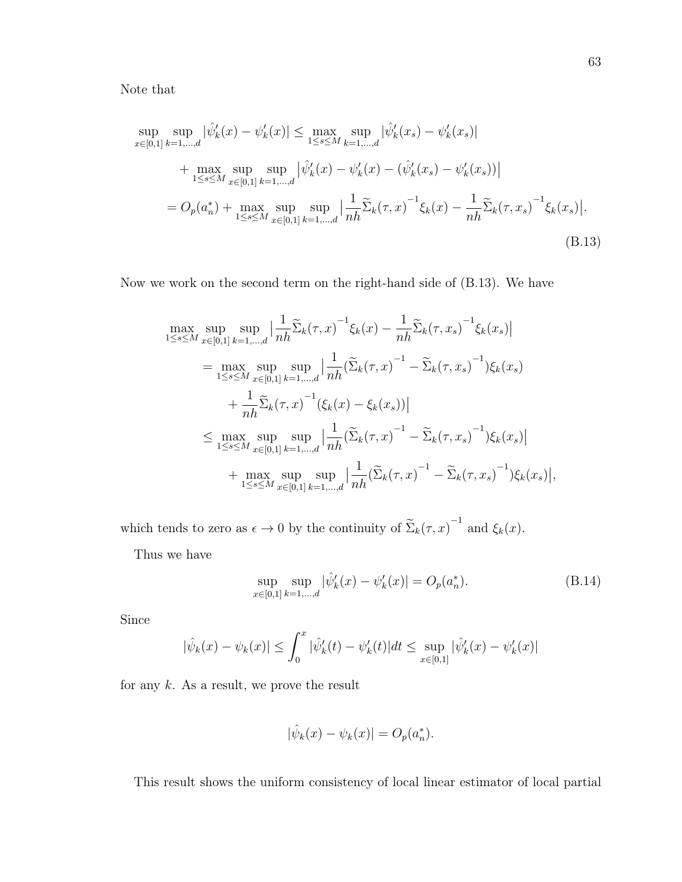Note that

$$
\begin{aligned}
\sup_{x\in[0,1]} \sup_{k=1,\dots,d} |\hat{\psi}_k'(x) - \psi_k'(x)| &\leq \max_{1\leq s\leq M} \sup_{k=1,\dots,d} |\hat{\psi}_k'(x_s) - \psi_k'(x_s)| \\
&\quad + \max_{1\leq s\leq M} \sup_{x\in[0,1]} \sup_{k=1,\dots,d} \big|\hat{\psi}_k'(x) - \psi_k'(x) - (\hat{\psi}_k'(x_s) - \psi_k'(x_s))\big| \\
&= O_p(a_n^*) + \max_{1\leq s\leq M} \sup_{x\in[0,1]} \sup_{k=1,\dots,d} \big|\frac{1}{nh}\widetilde{\Sigma}_k(\tau,x)^{-1}\xi_k(x) - \frac{1}{nh}\widetilde{\Sigma}_k(\tau,x_s)^{-1}\xi_k(x_s)\big|.
\end{aligned}
\tag{B.13}
$$

Now we work on the second term on the right-hand side of (B.13). We have

$$
\begin{aligned}
&\max_{1\leq s\leq M} \sup_{x\in[0,1]} \sup_{k=1,\dots,d} \big|\frac{1}{nh}\widetilde{\Sigma}_k(\tau,x)^{-1}\xi_k(x) - \frac{1}{nh}\widetilde{\Sigma}_k(\tau,x_s)^{-1}\xi_k(x_s)\big| \\
&= \max_{1\leq s\leq M} \sup_{x\in[0,1]} \sup_{k=1,\dots,d} \big|\frac{1}{nh}(\widetilde{\Sigma}_k(\tau,x)^{-1} - \widetilde{\Sigma}_k(\tau,x_s)^{-1})\xi_k(x_s) \\
&\quad + \frac{1}{nh}\widetilde{\Sigma}_k(\tau,x)^{-1}(\xi_k(x) - \xi_k(x_s))\big| \\
&\leq \max_{1\leq s\leq M} \sup_{x\in[0,1]} \sup_{k=1,\dots,d} \big|\frac{1}{nh}(\widetilde{\Sigma}_k(\tau,x)^{-1} - \widetilde{\Sigma}_k(\tau,x_s)^{-1})\xi_k(x_s)\big| \\
&\quad + \max_{1\leq s\leq M} \sup_{x\in[0,1]} \sup_{k=1,\dots,d} \big|\frac{1}{nh}(\widetilde{\Sigma}_k(\tau,x)^{-1} - \widetilde{\Sigma}_k(\tau,x_s)^{-1})\xi_k(x_s)\big|,
\end{aligned}
$$

which tends to zero as $\epsilon \to 0$ by the continuity of $\widetilde{\Sigma}_k(\tau,x)^{-1}$ and $\xi_k(x)$.

Thus we have

$$
\sup_{x\in[0,1]} \sup_{k=1,\dots,d} |\hat{\psi}_k'(x) - \psi_k'(x)| = O_p(a_n^*). \tag{B.14}
$$

Since

$$
|\hat{\psi}_k(x) - \psi_k(x)| \leq \int_0^x |\hat{\psi}_k'(t) - \psi_k'(t)|dt \leq \sup_{x\in[0,1]} |\hat{\psi}_k'(x) - \psi_k'(x)|
$$

for any $k$. As a result, we prove the result

$$
|\hat{\psi}_k(x) - \psi_k(x)| = O_p(a_n^*).
$$

This result shows the uniform consistency of local linear estimator of local partial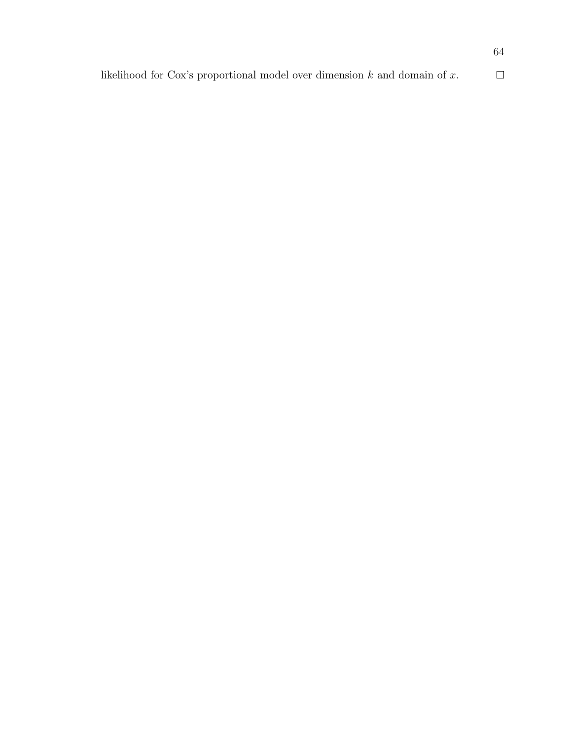likelihood for Cox's proportional model over dimension $k$ and domain of $x$. $\square$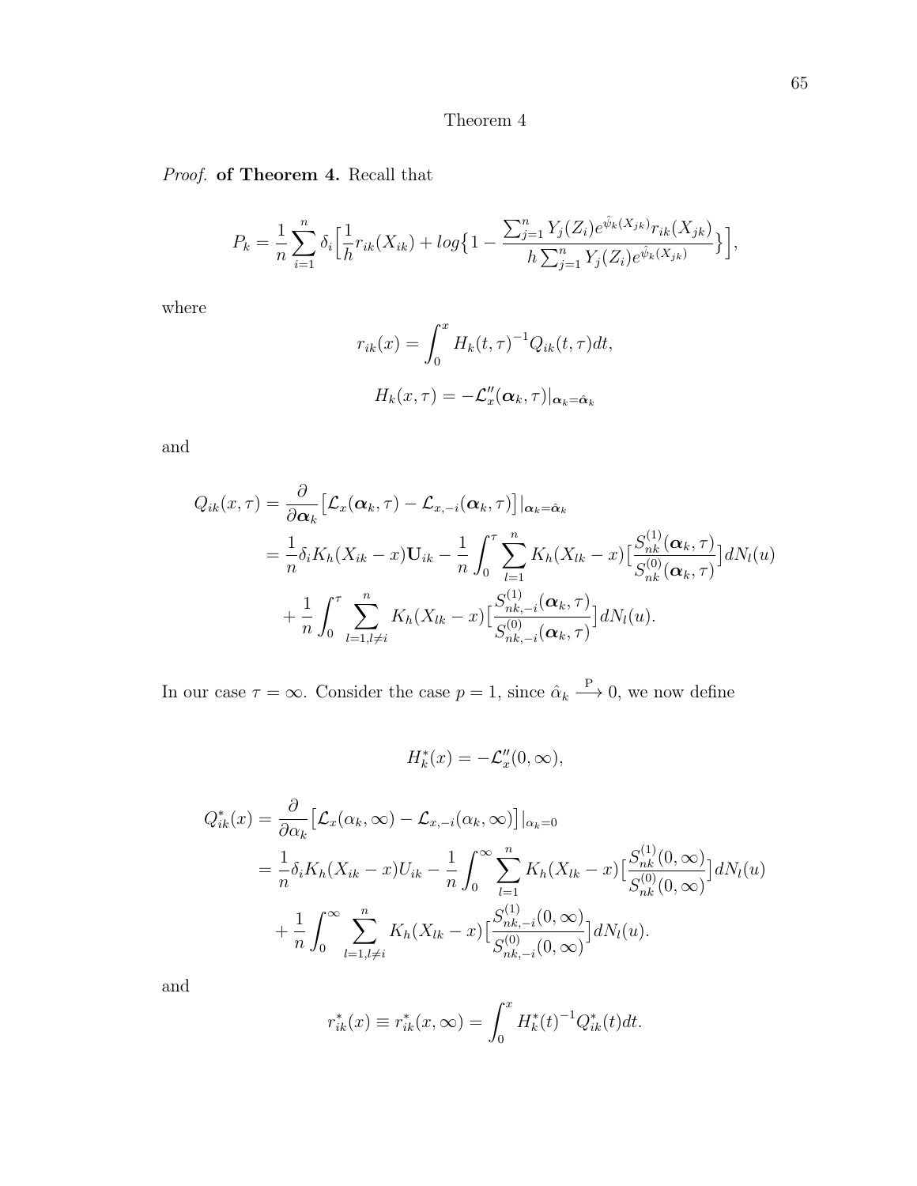Theorem 4

*Proof.* **of Theorem 4.** Recall that

$$P_k = \frac{1}{n}\sum_{i=1}^{n}\delta_i\Big[\frac{1}{h}r_{ik}(X_{ik}) + log\big\{1 - \frac{\sum_{j=1}^{n}Y_j(Z_i)e^{\hat{\psi}_k(X_{jk})}r_{ik}(X_{jk})}{h\sum_{j=1}^{n}Y_j(Z_i)e^{\hat{\psi}_k(X_{jk})}}\big\}\Big],$$

where

$$r_{ik}(x) = \int_0^x H_k(t,\tau)^{-1}Q_{ik}(t,\tau)dt,$$

$$H_k(x,\tau) = -\mathcal{L}_x''(\boldsymbol{\alpha}_k,\tau)|_{\boldsymbol{\alpha}_k=\hat{\boldsymbol{\alpha}}_k}$$

and

$$\begin{aligned}
Q_{ik}(x,\tau) &= \frac{\partial}{\partial\boldsymbol{\alpha}_k}\big[\mathcal{L}_x(\boldsymbol{\alpha}_k,\tau) - \mathcal{L}_{x,-i}(\boldsymbol{\alpha}_k,\tau)\big]|_{\boldsymbol{\alpha}_k=\hat{\boldsymbol{\alpha}}_k} \\
&= \frac{1}{n}\delta_i K_h(X_{ik}-x)\mathbf{U}_{ik} - \frac{1}{n}\int_0^\tau\sum_{l=1}^{n}K_h(X_{lk}-x)\big[\frac{S_{nk}^{(1)}(\boldsymbol{\alpha}_k,\tau)}{S_{nk}^{(0)}(\boldsymbol{\alpha}_k,\tau)}\big]dN_l(u) \\
&\quad + \frac{1}{n}\int_0^\tau\sum_{l=1,l\neq i}^{n}K_h(X_{lk}-x)\big[\frac{S_{nk,-i}^{(1)}(\boldsymbol{\alpha}_k,\tau)}{S_{nk,-i}^{(0)}(\boldsymbol{\alpha}_k,\tau)}\big]dN_l(u).
\end{aligned}$$

In our case $\tau = \infty$. Consider the case $p = 1$, since $\hat{\alpha}_k \xrightarrow{\text{P}} 0$, we now define

$$H_k^*(x) = -\mathcal{L}_x''(0,\infty),$$

$$\begin{aligned}
Q_{ik}^*(x) &= \frac{\partial}{\partial\alpha_k}\big[\mathcal{L}_x(\alpha_k,\infty) - \mathcal{L}_{x,-i}(\alpha_k,\infty)\big]|_{\alpha_k=0} \\
&= \frac{1}{n}\delta_i K_h(X_{ik}-x)U_{ik} - \frac{1}{n}\int_0^\infty\sum_{l=1}^{n}K_h(X_{lk}-x)\big[\frac{S_{nk}^{(1)}(0,\infty)}{S_{nk}^{(0)}(0,\infty)}\big]dN_l(u) \\
&\quad + \frac{1}{n}\int_0^\infty\sum_{l=1,l\neq i}^{n}K_h(X_{lk}-x)\big[\frac{S_{nk,-i}^{(1)}(0,\infty)}{S_{nk,-i}^{(0)}(0,\infty)}\big]dN_l(u).
\end{aligned}$$

and

$$r_{ik}^*(x) \equiv r_{ik}^*(x,\infty) = \int_0^x H_k^*(t)^{-1}Q_{ik}^*(t)dt.$$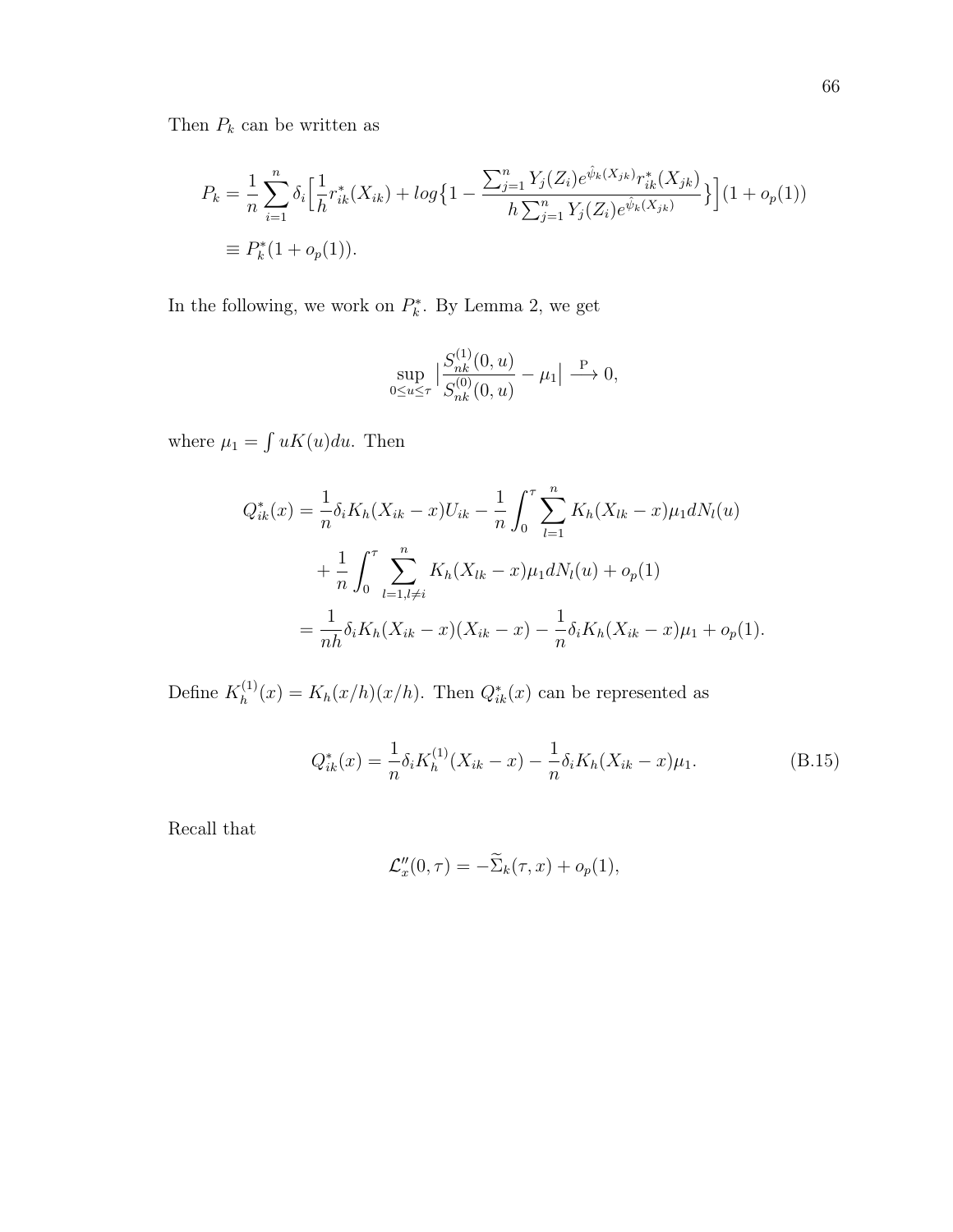Then $P_k$ can be written as

$$
\begin{aligned}
P_k &= \frac{1}{n}\sum_{i=1}^{n}\delta_i\Big[\frac{1}{h}r^*_{ik}(X_{ik}) + log\big\{1 - \frac{\sum_{j=1}^{n}Y_j(Z_i)e^{\hat{\psi}_k(X_{jk})}r^*_{ik}(X_{jk})}{h\sum_{j=1}^{n}Y_j(Z_i)e^{\hat{\psi}_k(X_{jk})}}\big\}\Big](1+o_p(1)) \\
&\equiv P^*_k(1+o_p(1)).
\end{aligned}
$$

In the following, we work on $P^*_k$. By Lemma 2, we get

$$
\sup_{0\le u\le\tau}\big|\frac{S^{(1)}_{nk}(0,u)}{S^{(0)}_{nk}(0,u)} - \mu_1\big| \xrightarrow{\text{P}} 0,
$$

where $\mu_1 = \int uK(u)du$. Then

$$
\begin{aligned}
Q^*_{ik}(x) &= \frac{1}{n}\delta_i K_h(X_{ik}-x)U_{ik} - \frac{1}{n}\int_0^\tau\sum_{l=1}^{n}K_h(X_{lk}-x)\mu_1 dN_l(u) \\
&\quad + \frac{1}{n}\int_0^\tau\sum_{l=1,l\neq i}^{n}K_h(X_{lk}-x)\mu_1 dN_l(u) + o_p(1) \\
&= \frac{1}{nh}\delta_i K_h(X_{ik}-x)(X_{ik}-x) - \frac{1}{n}\delta_i K_h(X_{ik}-x)\mu_1 + o_p(1).
\end{aligned}
$$

Define $K^{(1)}_h(x) = K_h(x/h)(x/h)$. Then $Q^*_{ik}(x)$ can be represented as

$$
Q^*_{ik}(x) = \frac{1}{n}\delta_i K^{(1)}_h(X_{ik}-x) - \frac{1}{n}\delta_i K_h(X_{ik}-x)\mu_1. \tag{B.15}
$$

Recall that

$$
\mathcal{L}''_x(0,\tau) = -\widetilde{\Sigma}_k(\tau,x) + o_p(1),
$$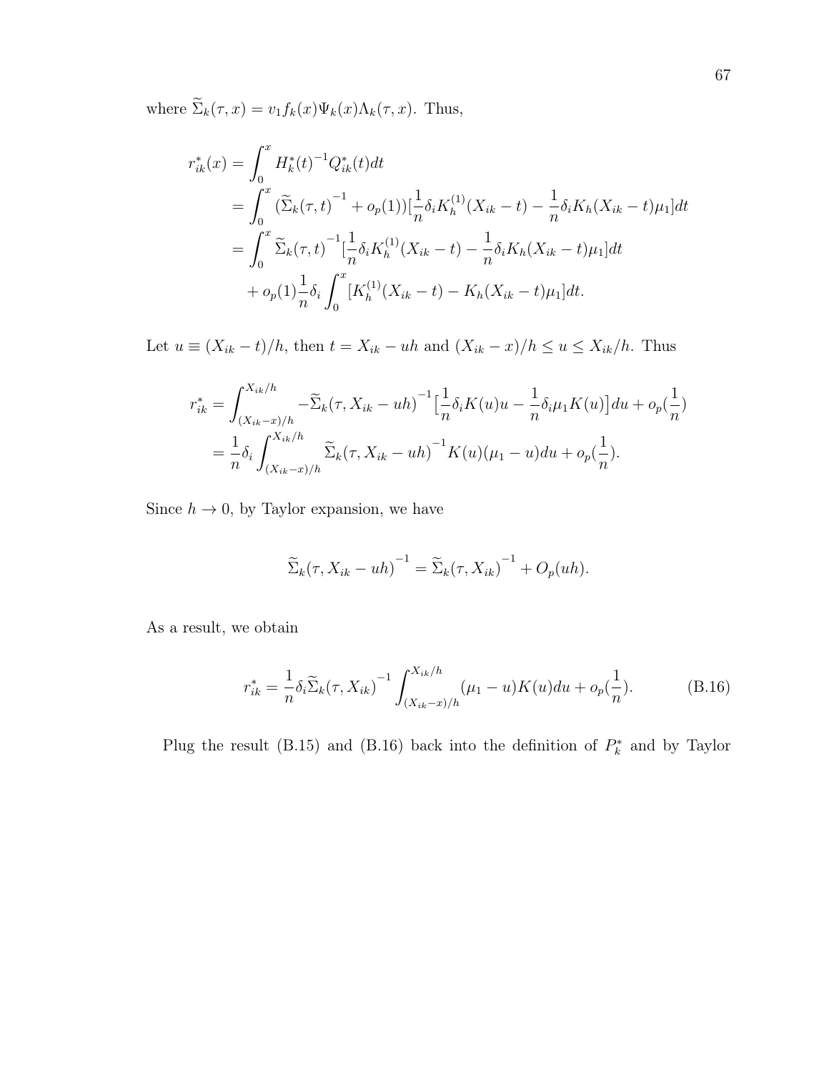where $\widetilde{\Sigma}_k(\tau, x) = v_1 f_k(x) \Psi_k(x) \Lambda_k(\tau, x)$. Thus,

$$
\begin{aligned}
r^*_{ik}(x) &= \int_0^x H^*_k(t)^{-1} Q^*_{ik}(t) dt \\
&= \int_0^x (\widetilde{\Sigma}_k(\tau, t)^{-1} + o_p(1))[\frac{1}{n}\delta_i K_h^{(1)}(X_{ik} - t) - \frac{1}{n}\delta_i K_h(X_{ik} - t)\mu_1] dt \\
&= \int_0^x \widetilde{\Sigma}_k(\tau, t)^{-1} [\frac{1}{n}\delta_i K_h^{(1)}(X_{ik} - t) - \frac{1}{n}\delta_i K_h(X_{ik} - t)\mu_1] dt \\
&\quad + o_p(1)\frac{1}{n}\delta_i \int_0^x [K_h^{(1)}(X_{ik} - t) - K_h(X_{ik} - t)\mu_1] dt.
\end{aligned}
$$

Let $u \equiv (X_{ik} - t)/h$, then $t = X_{ik} - uh$ and $(X_{ik} - x)/h \leq u \leq X_{ik}/h$. Thus

$$
\begin{aligned}
r^*_{ik} &= \int_{(X_{ik}-x)/h}^{X_{ik}/h} -\widetilde{\Sigma}_k(\tau, X_{ik} - uh)^{-1} \big[\frac{1}{n}\delta_i K(u) u - \frac{1}{n}\delta_i \mu_1 K(u)\big] du + o_p(\frac{1}{n}) \\
&= \frac{1}{n}\delta_i \int_{(X_{ik}-x)/h}^{X_{ik}/h} \widetilde{\Sigma}_k(\tau, X_{ik} - uh)^{-1} K(u)(\mu_1 - u) du + o_p(\frac{1}{n}).
\end{aligned}
$$

Since $h \to 0$, by Taylor expansion, we have

$$
\widetilde{\Sigma}_k(\tau, X_{ik} - uh)^{-1} = \widetilde{\Sigma}_k(\tau, X_{ik})^{-1} + O_p(uh).
$$

As a result, we obtain

$$
r^*_{ik} = \frac{1}{n}\delta_i \widetilde{\Sigma}_k(\tau, X_{ik})^{-1} \int_{(X_{ik}-x)/h}^{X_{ik}/h} (\mu_1 - u) K(u) du + o_p(\frac{1}{n}). \tag{B.16}
$$

Plug the result (B.15) and (B.16) back into the definition of $P^*_k$ and by Taylor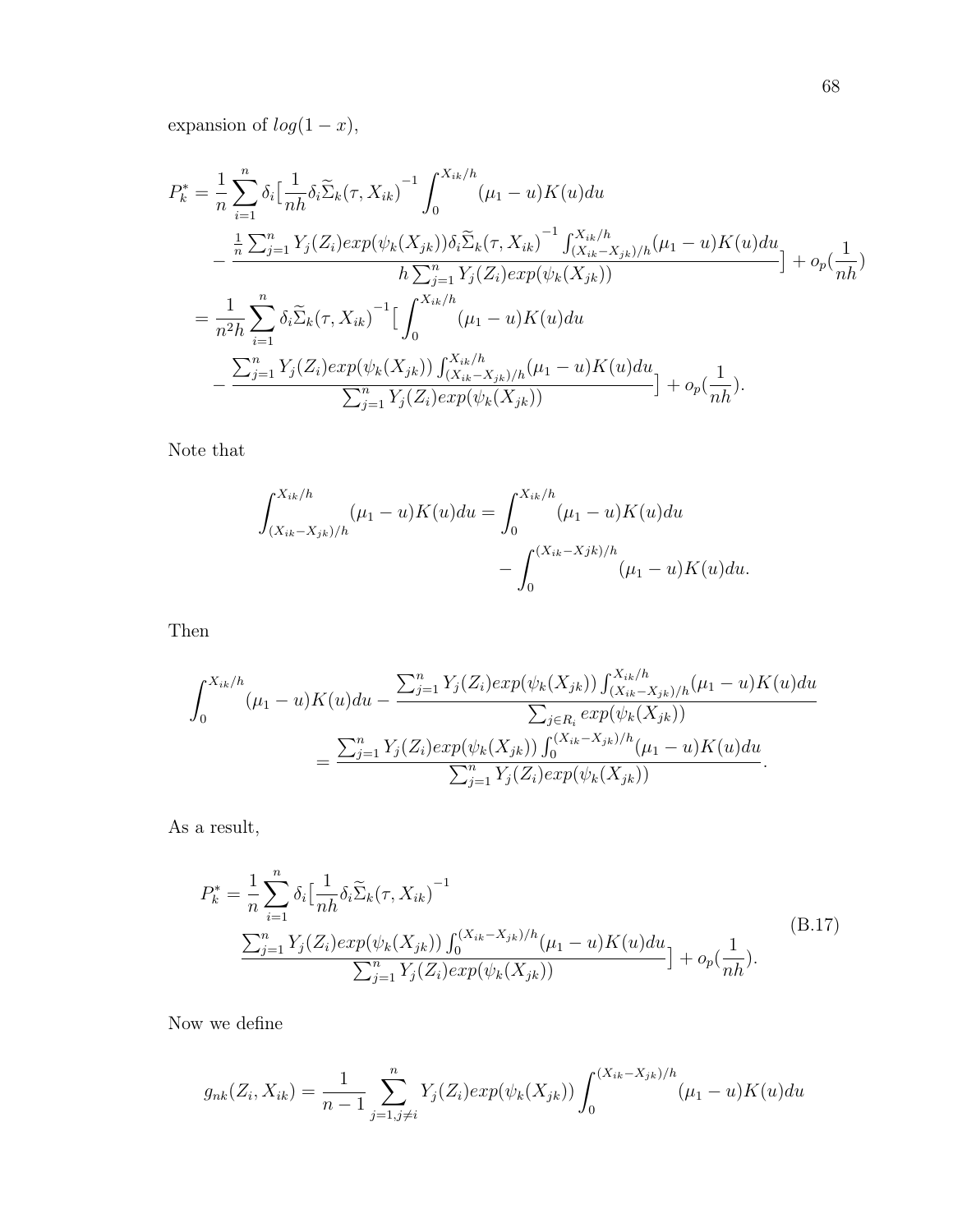expansion of $log(1-x)$,

$$
\begin{aligned}
P_k^* &= \frac{1}{n}\sum_{i=1}^{n}\delta_i\big[\frac{1}{nh}\delta_i\widetilde{\Sigma}_k(\tau,X_{ik})^{-1}\int_0^{X_{ik}/h}(\mu_1-u)K(u)du \\
&\quad - \frac{\frac{1}{n}\sum_{j=1}^{n}Y_j(Z_i)exp(\psi_k(X_{jk}))\delta_i\widetilde{\Sigma}_k(\tau,X_{ik})^{-1}\int_{(X_{ik}-X_{jk})/h}^{X_{ik}/h}(\mu_1-u)K(u)du}{h\sum_{j=1}^{n}Y_j(Z_i)exp(\psi_k(X_{jk}))}\big] + o_p(\frac{1}{nh}) \\
&= \frac{1}{n^2h}\sum_{i=1}^{n}\delta_i\widetilde{\Sigma}_k(\tau,X_{ik})^{-1}\big[\int_0^{X_{ik}/h}(\mu_1-u)K(u)du \\
&\quad - \frac{\sum_{j=1}^{n}Y_j(Z_i)exp(\psi_k(X_{jk}))\int_{(X_{ik}-X_{jk})/h}^{X_{ik}/h}(\mu_1-u)K(u)du}{\sum_{j=1}^{n}Y_j(Z_i)exp(\psi_k(X_{jk}))}\big] + o_p(\frac{1}{nh}).
\end{aligned}
$$

Note that

$$
\begin{aligned}
\int_{(X_{ik}-X_{jk})/h}^{X_{ik}/h}(\mu_1-u)K(u)du &= \int_0^{X_{ik}/h}(\mu_1-u)K(u)du \\
&\quad - \int_0^{(X_{ik}-Xjk)/h}(\mu_1-u)K(u)du.
\end{aligned}
$$

Then

$$
\begin{aligned}
\int_0^{X_{ik}/h}(\mu_1-u)K(u)du &- \frac{\sum_{j=1}^{n}Y_j(Z_i)exp(\psi_k(X_{jk}))\int_{(X_{ik}-X_{jk})/h}^{X_{ik}/h}(\mu_1-u)K(u)du}{\sum_{j\in R_i}exp(\psi_k(X_{jk}))} \\
&= \frac{\sum_{j=1}^{n}Y_j(Z_i)exp(\psi_k(X_{jk}))\int_0^{(X_{ik}-X_{jk})/h}(\mu_1-u)K(u)du}{\sum_{j=1}^{n}Y_j(Z_i)exp(\psi_k(X_{jk}))}.
\end{aligned}
$$

As a result,

$$
\begin{aligned}
P_k^* &= \frac{1}{n}\sum_{i=1}^{n}\delta_i\big[\frac{1}{nh}\delta_i\widetilde{\Sigma}_k(\tau,X_{ik})^{-1} \\
&\quad \frac{\sum_{j=1}^{n}Y_j(Z_i)exp(\psi_k(X_{jk}))\int_0^{(X_{ik}-X_{jk})/h}(\mu_1-u)K(u)du}{\sum_{j=1}^{n}Y_j(Z_i)exp(\psi_k(X_{jk}))}\big] + o_p(\frac{1}{nh}).
\end{aligned}
\tag{B.17}
$$

Now we define

$$
g_{nk}(Z_i,X_{ik}) = \frac{1}{n-1}\sum_{j=1,j\neq i}^{n}Y_j(Z_i)exp(\psi_k(X_{jk}))\int_0^{(X_{ik}-X_{jk})/h}(\mu_1-u)K(u)du
$$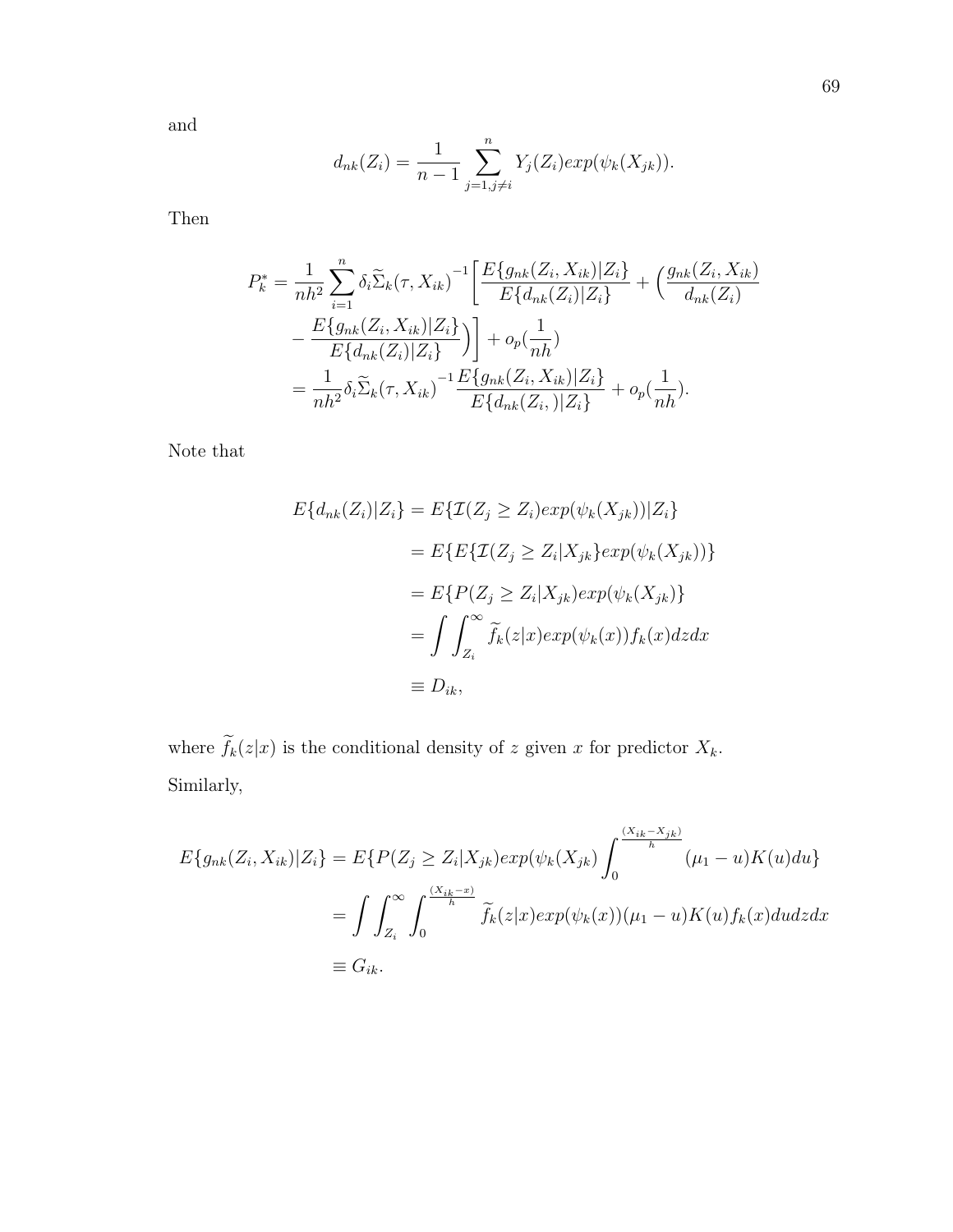and

$$d_{nk}(Z_i) = \frac{1}{n-1} \sum_{j=1, j \neq i}^{n} Y_j(Z_i) exp(\psi_k(X_{jk})).$$

Then

$$\begin{aligned}
P_k^* &= \frac{1}{nh^2} \sum_{i=1}^{n} \delta_i \widetilde{\Sigma}_k(\tau, X_{ik})^{-1} \Big[ \frac{E\{g_{nk}(Z_i, X_{ik})|Z_i\}}{E\{d_{nk}(Z_i)|Z_i\}} + \Big( \frac{g_{nk}(Z_i, X_{ik})}{d_{nk}(Z_i)} \\
&\quad - \frac{E\{g_{nk}(Z_i, X_{ik})|Z_i\}}{E\{d_{nk}(Z_i)|Z_i\}} \Big) \Big] + o_p(\frac{1}{nh}) \\
&= \frac{1}{nh^2} \delta_i \widetilde{\Sigma}_k(\tau, X_{ik})^{-1} \frac{E\{g_{nk}(Z_i, X_{ik})|Z_i\}}{E\{d_{nk}(Z_i, )|Z_i\}} + o_p(\frac{1}{nh}).
\end{aligned}$$

Note that

$$\begin{aligned}
E\{d_{nk}(Z_i)|Z_i\} &= E\{\mathcal{I}(Z_j \geq Z_i) exp(\psi_k(X_{jk}))|Z_i\} \\
&= E\{E\{\mathcal{I}(Z_j \geq Z_i|X_{jk}\} exp(\psi_k(X_{jk}))\} \\
&= E\{P(Z_j \geq Z_i|X_{jk}) exp(\psi_k(X_{jk})\} \\
&= \int \int_{Z_i}^{\infty} \widetilde{f}_k(z|x) exp(\psi_k(x)) f_k(x) dz dx \\
&\equiv D_{ik},
\end{aligned}$$

where $\widetilde{f}_k(z|x)$ is the conditional density of $z$ given $x$ for predictor $X_k$.

Similarly,

$$\begin{aligned}
E\{g_{nk}(Z_i, X_{ik})|Z_i\} &= E\{P(Z_j \geq Z_i|X_{jk}) exp(\psi_k(X_{jk}) \int_0^{\frac{(X_{ik}-X_{jk})}{h}} (\mu_1 - u) K(u) du\} \\
&= \int \int_{Z_i}^{\infty} \int_0^{\frac{(X_{ik}-x)}{h}} \widetilde{f}_k(z|x) exp(\psi_k(x))(\mu_1 - u) K(u) f_k(x) du dz dx \\
&\equiv G_{ik}.
\end{aligned}$$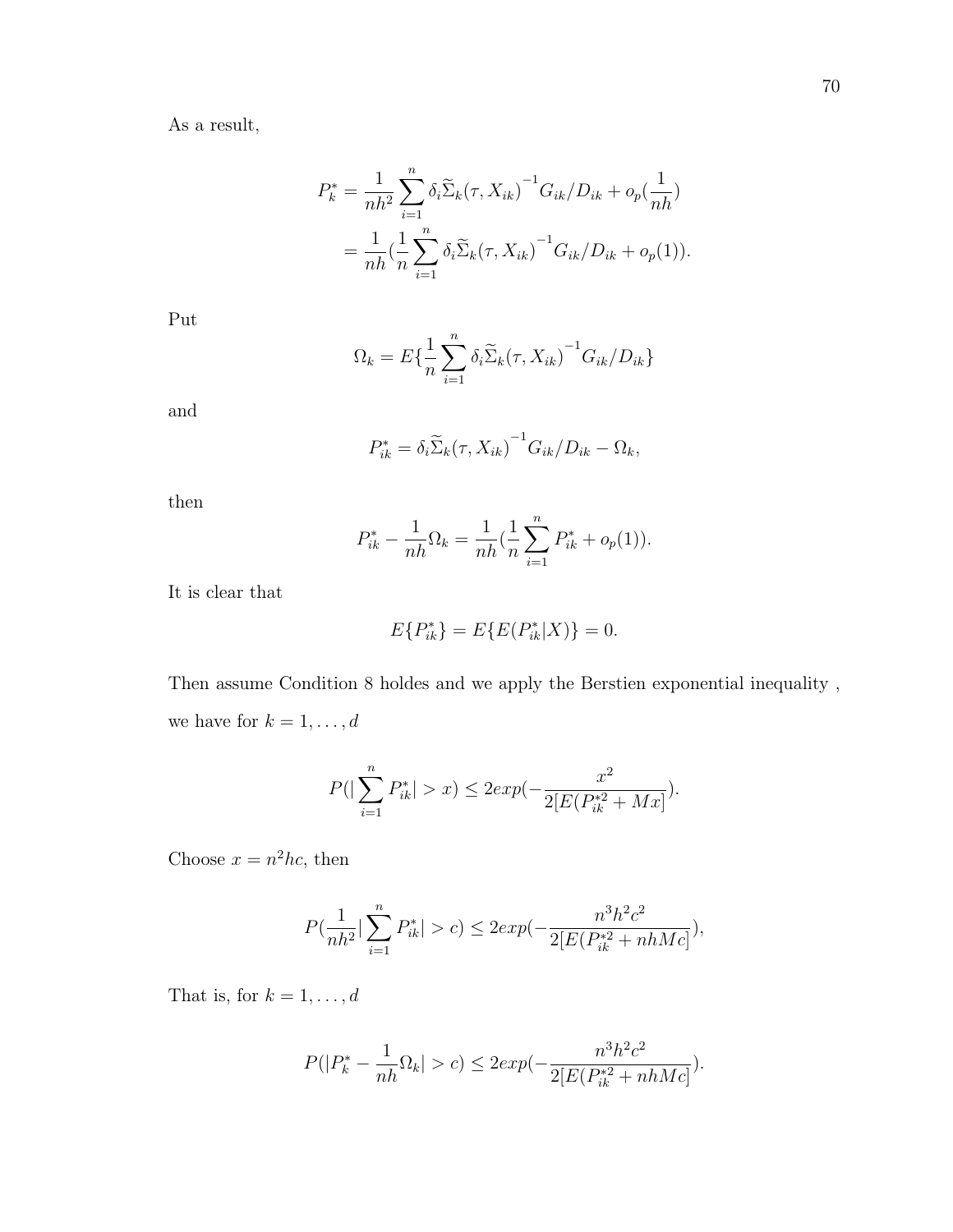As a result,

$$
\begin{aligned}
P_k^* &= \frac{1}{nh^2}\sum_{i=1}^{n}\delta_i\widetilde{\Sigma}_k(\tau, X_{ik})^{-1}G_{ik}/D_{ik} + o_p(\frac{1}{nh}) \\
&= \frac{1}{nh}(\frac{1}{n}\sum_{i=1}^{n}\delta_i\widetilde{\Sigma}_k(\tau, X_{ik})^{-1}G_{ik}/D_{ik} + o_p(1)).
\end{aligned}
$$

Put

$$
\Omega_k = E\{\frac{1}{n}\sum_{i=1}^{n}\delta_i\widetilde{\Sigma}_k(\tau, X_{ik})^{-1}G_{ik}/D_{ik}\}
$$

and

$$
P_{ik}^* = \delta_i\widetilde{\Sigma}_k(\tau, X_{ik})^{-1}G_{ik}/D_{ik} - \Omega_k,
$$

then

$$
P_{ik}^* - \frac{1}{nh}\Omega_k = \frac{1}{nh}(\frac{1}{n}\sum_{i=1}^{n}P_{ik}^* + o_p(1)).
$$

It is clear that

$$
E\{P_{ik}^*\} = E\{E(P_{ik}^*|X)\} = 0.
$$

Then assume Condition 8 holdes and we apply the Berstien exponential inequality , we have for $k = 1, \ldots, d$

$$
P(|\sum_{i=1}^{n}P_{ik}^*| > x) \leq 2exp(-\frac{x^2}{2[E(P_{ik}^{*2} + Mx]}).
$$

Choose $x = n^2hc$, then

$$
P(\frac{1}{nh^2}|\sum_{i=1}^{n}P_{ik}^*| > c) \leq 2exp(-\frac{n^3h^2c^2}{2[E(P_{ik}^{*2} + nhMc]}),
$$

That is, for $k = 1, \ldots, d$

$$
P(|P_k^* - \frac{1}{nh}\Omega_k| > c) \leq 2exp(-\frac{n^3h^2c^2}{2[E(P_{ik}^{*2} + nhMc]}).
$$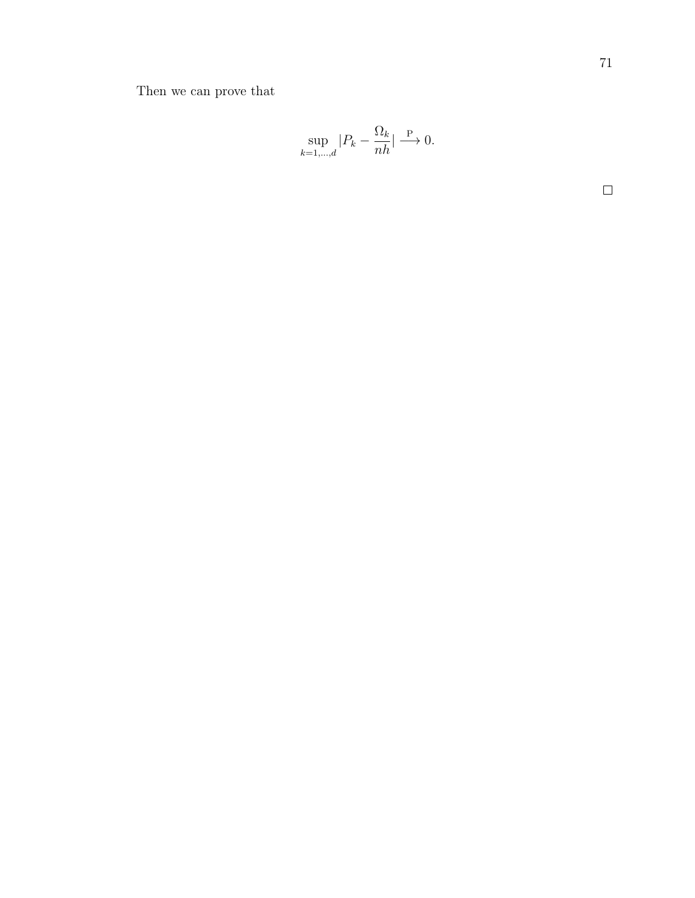Then we can prove that

$$\sup_{k=1,\ldots,d} |P_k - \frac{\Omega_k}{nh}| \xrightarrow{\text{P}} 0.$$

□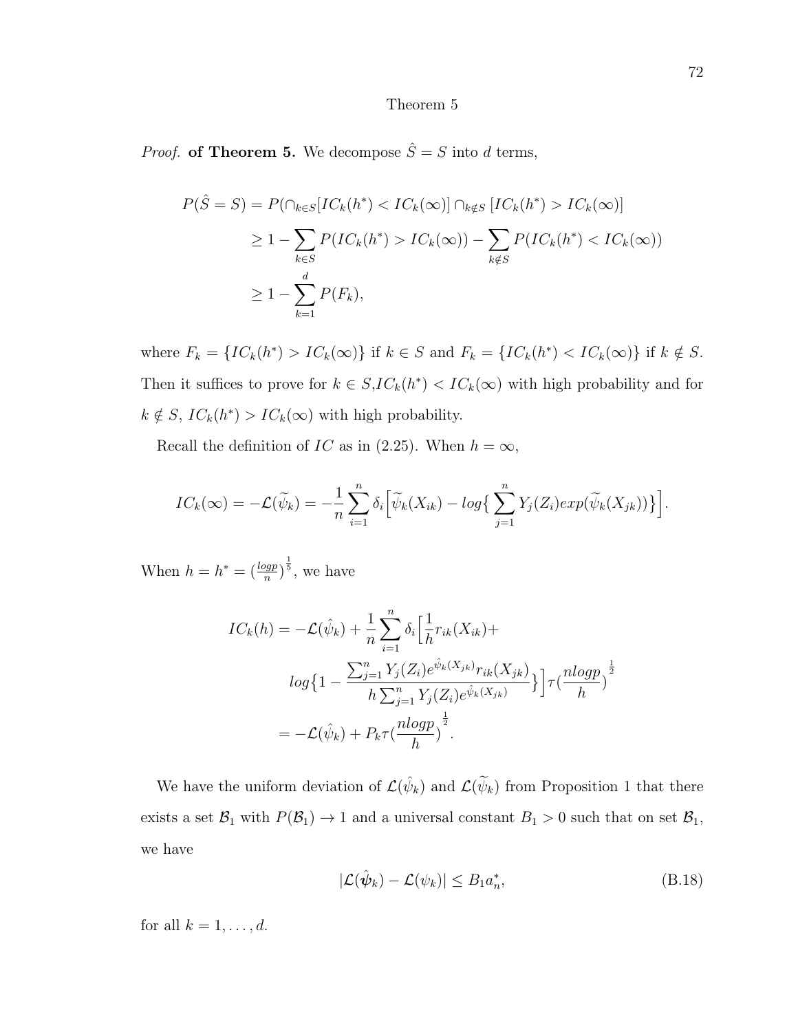Theorem 5

*Proof.* **of Theorem 5.** We decompose $\hat{S} = S$ into $d$ terms,

$$
\begin{aligned}
P(\hat{S} = S) &= P(\cap_{k \in S}[IC_k(h^*) < IC_k(\infty)] \cap_{k \notin S} [IC_k(h^*) > IC_k(\infty)] \\
&\geq 1 - \sum_{k \in S} P(IC_k(h^*) > IC_k(\infty)) - \sum_{k \notin S} P(IC_k(h^*) < IC_k(\infty)) \\
&\geq 1 - \sum_{k=1}^{d} P(F_k),
\end{aligned}
$$

where $F_k = \{IC_k(h^*) > IC_k(\infty)\}$ if $k \in S$ and $F_k = \{IC_k(h^*) < IC_k(\infty)\}$ if $k \notin S$. Then it suffices to prove for $k \in S, IC_k(h^*) < IC_k(\infty)$ with high probability and for $k \notin S$, $IC_k(h^*) > IC_k(\infty)$ with high probability.

Recall the definition of $IC$ as in (2.25). When $h = \infty$,

$$
IC_k(\infty) = -\mathcal{L}(\widetilde{\psi}_k) = -\frac{1}{n} \sum_{i=1}^{n} \delta_i \Big[ \widetilde{\psi}_k(X_{ik}) - log\big\{ \sum_{j=1}^{n} Y_j(Z_i) exp(\widetilde{\psi}_k(X_{jk})) \big\} \Big].
$$

When $h = h^* = (\frac{logp}{n})^{\frac{1}{5}}$, we have

$$
\begin{aligned}
IC_k(h) = &-\mathcal{L}(\hat{\psi}_k) + \frac{1}{n} \sum_{i=1}^{n} \delta_i \Big[ \frac{1}{h} r_{ik}(X_{ik}) + \\
&log\big\{ 1 - \frac{\sum_{j=1}^{n} Y_j(Z_i) e^{\hat{\psi}_k(X_{jk})} r_{ik}(X_{jk})}{h \sum_{j=1}^{n} Y_j(Z_i) e^{\hat{\psi}_k(X_{jk})}} \big\} \Big] \tau (\frac{nlogp}{h})^{\frac{1}{2}} \\
= &-\mathcal{L}(\hat{\psi}_k) + P_k \tau (\frac{nlogp}{h})^{\frac{1}{2}}.
\end{aligned}
$$

We have the uniform deviation of $\mathcal{L}(\hat{\psi}_k)$ and $\mathcal{L}(\widetilde{\psi}_k)$ from Proposition 1 that there exists a set $\mathcal{B}_1$ with $P(\mathcal{B}_1) \to 1$ and a universal constant $B_1 > 0$ such that on set $\mathcal{B}_1$, we have

$$
|\mathcal{L}(\hat{\boldsymbol{\psi}}_k) - \mathcal{L}(\psi_k)| \leq B_1 a_n^*, \tag{B.18}
$$

for all $k = 1, \ldots, d$.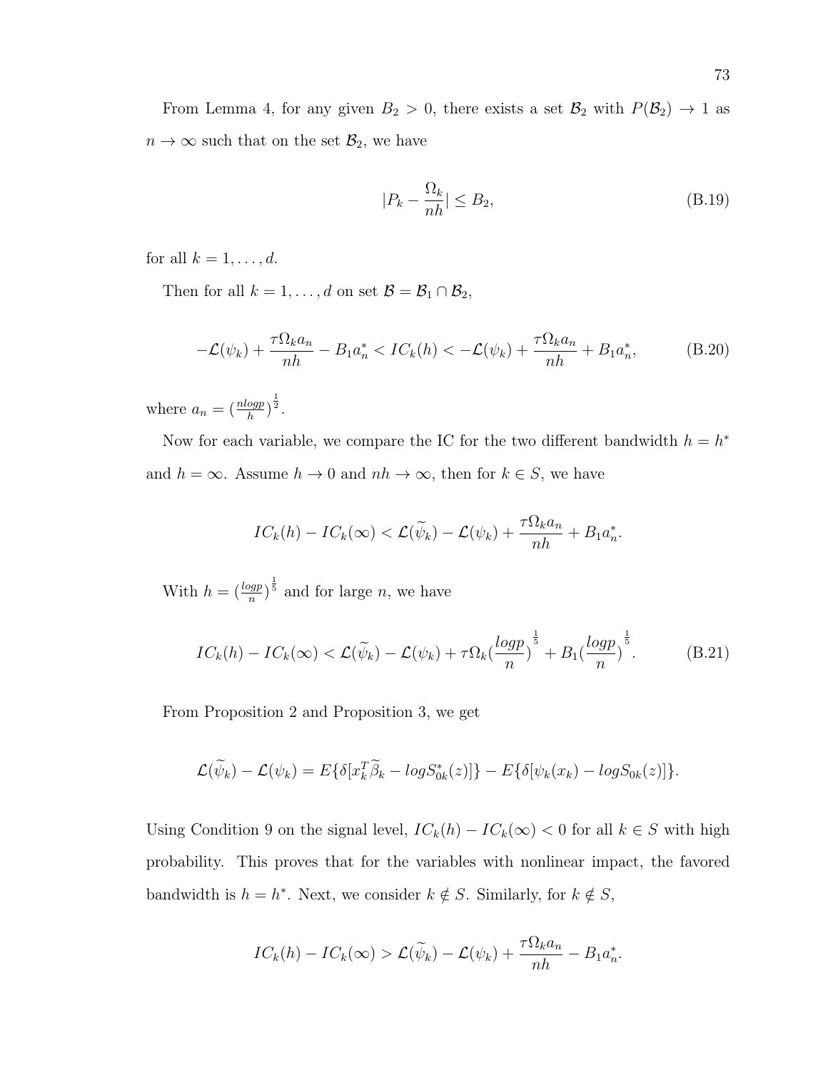From Lemma 4, for any given $B_2 > 0$, there exists a set $\mathcal{B}_2$ with $P(\mathcal{B}_2) \to 1$ as $n \to \infty$ such that on the set $\mathcal{B}_2$, we have

$$|P_k - \frac{\Omega_k}{nh}| \leq B_2, \tag{B.19}$$

for all $k = 1, \ldots, d$.

Then for all $k = 1, \ldots, d$ on set $\mathcal{B} = \mathcal{B}_1 \cap \mathcal{B}_2$,

$$-\mathcal{L}(\psi_k) + \frac{\tau \Omega_k a_n}{nh} - B_1 a_n^* < IC_k(h) < -\mathcal{L}(\psi_k) + \frac{\tau \Omega_k a_n}{nh} + B_1 a_n^*, \tag{B.20}$$

where $a_n = (\frac{nlogp}{h})^{\frac{1}{2}}$.

Now for each variable, we compare the IC for the two different bandwidth $h = h^*$ and $h = \infty$. Assume $h \to 0$ and $nh \to \infty$, then for $k \in S$, we have

$$IC_k(h) - IC_k(\infty) < \mathcal{L}(\widetilde{\psi}_k) - \mathcal{L}(\psi_k) + \frac{\tau \Omega_k a_n}{nh} + B_1 a_n^*.$$

With $h = (\frac{logp}{n})^{\frac{1}{5}}$ and for large $n$, we have

$$IC_k(h) - IC_k(\infty) < \mathcal{L}(\widetilde{\psi}_k) - \mathcal{L}(\psi_k) + \tau \Omega_k (\frac{logp}{n})^{\frac{1}{5}} + B_1 (\frac{logp}{n})^{\frac{1}{5}}. \tag{B.21}$$

From Proposition 2 and Proposition 3, we get

$$\mathcal{L}(\widetilde{\psi}_k) - \mathcal{L}(\psi_k) = E\{\delta[x_k^T \widetilde{\beta}_k - logS_{0k}^*(z)]\} - E\{\delta[\psi_k(x_k) - logS_{0k}(z)]\}.$$

Using Condition 9 on the signal level, $IC_k(h) - IC_k(\infty) < 0$ for all $k \in S$ with high probability. This proves that for the variables with nonlinear impact, the favored bandwidth is $h = h^*$. Next, we consider $k \notin S$. Similarly, for $k \notin S$,

$$IC_k(h) - IC_k(\infty) > \mathcal{L}(\widetilde{\psi}_k) - \mathcal{L}(\psi_k) + \frac{\tau \Omega_k a_n}{nh} - B_1 a_n^*.$$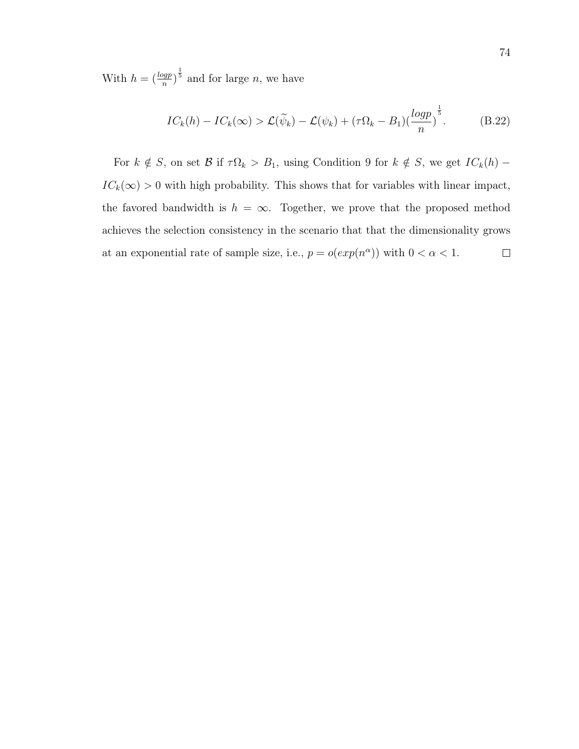With $h = (\frac{logp}{n})^{\frac{1}{5}}$ and for large $n$, we have

$$IC_k(h) - IC_k(\infty) > \mathcal{L}(\widetilde{\psi}_k) - \mathcal{L}(\psi_k) + (\tau\Omega_k - B_1)(\frac{logp}{n})^{\frac{1}{5}}. \tag{B.22}$$

For $k \notin S$, on set $\mathcal{B}$ if $\tau\Omega_k > B_1$, using Condition 9 for $k \notin S$, we get $IC_k(h) - IC_k(\infty) > 0$ with high probability. This shows that for variables with linear impact, the favored bandwidth is $h = \infty$. Together, we prove that the proposed method achieves the selection consistency in the scenario that that the dimensionality grows at an exponential rate of sample size, i.e., $p = o(exp(n^{\alpha}))$ with $0 < \alpha < 1$. $\square$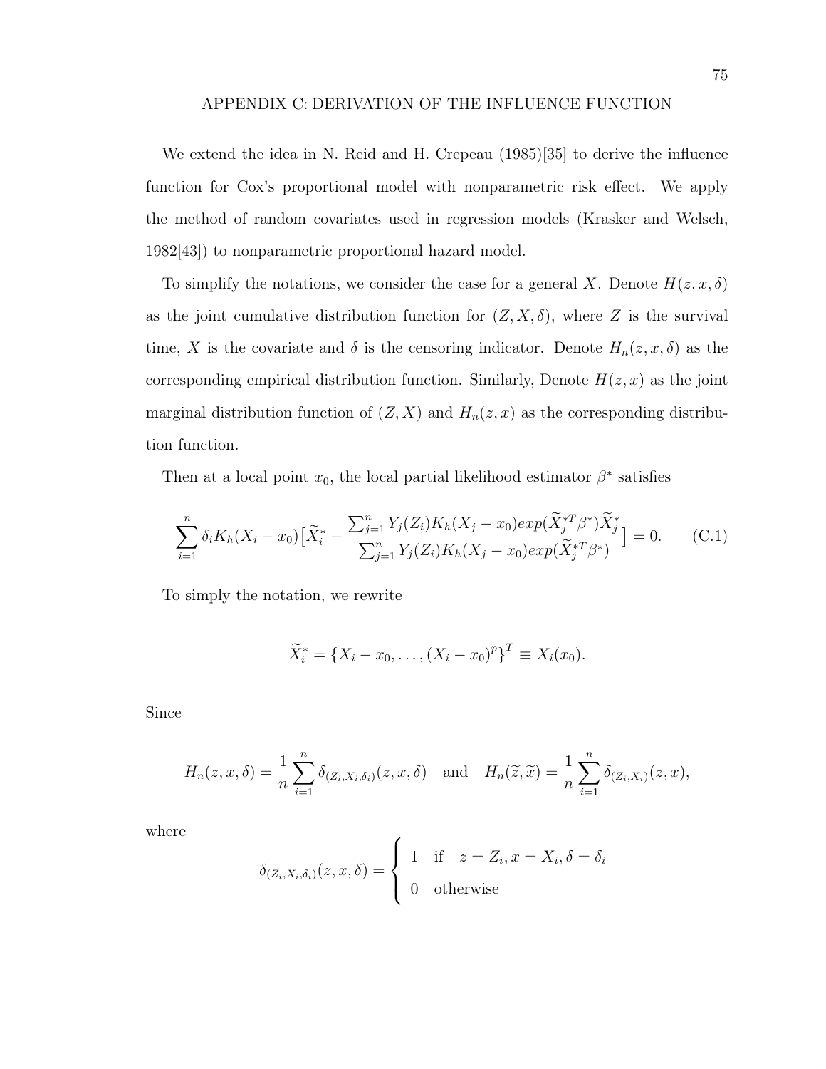# APPENDIX C: DERIVATION OF THE INFLUENCE FUNCTION

We extend the idea in N. Reid and H. Crepeau (1985)[35] to derive the influence function for Cox's proportional model with nonparametric risk effect. We apply the method of random covariates used in regression models (Krasker and Welsch, 1982[43]) to nonparametric proportional hazard model.

To simplify the notations, we consider the case for a general $X$. Denote $H(z, x, \delta)$ as the joint cumulative distribution function for $(Z, X, \delta)$, where $Z$ is the survival time, $X$ is the covariate and $\delta$ is the censoring indicator. Denote $H_n(z, x, \delta)$ as the corresponding empirical distribution function. Similarly, Denote $H(z, x)$ as the joint marginal distribution function of $(Z, X)$ and $H_n(z, x)$ as the corresponding distribution function.

Then at a local point $x_0$, the local partial likelihood estimator $\beta^*$ satisfies

$$\sum_{i=1}^{n} \delta_i K_h(X_i - x_0)\big[\widetilde{X}_i^* - \frac{\sum_{j=1}^{n} Y_j(Z_i) K_h(X_j - x_0) exp(\widetilde{X}_j^{*T}\beta^*)\widetilde{X}_j^*}{\sum_{j=1}^{n} Y_j(Z_i) K_h(X_j - x_0) exp(\widetilde{X}_j^{*T}\beta^*)}\big] = 0. \tag{C.1}$$

To simply the notation, we rewrite

$$\widetilde{X}_i^* = \{X_i - x_0, \ldots, (X_i - x_0)^p\}^T \equiv X_i(x_0).$$

Since

$$H_n(z, x, \delta) = \frac{1}{n}\sum_{i=1}^{n} \delta_{(Z_i, X_i, \delta_i)}(z, x, \delta) \quad \text{and} \quad H_n(\widetilde{z}, \widetilde{x}) = \frac{1}{n}\sum_{i=1}^{n} \delta_{(Z_i, X_i)}(z, x),$$

where

$$\delta_{(Z_i, X_i, \delta_i)}(z, x, \delta) = \begin{cases} 1 & \text{if} \quad z = Z_i, x = X_i, \delta = \delta_i \\ 0 & \text{otherwise} \end{cases}$$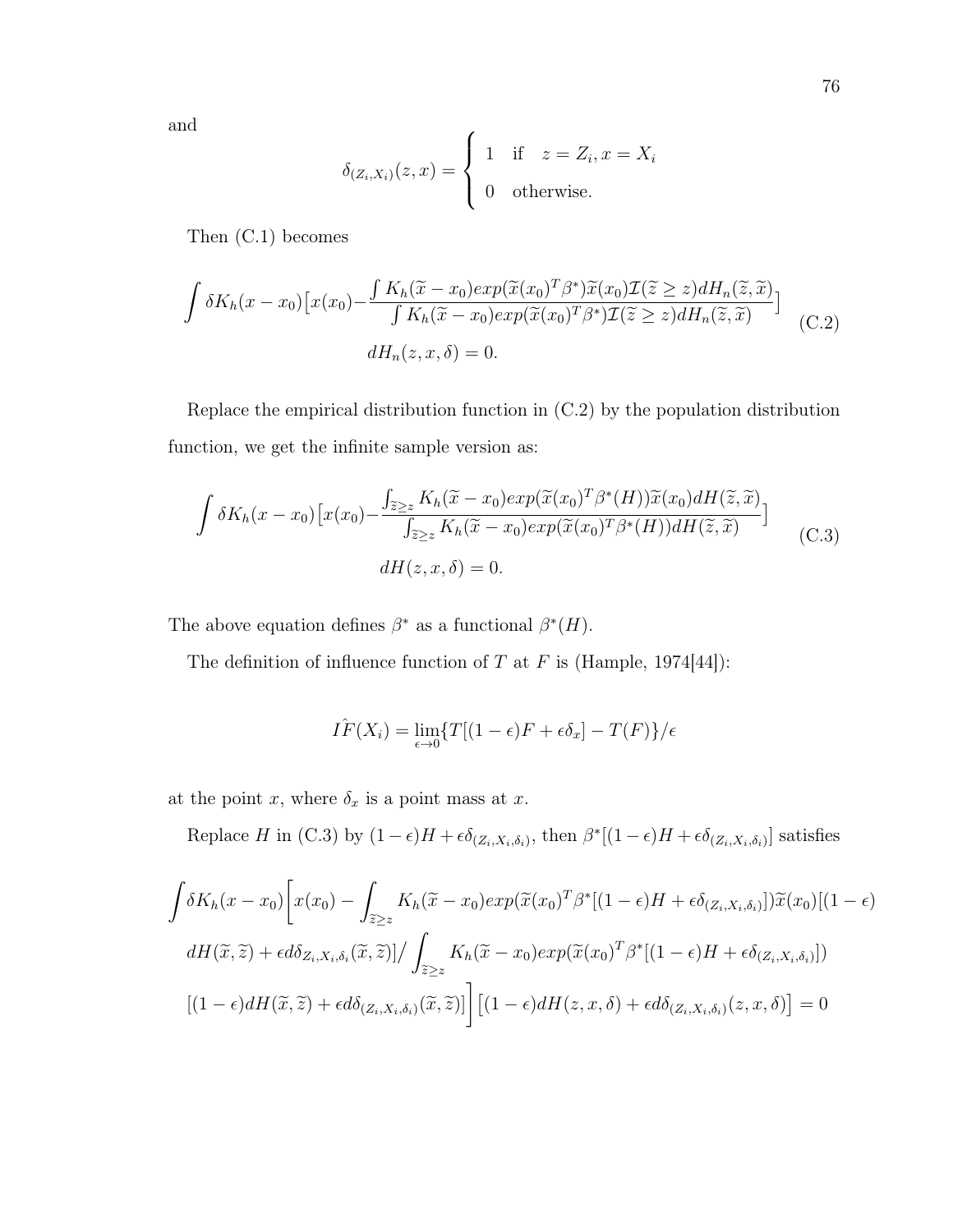and

$$\delta_{(Z_i,X_i)}(z,x) = \begin{cases} 1 & \text{if} \quad z = Z_i, x = X_i \\ 0 & \text{otherwise.} \end{cases}$$

Then (C.1) becomes

$$\int \delta K_h(x-x_0)\big[x(x_0) - \frac{\int K_h(\widetilde{x}-x_0)exp(\widetilde{x}(x_0)^T\beta^*)\widetilde{x}(x_0)\mathcal{I}(\widetilde{z} \geq z)dH_n(\widetilde{z},\widetilde{x})}{\int K_h(\widetilde{x}-x_0)exp(\widetilde{x}(x_0)^T\beta^*)\mathcal{I}(\widetilde{z} \geq z)dH_n(\widetilde{z},\widetilde{x})}\big] \\ dH_n(z,x,\delta) = 0. \tag{C.2}$$

Replace the empirical distribution function in (C.2) by the population distribution function, we get the infinite sample version as:

$$\int \delta K_h(x-x_0)\big[x(x_0) - \frac{\int_{\widetilde{z} \geq z} K_h(\widetilde{x}-x_0)exp(\widetilde{x}(x_0)^T\beta^*(H))\widetilde{x}(x_0)dH(\widetilde{z},\widetilde{x})}{\int_{\widetilde{z} \geq z} K_h(\widetilde{x}-x_0)exp(\widetilde{x}(x_0)^T\beta^*(H))dH(\widetilde{z},\widetilde{x})}\big] \\ dH(z,x,\delta) = 0. \tag{C.3}$$

The above equation defines $\beta^*$ as a functional $\beta^*(H)$.

The definition of influence function of $T$ at $F$ is (Hample, 1974[44]):

$$I\hat{F}(X_i) = \lim_{\epsilon \to 0}\{T[(1-\epsilon)F + \epsilon\delta_x] - T(F)\}/\epsilon$$

at the point $x$, where $\delta_x$ is a point mass at $x$.

Replace $H$ in (C.3) by $(1-\epsilon)H + \epsilon\delta_{(Z_i,X_i,\delta_i)}$, then $\beta^*[(1-\epsilon)H + \epsilon\delta_{(Z_i,X_i,\delta_i)}]$ satisfies

$$\int \delta K_h(x-x_0)\bigg[x(x_0) - \int_{\widetilde{z} \geq z} K_h(\widetilde{x}-x_0)exp(\widetilde{x}(x_0)^T\beta^*[(1-\epsilon)H + \epsilon\delta_{(Z_i,X_i,\delta_i)}])\widetilde{x}(x_0)[(1-\epsilon) \\ dH(\widetilde{x},\widetilde{z}) + \epsilon d\delta_{Z_i,X_i,\delta_i}(\widetilde{x},\widetilde{z})]\Big/ \int_{\widetilde{z} \geq z} K_h(\widetilde{x}-x_0)exp(\widetilde{x}(x_0)^T\beta^*[(1-\epsilon)H + \epsilon\delta_{(Z_i,X_i,\delta_i)}]) \\ [(1-\epsilon)dH(\widetilde{x},\widetilde{z}) + \epsilon d\delta_{(Z_i,X_i,\delta_i)}(\widetilde{x},\widetilde{z})]\bigg]\big[(1-\epsilon)dH(z,x,\delta) + \epsilon d\delta_{(Z_i,X_i,\delta_i)}(z,x,\delta)\big] = 0$$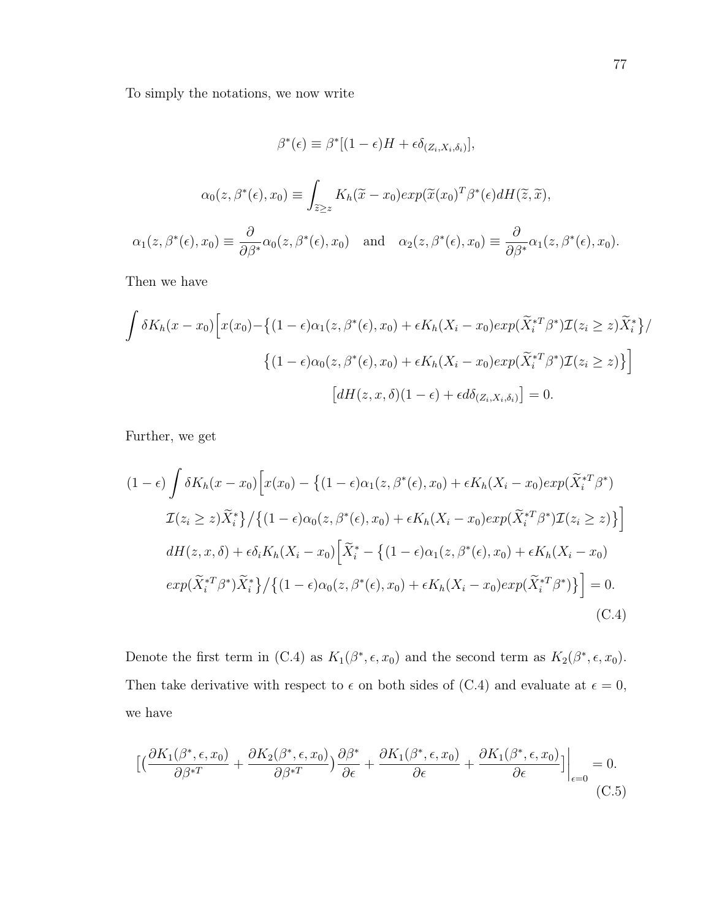To simply the notations, we now write

$$\beta^*(\epsilon) \equiv \beta^*[(1-\epsilon)H + \epsilon\delta_{(Z_i,X_i,\delta_i)}],$$

$$\alpha_0(z,\beta^*(\epsilon),x_0) \equiv \int_{\widetilde{z}\geq z} K_h(\widetilde{x}-x_0)exp(\widetilde{x}(x_0)^T\beta^*(\epsilon)dH(\widetilde{z},\widetilde{x}),$$

$$\alpha_1(z,\beta^*(\epsilon),x_0) \equiv \frac{\partial}{\partial\beta^*}\alpha_0(z,\beta^*(\epsilon),x_0) \quad \text{and} \quad \alpha_2(z,\beta^*(\epsilon),x_0) \equiv \frac{\partial}{\partial\beta^*}\alpha_1(z,\beta^*(\epsilon),x_0).$$

Then we have

$$\int \delta K_h(x-x_0)\Big[x(x_0) - \big\{(1-\epsilon)\alpha_1(z,\beta^*(\epsilon),x_0) + \epsilon K_h(X_i-x_0)exp(\widetilde{X}_i^{*T}\beta^*)\mathcal{I}(z_i\geq z)\widetilde{X}_i^*\big\}/$$
$$\big\{(1-\epsilon)\alpha_0(z,\beta^*(\epsilon),x_0) + \epsilon K_h(X_i-x_0)exp(\widetilde{X}_i^{*T}\beta^*)\mathcal{I}(z_i\geq z)\big\}\Big]$$
$$\big[dH(z,x,\delta)(1-\epsilon) + \epsilon d\delta_{(Z_i,X_i,\delta_i)}\big] = 0.$$

Further, we get

$$\begin{aligned}
(1-\epsilon)\int \delta K_h(x-x_0)&\Big[x(x_0) - \big\{(1-\epsilon)\alpha_1(z,\beta^*(\epsilon),x_0) + \epsilon K_h(X_i-x_0)exp(\widetilde{X}_i^{*T}\beta^*) \\
&\mathcal{I}(z_i\geq z)\widetilde{X}_i^*\big\}/\big\{(1-\epsilon)\alpha_0(z,\beta^*(\epsilon),x_0) + \epsilon K_h(X_i-x_0)exp(\widetilde{X}_i^{*T}\beta^*)\mathcal{I}(z_i\geq z)\big\}\Big] \\
&dH(z,x,\delta) + \epsilon\delta_i K_h(X_i-x_0)\Big[\widetilde{X}_i^* - \big\{(1-\epsilon)\alpha_1(z,\beta^*(\epsilon),x_0) + \epsilon K_h(X_i-x_0) \\
&exp(\widetilde{X}_i^{*T}\beta^*)\widetilde{X}_i^*\big\}/\big\{(1-\epsilon)\alpha_0(z,\beta^*(\epsilon),x_0) + \epsilon K_h(X_i-x_0)exp(\widetilde{X}_i^{*T}\beta^*)\big\}\Big] = 0.
\end{aligned} \tag{C.4}$$

Denote the first term in (C.4) as $K_1(\beta^*,\epsilon,x_0)$ and the second term as $K_2(\beta^*,\epsilon,x_0)$. Then take derivative with respect to $\epsilon$ on both sides of (C.4) and evaluate at $\epsilon = 0$, we have

$$\Big[\Big(\frac{\partial K_1(\beta^*,\epsilon,x_0)}{\partial\beta^{*T}} + \frac{\partial K_2(\beta^*,\epsilon,x_0)}{\partial\beta^{*T}}\Big)\frac{\partial\beta^*}{\partial\epsilon} + \frac{\partial K_1(\beta^*,\epsilon,x_0)}{\partial\epsilon} + \frac{\partial K_1(\beta^*,\epsilon,x_0)}{\partial\epsilon}\Big]\Big|_{\epsilon=0} = 0. \tag{C.5}$$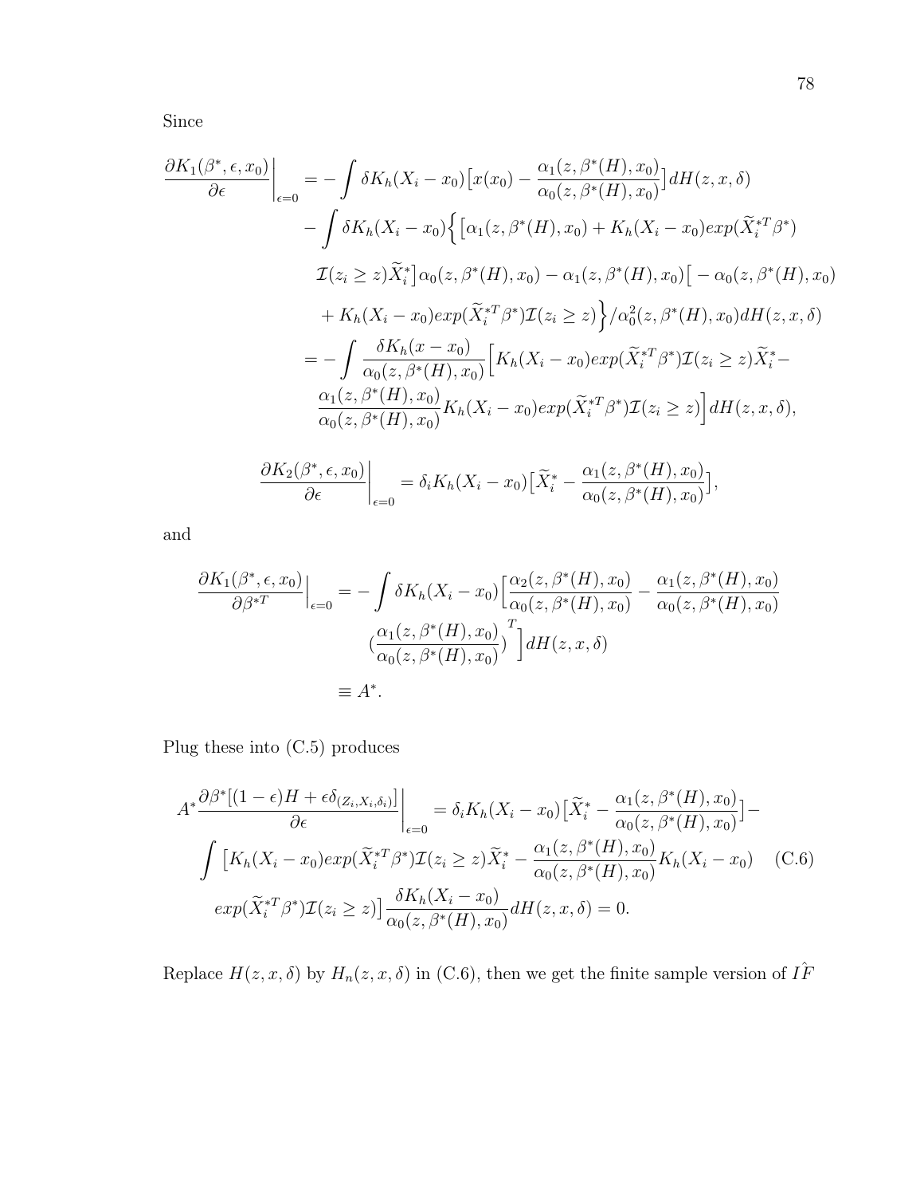Since

$$
\begin{aligned}
\frac{\partial K_1(\beta^*, \epsilon, x_0)}{\partial \epsilon}\bigg|_{\epsilon=0} &= -\int \delta K_h(X_i - x_0)\big[x(x_0) - \frac{\alpha_1(z, \beta^*(H), x_0)}{\alpha_0(z, \beta^*(H), x_0)}\big] dH(z, x, \delta) \\
&\quad - \int \delta K_h(X_i - x_0)\Big\{\big[\alpha_1(z, \beta^*(H), x_0) + K_h(X_i - x_0) exp(\widetilde{X}_i^{*T}\beta^*) \\
&\quad \mathcal{I}(z_i \geq z)\widetilde{X}_i^*\big]\alpha_0(z, \beta^*(H), x_0) - \alpha_1(z, \beta^*(H), x_0)\big[-\alpha_0(z, \beta^*(H), x_0) \\
&\quad + K_h(X_i - x_0) exp(\widetilde{X}_i^{*T}\beta^*)\mathcal{I}(z_i \geq z)\Big\}/\alpha_0^2(z, \beta^*(H), x_0) dH(z, x, \delta) \\
&= -\int \frac{\delta K_h(x - x_0)}{\alpha_0(z, \beta^*(H), x_0)}\Big[K_h(X_i - x_0) exp(\widetilde{X}_i^{*T}\beta^*)\mathcal{I}(z_i \geq z)\widetilde{X}_i^* - \\
&\quad \frac{\alpha_1(z, \beta^*(H), x_0)}{\alpha_0(z, \beta^*(H), x_0)} K_h(X_i - x_0) exp(\widetilde{X}_i^{*T}\beta^*)\mathcal{I}(z_i \geq z)\Big] dH(z, x, \delta),
\end{aligned}
$$

$$
\frac{\partial K_2(\beta^*, \epsilon, x_0)}{\partial \epsilon}\bigg|_{\epsilon=0} = \delta_i K_h(X_i - x_0)\big[\widetilde{X}_i^* - \frac{\alpha_1(z, \beta^*(H), x_0)}{\alpha_0(z, \beta^*(H), x_0)}\big],
$$

and

$$
\begin{aligned}
\frac{\partial K_1(\beta^*, \epsilon, x_0)}{\partial \beta^{*T}}\Big|_{\epsilon=0} &= -\int \delta K_h(X_i - x_0)\Big[\frac{\alpha_2(z, \beta^*(H), x_0)}{\alpha_0(z, \beta^*(H), x_0)} - \frac{\alpha_1(z, \beta^*(H), x_0)}{\alpha_0(z, \beta^*(H), x_0)} \\
&\quad \big(\frac{\alpha_1(z, \beta^*(H), x_0)}{\alpha_0(z, \beta^*(H), x_0)}\big)^T\Big] dH(z, x, \delta) \\
&\equiv A^*.
\end{aligned}
$$

Plug these into (C.5) produces

$$
\begin{aligned}
A^* \frac{\partial \beta^*[(1-\epsilon)H + \epsilon\delta_{(Z_i, X_i, \delta_i)}]}{\partial \epsilon}\bigg|_{\epsilon=0} &= \delta_i K_h(X_i - x_0)\big[\widetilde{X}_i^* - \frac{\alpha_1(z, \beta^*(H), x_0)}{\alpha_0(z, \beta^*(H), x_0)}\big] - \\
\int \big[K_h(X_i - x_0) exp(\widetilde{X}_i^{*T}\beta^*)\mathcal{I}(z_i \geq z)\widetilde{X}_i^* &- \frac{\alpha_1(z, \beta^*(H), x_0)}{\alpha_0(z, \beta^*(H), x_0)} K_h(X_i - x_0) \\
exp(\widetilde{X}_i^{*T}\beta^*)\mathcal{I}(z_i \geq z)\big] &\frac{\delta K_h(X_i - x_0)}{\alpha_0(z, \beta^*(H), x_0)} dH(z, x, \delta) = 0.
\end{aligned} \tag{C.6}
$$

Replace $H(z, x, \delta)$ by $H_n(z, x, \delta)$ in (C.6), then we get the finite sample version of $I\hat{F}$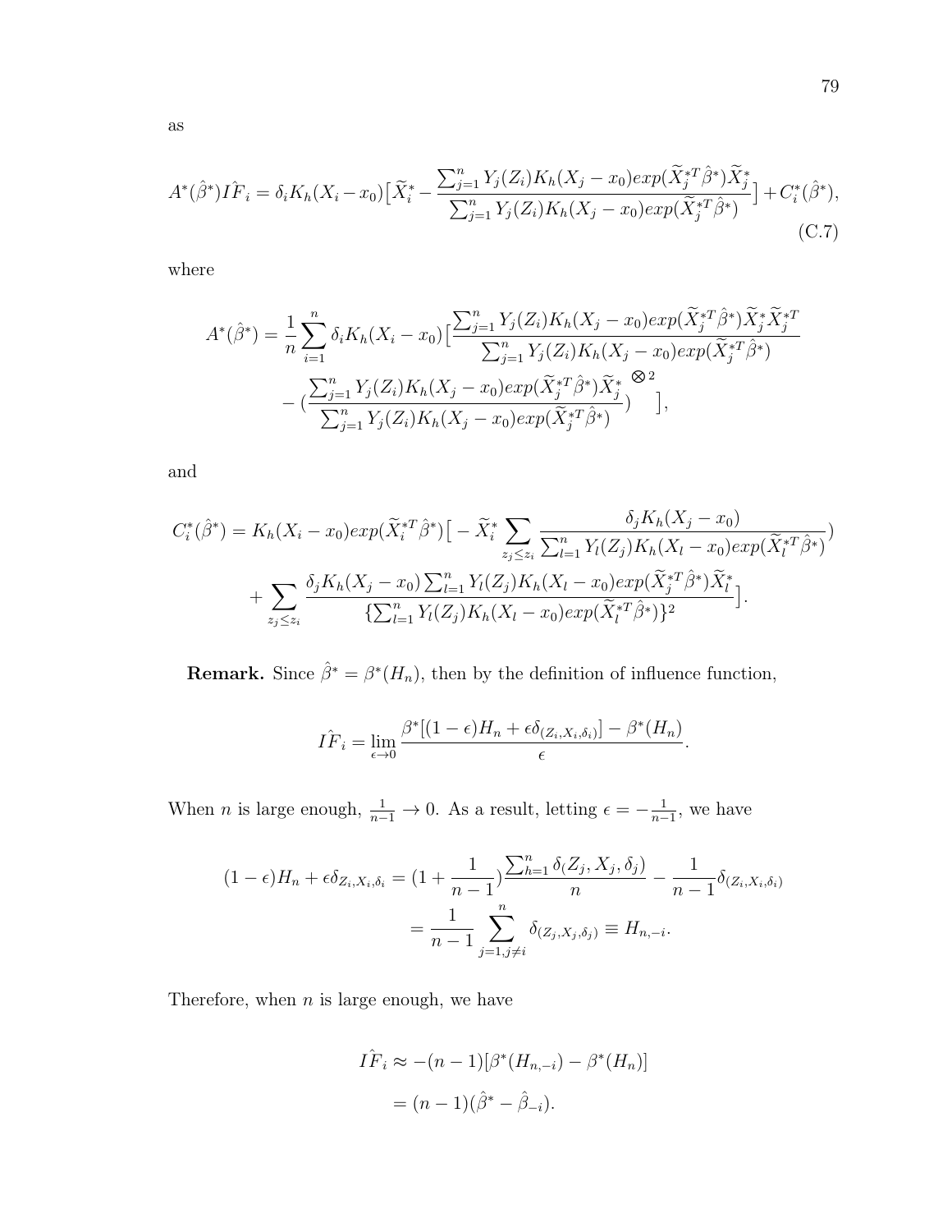as

$$A^*(\hat{\beta}^*)\hat{IF}_i = \delta_i K_h(X_i - x_0)\big[\widetilde{X}_i^* - \frac{\sum_{j=1}^n Y_j(Z_i)K_h(X_j - x_0)exp(\widetilde{X}_j^{*T}\hat{\beta}^*)\widetilde{X}_j^*}{\sum_{j=1}^n Y_j(Z_i)K_h(X_j - x_0)exp(\widetilde{X}_j^{*T}\hat{\beta}^*)}\big] + C_i^*(\hat{\beta}^*), \tag{C.7}$$

where

$$\begin{aligned} A^*(\hat{\beta}^*) = \frac{1}{n}\sum_{i=1}^n \delta_i K_h(X_i - x_0)\big[&\frac{\sum_{j=1}^n Y_j(Z_i)K_h(X_j - x_0)exp(\widetilde{X}_j^{*T}\hat{\beta}^*)\widetilde{X}_j^*\widetilde{X}_j^{*T}}{\sum_{j=1}^n Y_j(Z_i)K_h(X_j - x_0)exp(\widetilde{X}_j^{*T}\hat{\beta}^*)} \\ &- (\frac{\sum_{j=1}^n Y_j(Z_i)K_h(X_j - x_0)exp(\widetilde{X}_j^{*T}\hat{\beta}^*)\widetilde{X}_j^*}{\sum_{j=1}^n Y_j(Z_i)K_h(X_j - x_0)exp(\widetilde{X}_j^{*T}\hat{\beta}^*)})^{\bigotimes 2}\big], \end{aligned}$$

and

$$\begin{aligned} C_i^*(\hat{\beta}^*) = K_h(X_i - x_0)exp(\widetilde{X}_i^{*T}\hat{\beta}^*)\big[ &- \widetilde{X}_i^* \sum_{z_j \le z_i} \frac{\delta_j K_h(X_j - x_0)}{\sum_{l=1}^n Y_l(Z_j)K_h(X_l - x_0)exp(\widetilde{X}_l^{*T}\hat{\beta}^*)}) \\ &+ \sum_{z_j \le z_i} \frac{\delta_j K_h(X_j - x_0)\sum_{l=1}^n Y_l(Z_j)K_h(X_l - x_0)exp(\widetilde{X}_j^{*T}\hat{\beta}^*)\widetilde{X}_l^*}{\{\sum_{l=1}^n Y_l(Z_j)K_h(X_l - x_0)exp(\widetilde{X}_l^{*T}\hat{\beta}^*)\}^2}\big]. \end{aligned}$$

**Remark.** Since $\hat{\beta}^* = \beta^*(H_n)$, then by the definition of influence function,

$$\hat{IF}_i = \lim_{\epsilon \to 0} \frac{\beta^*[(1-\epsilon)H_n + \epsilon\delta_{(Z_i, X_i, \delta_i)}] - \beta^*(H_n)}{\epsilon}.$$

When $n$ is large enough, $\frac{1}{n-1} \to 0$. As a result, letting $\epsilon = -\frac{1}{n-1}$, we have

$$\begin{aligned} (1-\epsilon)H_n + \epsilon\delta_{Z_i, X_i, \delta_i} &= (1 + \frac{1}{n-1})\frac{\sum_{h=1}^n \delta_(Z_j, X_j, \delta_j)}{n} - \frac{1}{n-1}\delta_{(Z_i, X_i, \delta_i)} \\ &= \frac{1}{n-1}\sum_{j=1, j\neq i}^n \delta_{(Z_j, X_j, \delta_j)} \equiv H_{n,-i}. \end{aligned}$$

Therefore, when $n$ is large enough, we have

$$\begin{aligned} \hat{IF}_i &\approx -(n-1)[\beta^*(H_{n,-i}) - \beta^*(H_n)] \\ &= (n-1)(\hat{\beta}^* - \hat{\beta}_{-i}). \end{aligned}$$